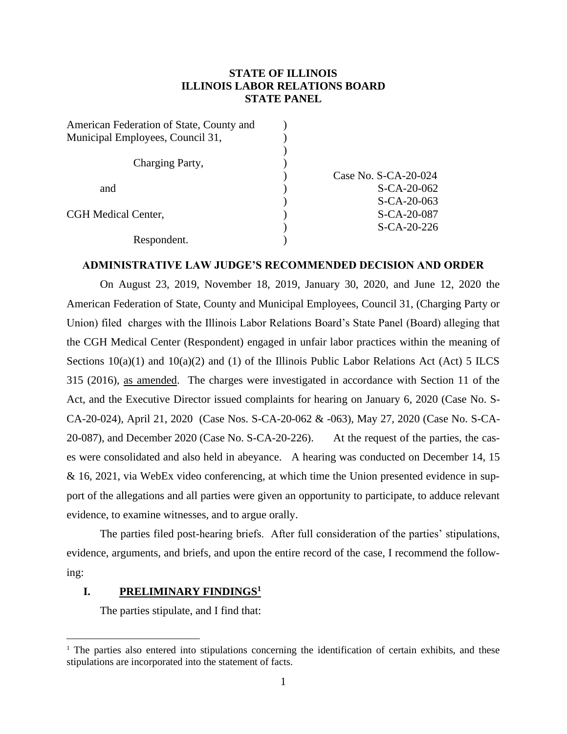**STATE OF ILLINOIS**
**ILLINOIS LABOR RELATIONS BOARD**
**STATE PANEL**

| | | |
|---|---|---|
| American Federation of State, County and Municipal Employees, Council 31, | ) | |
| Charging Party, | ) | |
| and | ) | Case No. S-CA-20-024<br>S-CA-20-062<br>S-CA-20-063<br>S-CA-20-087<br>S-CA-20-226 |
| CGH Medical Center, | ) | |
| Respondent. | ) | |

**ADMINISTRATIVE LAW JUDGE'S RECOMMENDED DECISION AND ORDER**

On August 23, 2019, November 18, 2019, January 30, 2020, and June 12, 2020 the American Federation of State, County and Municipal Employees, Council 31, (Charging Party or Union) filed charges with the Illinois Labor Relations Board's State Panel (Board) alleging that the CGH Medical Center (Respondent) engaged in unfair labor practices within the meaning of Sections 10(a)(1) and 10(a)(2) and (1) of the Illinois Public Labor Relations Act (Act) 5 ILCS 315 (2016), as amended. The charges were investigated in accordance with Section 11 of the Act, and the Executive Director issued complaints for hearing on January 6, 2020 (Case No. S-CA-20-024), April 21, 2020 (Case Nos. S-CA-20-062 & -063), May 27, 2020 (Case No. S-CA-20-087), and December 2020 (Case No. S-CA-20-226). At the request of the parties, the cases were consolidated and also held in abeyance. A hearing was conducted on December 14, 15 & 16, 2021, via WebEx video conferencing, at which time the Union presented evidence in support of the allegations and all parties were given an opportunity to participate, to adduce relevant evidence, to examine witnesses, and to argue orally.

The parties filed post-hearing briefs. After full consideration of the parties' stipulations, evidence, arguments, and briefs, and upon the entire record of the case, I recommend the following:

## I. PRELIMINARY FINDINGS[1]

The parties stipulate, and I find that:

[1] The parties also entered into stipulations concerning the identification of certain exhibits, and these stipulations are incorporated into the statement of facts.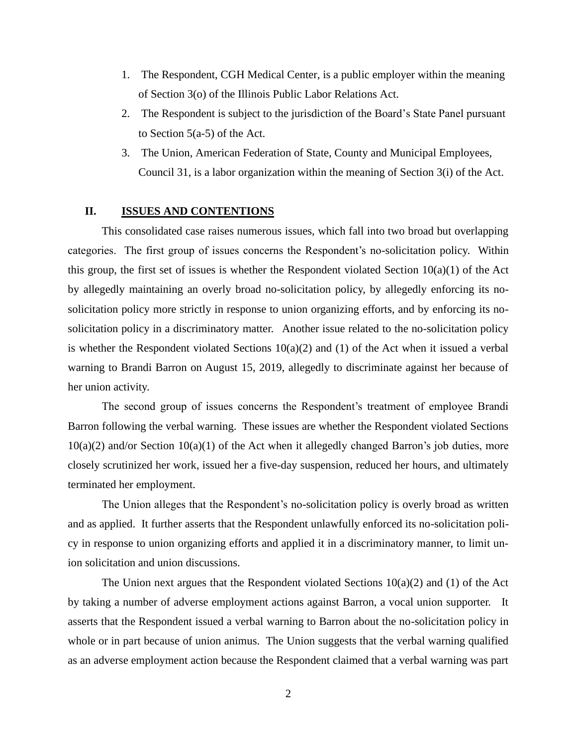1. The Respondent, CGH Medical Center, is a public employer within the meaning of Section 3(o) of the Illinois Public Labor Relations Act.
2. The Respondent is subject to the jurisdiction of the Board's State Panel pursuant to Section 5(a-5) of the Act.
3. The Union, American Federation of State, County and Municipal Employees, Council 31, is a labor organization within the meaning of Section 3(i) of the Act.

## II. ISSUES AND CONTENTIONS

This consolidated case raises numerous issues, which fall into two broad but overlapping categories. The first group of issues concerns the Respondent's no-solicitation policy. Within this group, the first set of issues is whether the Respondent violated Section 10(a)(1) of the Act by allegedly maintaining an overly broad no-solicitation policy, by allegedly enforcing its no-solicitation policy more strictly in response to union organizing efforts, and by enforcing its no-solicitation policy in a discriminatory matter. Another issue related to the no-solicitation policy is whether the Respondent violated Sections 10(a)(2) and (1) of the Act when it issued a verbal warning to Brandi Barron on August 15, 2019, allegedly to discriminate against her because of her union activity.

The second group of issues concerns the Respondent's treatment of employee Brandi Barron following the verbal warning. These issues are whether the Respondent violated Sections 10(a)(2) and/or Section 10(a)(1) of the Act when it allegedly changed Barron's job duties, more closely scrutinized her work, issued her a five-day suspension, reduced her hours, and ultimately terminated her employment.

The Union alleges that the Respondent's no-solicitation policy is overly broad as written and as applied. It further asserts that the Respondent unlawfully enforced its no-solicitation policy in response to union organizing efforts and applied it in a discriminatory manner, to limit union solicitation and union discussions.

The Union next argues that the Respondent violated Sections 10(a)(2) and (1) of the Act by taking a number of adverse employment actions against Barron, a vocal union supporter. It asserts that the Respondent issued a verbal warning to Barron about the no-solicitation policy in whole or in part because of union animus. The Union suggests that the verbal warning qualified as an adverse employment action because the Respondent claimed that a verbal warning was part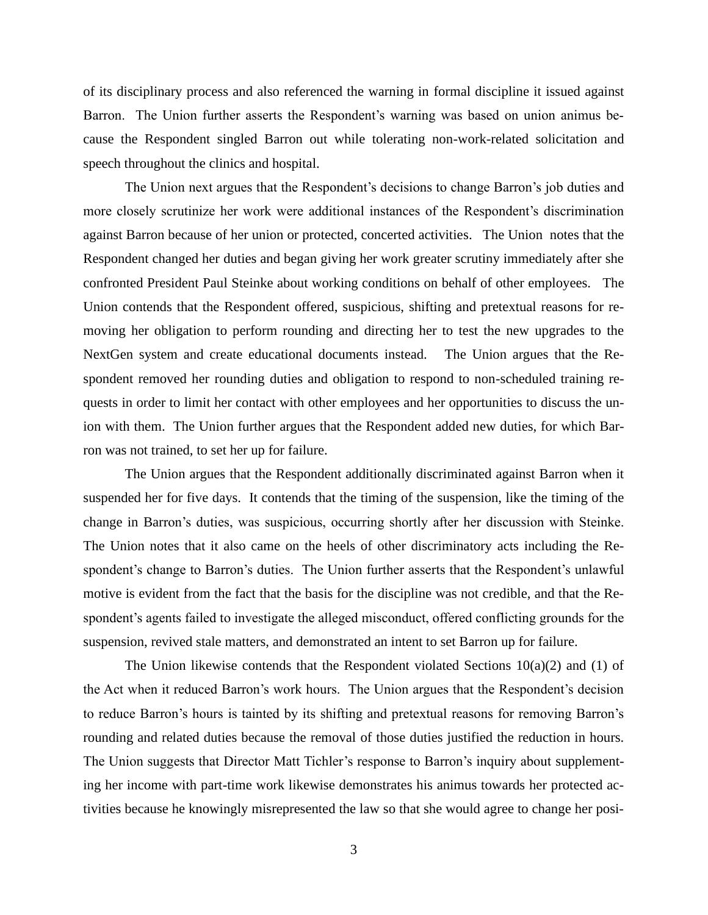of its disciplinary process and also referenced the warning in formal discipline it issued against Barron. The Union further asserts the Respondent's warning was based on union animus because the Respondent singled Barron out while tolerating non-work-related solicitation and speech throughout the clinics and hospital.

The Union next argues that the Respondent's decisions to change Barron's job duties and more closely scrutinize her work were additional instances of the Respondent's discrimination against Barron because of her union or protected, concerted activities. The Union notes that the Respondent changed her duties and began giving her work greater scrutiny immediately after she confronted President Paul Steinke about working conditions on behalf of other employees. The Union contends that the Respondent offered, suspicious, shifting and pretextual reasons for removing her obligation to perform rounding and directing her to test the new upgrades to the NextGen system and create educational documents instead. The Union argues that the Respondent removed her rounding duties and obligation to respond to non-scheduled training requests in order to limit her contact with other employees and her opportunities to discuss the union with them. The Union further argues that the Respondent added new duties, for which Barron was not trained, to set her up for failure.

The Union argues that the Respondent additionally discriminated against Barron when it suspended her for five days. It contends that the timing of the suspension, like the timing of the change in Barron's duties, was suspicious, occurring shortly after her discussion with Steinke. The Union notes that it also came on the heels of other discriminatory acts including the Respondent's change to Barron's duties. The Union further asserts that the Respondent's unlawful motive is evident from the fact that the basis for the discipline was not credible, and that the Respondent's agents failed to investigate the alleged misconduct, offered conflicting grounds for the suspension, revived stale matters, and demonstrated an intent to set Barron up for failure.

The Union likewise contends that the Respondent violated Sections 10(a)(2) and (1) of the Act when it reduced Barron's work hours. The Union argues that the Respondent's decision to reduce Barron's hours is tainted by its shifting and pretextual reasons for removing Barron's rounding and related duties because the removal of those duties justified the reduction in hours. The Union suggests that Director Matt Tichler's response to Barron's inquiry about supplementing her income with part-time work likewise demonstrates his animus towards her protected activities because he knowingly misrepresented the law so that she would agree to change her posi-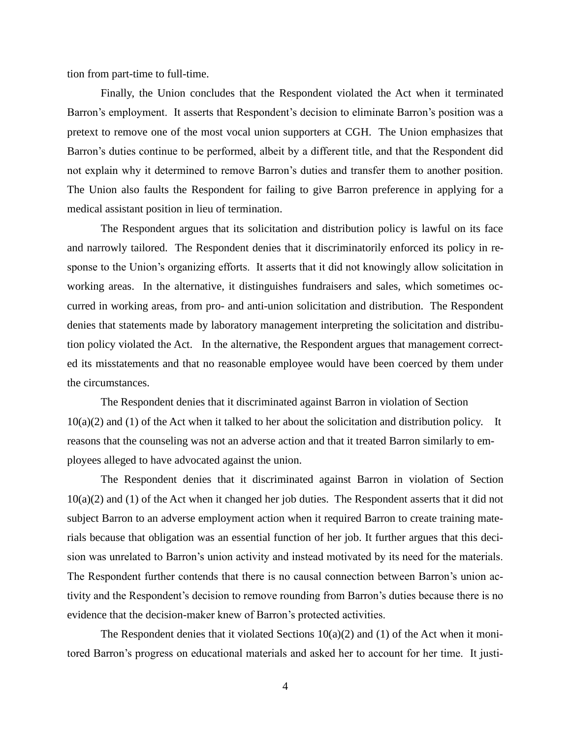tion from part-time to full-time.

Finally, the Union concludes that the Respondent violated the Act when it terminated Barron's employment. It asserts that Respondent's decision to eliminate Barron's position was a pretext to remove one of the most vocal union supporters at CGH. The Union emphasizes that Barron's duties continue to be performed, albeit by a different title, and that the Respondent did not explain why it determined to remove Barron's duties and transfer them to another position. The Union also faults the Respondent for failing to give Barron preference in applying for a medical assistant position in lieu of termination.

The Respondent argues that its solicitation and distribution policy is lawful on its face and narrowly tailored. The Respondent denies that it discriminatorily enforced its policy in response to the Union's organizing efforts. It asserts that it did not knowingly allow solicitation in working areas. In the alternative, it distinguishes fundraisers and sales, which sometimes occurred in working areas, from pro- and anti-union solicitation and distribution. The Respondent denies that statements made by laboratory management interpreting the solicitation and distribution policy violated the Act. In the alternative, the Respondent argues that management corrected its misstatements and that no reasonable employee would have been coerced by them under the circumstances.

The Respondent denies that it discriminated against Barron in violation of Section 10(a)(2) and (1) of the Act when it talked to her about the solicitation and distribution policy. It reasons that the counseling was not an adverse action and that it treated Barron similarly to employees alleged to have advocated against the union.

The Respondent denies that it discriminated against Barron in violation of Section 10(a)(2) and (1) of the Act when it changed her job duties. The Respondent asserts that it did not subject Barron to an adverse employment action when it required Barron to create training materials because that obligation was an essential function of her job. It further argues that this decision was unrelated to Barron's union activity and instead motivated by its need for the materials. The Respondent further contends that there is no causal connection between Barron's union activity and the Respondent's decision to remove rounding from Barron's duties because there is no evidence that the decision-maker knew of Barron's protected activities.

The Respondent denies that it violated Sections 10(a)(2) and (1) of the Act when it monitored Barron's progress on educational materials and asked her to account for her time. It justi-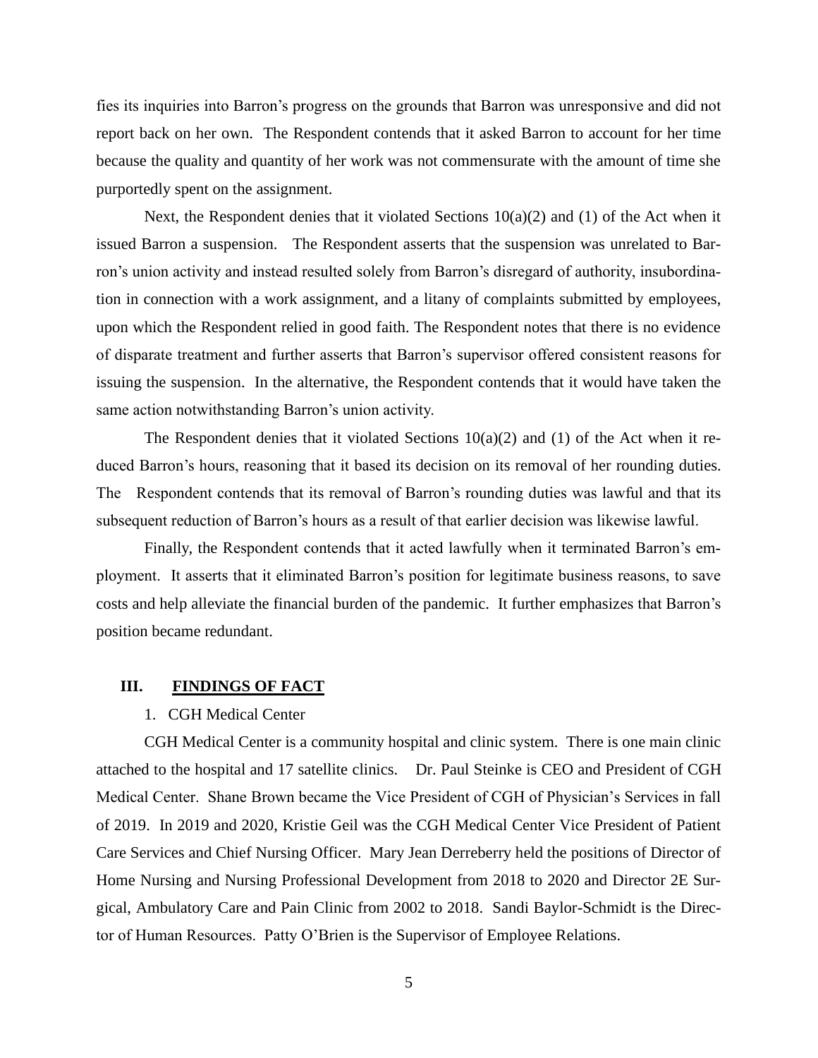fies its inquiries into Barron's progress on the grounds that Barron was unresponsive and did not report back on her own. The Respondent contends that it asked Barron to account for her time because the quality and quantity of her work was not commensurate with the amount of time she purportedly spent on the assignment.

Next, the Respondent denies that it violated Sections 10(a)(2) and (1) of the Act when it issued Barron a suspension. The Respondent asserts that the suspension was unrelated to Barron's union activity and instead resulted solely from Barron's disregard of authority, insubordination in connection with a work assignment, and a litany of complaints submitted by employees, upon which the Respondent relied in good faith. The Respondent notes that there is no evidence of disparate treatment and further asserts that Barron's supervisor offered consistent reasons for issuing the suspension. In the alternative, the Respondent contends that it would have taken the same action notwithstanding Barron's union activity.

The Respondent denies that it violated Sections 10(a)(2) and (1) of the Act when it reduced Barron's hours, reasoning that it based its decision on its removal of her rounding duties. The Respondent contends that its removal of Barron's rounding duties was lawful and that its subsequent reduction of Barron's hours as a result of that earlier decision was likewise lawful.

Finally, the Respondent contends that it acted lawfully when it terminated Barron's employment. It asserts that it eliminated Barron's position for legitimate business reasons, to save costs and help alleviate the financial burden of the pandemic. It further emphasizes that Barron's position became redundant.

## III. FINDINGS OF FACT

1. CGH Medical Center

CGH Medical Center is a community hospital and clinic system. There is one main clinic attached to the hospital and 17 satellite clinics. Dr. Paul Steinke is CEO and President of CGH Medical Center. Shane Brown became the Vice President of CGH of Physician's Services in fall of 2019. In 2019 and 2020, Kristie Geil was the CGH Medical Center Vice President of Patient Care Services and Chief Nursing Officer. Mary Jean Derreberry held the positions of Director of Home Nursing and Nursing Professional Development from 2018 to 2020 and Director 2E Surgical, Ambulatory Care and Pain Clinic from 2002 to 2018. Sandi Baylor-Schmidt is the Director of Human Resources. Patty O'Brien is the Supervisor of Employee Relations.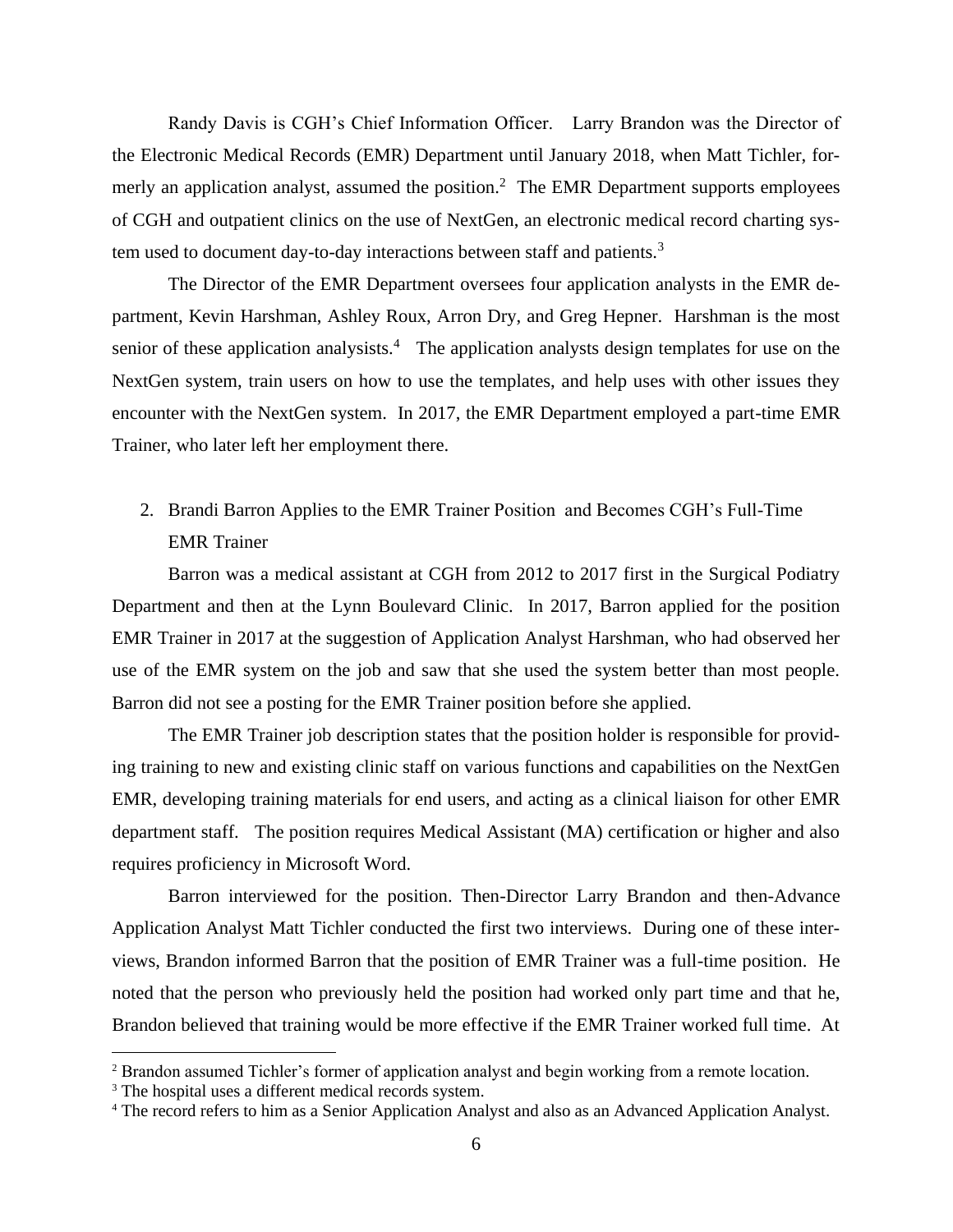Randy Davis is CGH's Chief Information Officer. Larry Brandon was the Director of the Electronic Medical Records (EMR) Department until January 2018, when Matt Tichler, formerly an application analyst, assumed the position.[2] The EMR Department supports employees of CGH and outpatient clinics on the use of NextGen, an electronic medical record charting system used to document day-to-day interactions between staff and patients.[3]

The Director of the EMR Department oversees four application analysts in the EMR department, Kevin Harshman, Ashley Roux, Arron Dry, and Greg Hepner. Harshman is the most senior of these application analysists.[4] The application analysts design templates for use on the NextGen system, train users on how to use the templates, and help uses with other issues they encounter with the NextGen system. In 2017, the EMR Department employed a part-time EMR Trainer, who later left her employment there.

2. Brandi Barron Applies to the EMR Trainer Position and Becomes CGH's Full-Time EMR Trainer

Barron was a medical assistant at CGH from 2012 to 2017 first in the Surgical Podiatry Department and then at the Lynn Boulevard Clinic. In 2017, Barron applied for the position EMR Trainer in 2017 at the suggestion of Application Analyst Harshman, who had observed her use of the EMR system on the job and saw that she used the system better than most people. Barron did not see a posting for the EMR Trainer position before she applied.

The EMR Trainer job description states that the position holder is responsible for providing training to new and existing clinic staff on various functions and capabilities on the NextGen EMR, developing training materials for end users, and acting as a clinical liaison for other EMR department staff. The position requires Medical Assistant (MA) certification or higher and also requires proficiency in Microsoft Word.

Barron interviewed for the position. Then-Director Larry Brandon and then-Advance Application Analyst Matt Tichler conducted the first two interviews. During one of these interviews, Brandon informed Barron that the position of EMR Trainer was a full-time position. He noted that the person who previously held the position had worked only part time and that he, Brandon believed that training would be more effective if the EMR Trainer worked full time. At

---

[2] Brandon assumed Tichler's former of application analyst and begin working from a remote location.

[3] The hospital uses a different medical records system.

[4] The record refers to him as a Senior Application Analyst and also as an Advanced Application Analyst.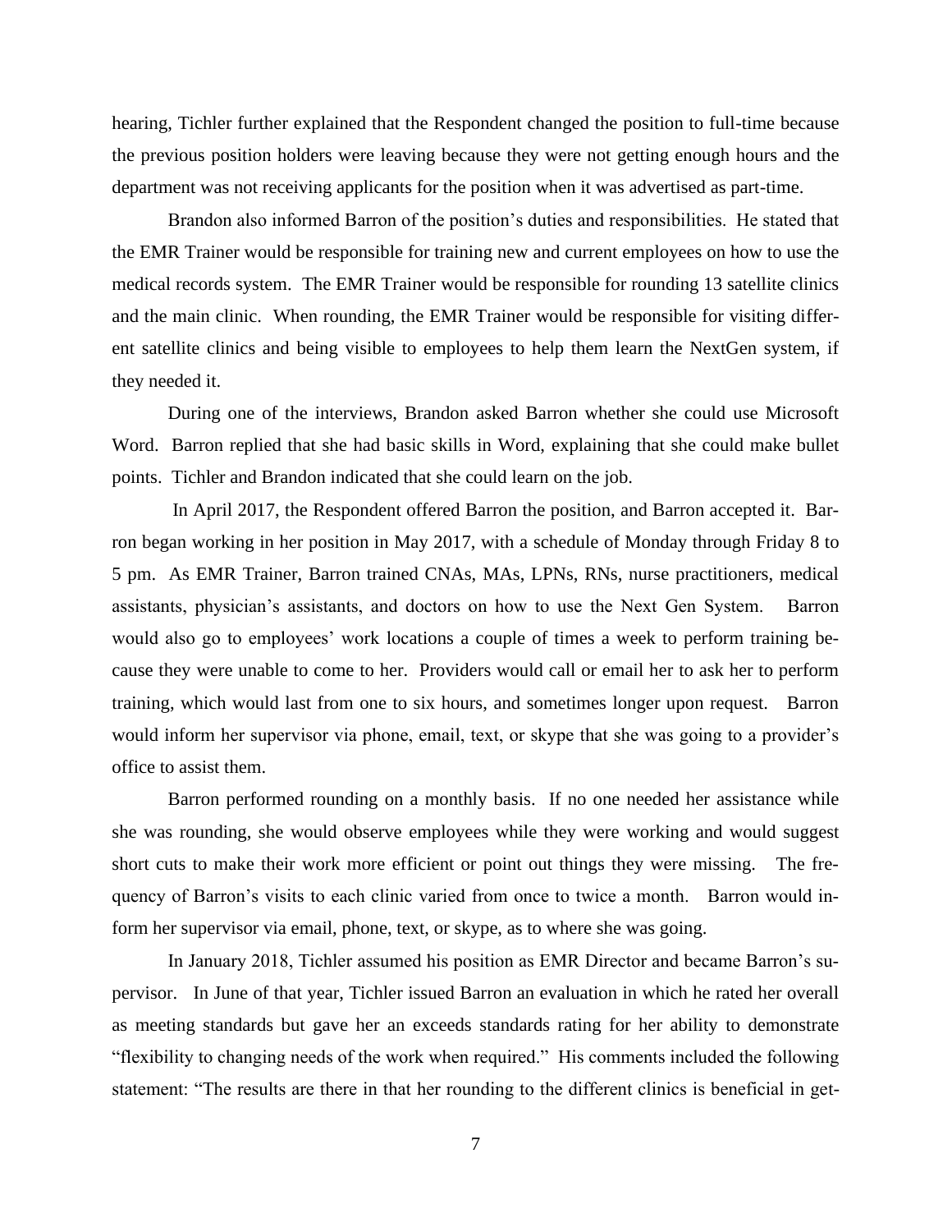hearing, Tichler further explained that the Respondent changed the position to full-time because the previous position holders were leaving because they were not getting enough hours and the department was not receiving applicants for the position when it was advertised as part-time.

Brandon also informed Barron of the position's duties and responsibilities. He stated that the EMR Trainer would be responsible for training new and current employees on how to use the medical records system. The EMR Trainer would be responsible for rounding 13 satellite clinics and the main clinic. When rounding, the EMR Trainer would be responsible for visiting different satellite clinics and being visible to employees to help them learn the NextGen system, if they needed it.

During one of the interviews, Brandon asked Barron whether she could use Microsoft Word. Barron replied that she had basic skills in Word, explaining that she could make bullet points. Tichler and Brandon indicated that she could learn on the job.

In April 2017, the Respondent offered Barron the position, and Barron accepted it. Barron began working in her position in May 2017, with a schedule of Monday through Friday 8 to 5 pm. As EMR Trainer, Barron trained CNAs, MAs, LPNs, RNs, nurse practitioners, medical assistants, physician's assistants, and doctors on how to use the Next Gen System. Barron would also go to employees' work locations a couple of times a week to perform training because they were unable to come to her. Providers would call or email her to ask her to perform training, which would last from one to six hours, and sometimes longer upon request. Barron would inform her supervisor via phone, email, text, or skype that she was going to a provider's office to assist them.

Barron performed rounding on a monthly basis. If no one needed her assistance while she was rounding, she would observe employees while they were working and would suggest short cuts to make their work more efficient or point out things they were missing. The frequency of Barron's visits to each clinic varied from once to twice a month. Barron would inform her supervisor via email, phone, text, or skype, as to where she was going.

In January 2018, Tichler assumed his position as EMR Director and became Barron's supervisor. In June of that year, Tichler issued Barron an evaluation in which he rated her overall as meeting standards but gave her an exceeds standards rating for her ability to demonstrate "flexibility to changing needs of the work when required." His comments included the following statement: "The results are there in that her rounding to the different clinics is beneficial in get-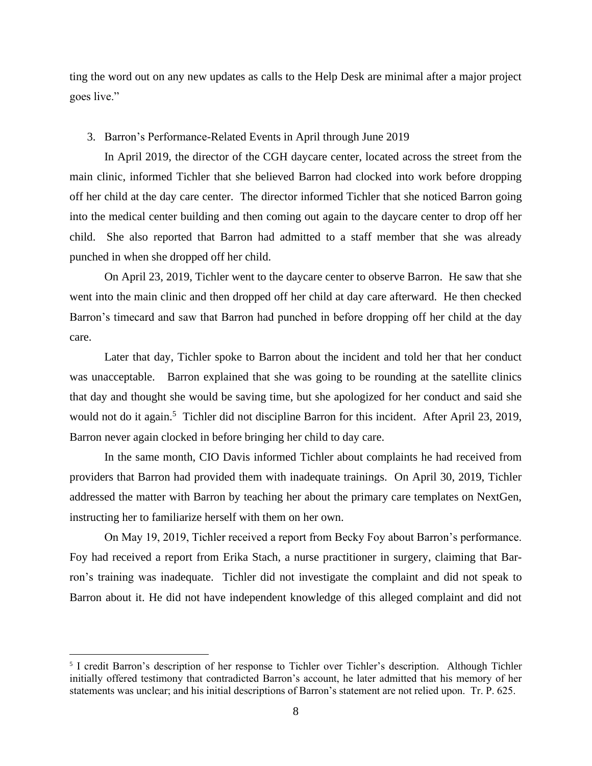ting the word out on any new updates as calls to the Help Desk are minimal after a major project goes live."

3. Barron's Performance-Related Events in April through June 2019

In April 2019, the director of the CGH daycare center, located across the street from the main clinic, informed Tichler that she believed Barron had clocked into work before dropping off her child at the day care center. The director informed Tichler that she noticed Barron going into the medical center building and then coming out again to the daycare center to drop off her child. She also reported that Barron had admitted to a staff member that she was already punched in when she dropped off her child.

On April 23, 2019, Tichler went to the daycare center to observe Barron. He saw that she went into the main clinic and then dropped off her child at day care afterward. He then checked Barron's timecard and saw that Barron had punched in before dropping off her child at the day care.

Later that day, Tichler spoke to Barron about the incident and told her that her conduct was unacceptable. Barron explained that she was going to be rounding at the satellite clinics that day and thought she would be saving time, but she apologized for her conduct and said she would not do it again.[5] Tichler did not discipline Barron for this incident. After April 23, 2019, Barron never again clocked in before bringing her child to day care.

In the same month, CIO Davis informed Tichler about complaints he had received from providers that Barron had provided them with inadequate trainings. On April 30, 2019, Tichler addressed the matter with Barron by teaching her about the primary care templates on NextGen, instructing her to familiarize herself with them on her own.

On May 19, 2019, Tichler received a report from Becky Foy about Barron's performance. Foy had received a report from Erika Stach, a nurse practitioner in surgery, claiming that Barron's training was inadequate. Tichler did not investigate the complaint and did not speak to Barron about it. He did not have independent knowledge of this alleged complaint and did not

[5] I credit Barron's description of her response to Tichler over Tichler's description. Although Tichler initially offered testimony that contradicted Barron's account, he later admitted that his memory of her statements was unclear; and his initial descriptions of Barron's statement are not relied upon. Tr. P. 625.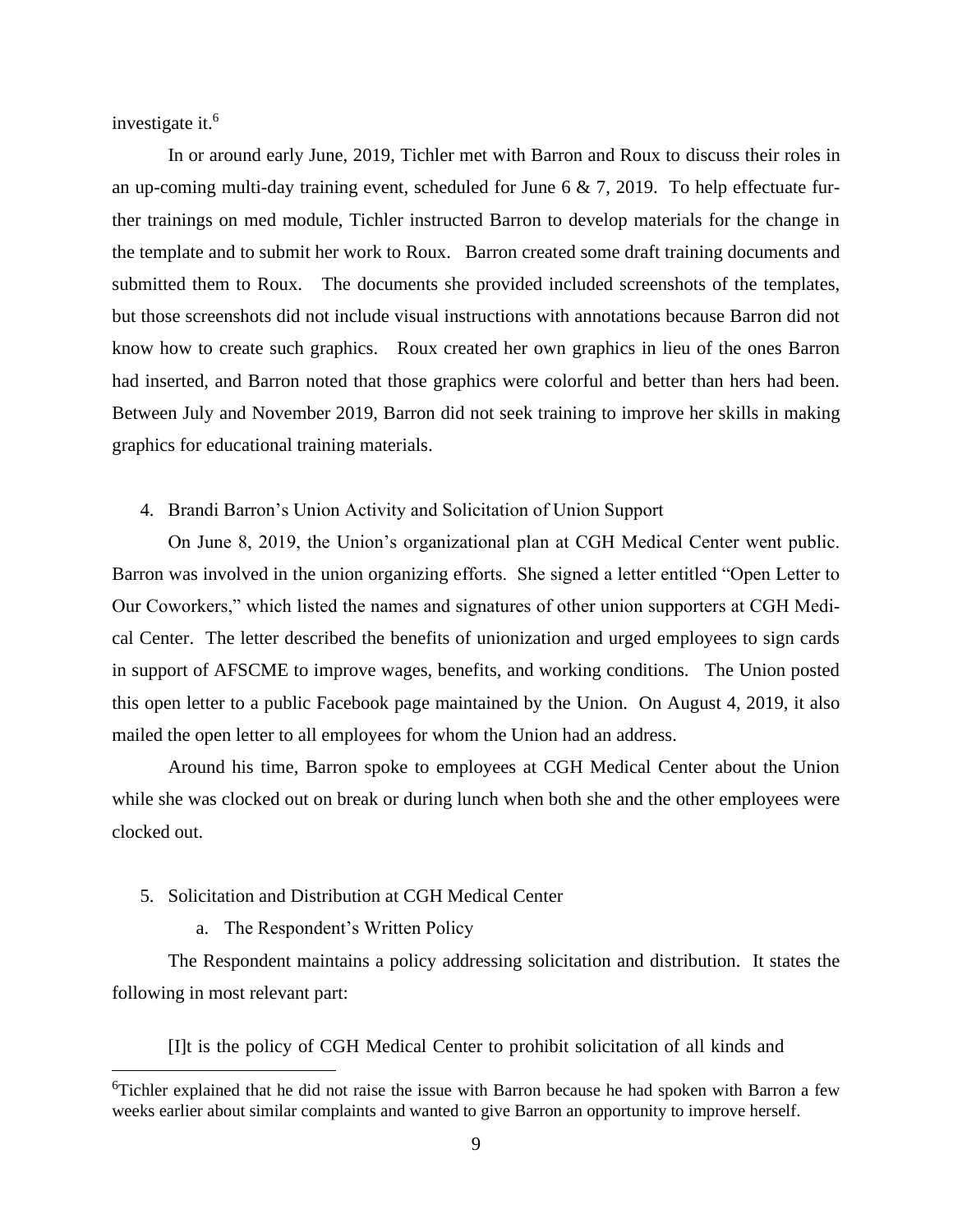investigate it.[6]

In or around early June, 2019, Tichler met with Barron and Roux to discuss their roles in an up-coming multi-day training event, scheduled for June 6 & 7, 2019. To help effectuate further trainings on med module, Tichler instructed Barron to develop materials for the change in the template and to submit her work to Roux. Barron created some draft training documents and submitted them to Roux. The documents she provided included screenshots of the templates, but those screenshots did not include visual instructions with annotations because Barron did not know how to create such graphics. Roux created her own graphics in lieu of the ones Barron had inserted, and Barron noted that those graphics were colorful and better than hers had been. Between July and November 2019, Barron did not seek training to improve her skills in making graphics for educational training materials.

4. Brandi Barron's Union Activity and Solicitation of Union Support

On June 8, 2019, the Union's organizational plan at CGH Medical Center went public. Barron was involved in the union organizing efforts. She signed a letter entitled "Open Letter to Our Coworkers," which listed the names and signatures of other union supporters at CGH Medical Center. The letter described the benefits of unionization and urged employees to sign cards in support of AFSCME to improve wages, benefits, and working conditions. The Union posted this open letter to a public Facebook page maintained by the Union. On August 4, 2019, it also mailed the open letter to all employees for whom the Union had an address.

Around his time, Barron spoke to employees at CGH Medical Center about the Union while she was clocked out on break or during lunch when both she and the other employees were clocked out.

5. Solicitation and Distribution at CGH Medical Center

a. The Respondent's Written Policy

The Respondent maintains a policy addressing solicitation and distribution. It states the following in most relevant part:

> [I]t is the policy of CGH Medical Center to prohibit solicitation of all kinds and

[6] Tichler explained that he did not raise the issue with Barron because he had spoken with Barron a few weeks earlier about similar complaints and wanted to give Barron an opportunity to improve herself.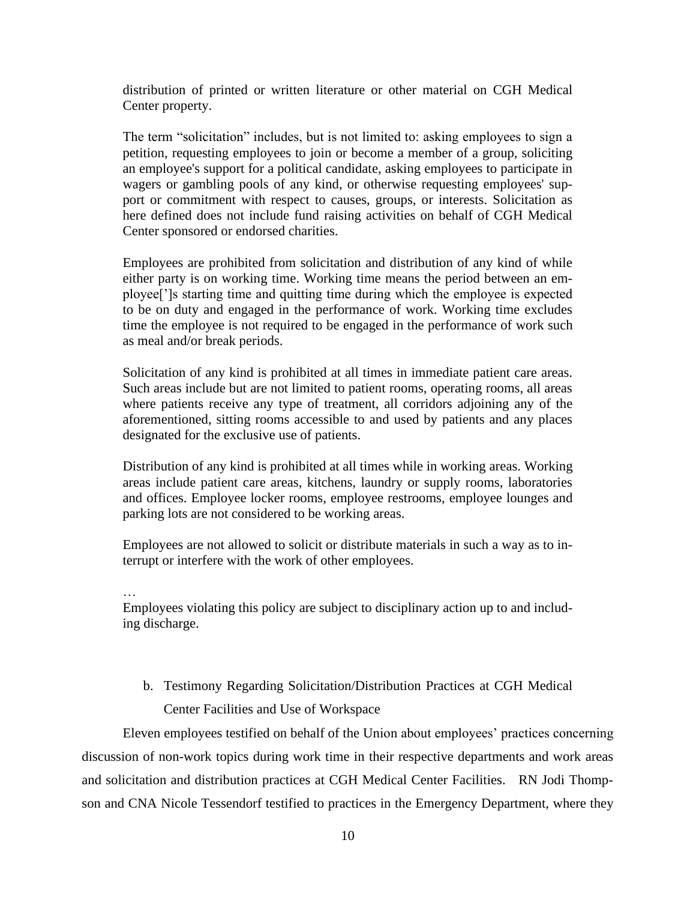distribution of printed or written literature or other material on CGH Medical Center property.

The term "solicitation" includes, but is not limited to: asking employees to sign a petition, requesting employees to join or become a member of a group, soliciting an employee's support for a political candidate, asking employees to participate in wagers or gambling pools of any kind, or otherwise requesting employees' support or commitment with respect to causes, groups, or interests. Solicitation as here defined does not include fund raising activities on behalf of CGH Medical Center sponsored or endorsed charities.

Employees are prohibited from solicitation and distribution of any kind of while either party is on working time. Working time means the period between an employee[']s starting time and quitting time during which the employee is expected to be on duty and engaged in the performance of work. Working time excludes time the employee is not required to be engaged in the performance of work such as meal and/or break periods.

Solicitation of any kind is prohibited at all times in immediate patient care areas. Such areas include but are not limited to patient rooms, operating rooms, all areas where patients receive any type of treatment, all corridors adjoining any of the aforementioned, sitting rooms accessible to and used by patients and any places designated for the exclusive use of patients.

Distribution of any kind is prohibited at all times while in working areas. Working areas include patient care areas, kitchens, laundry or supply rooms, laboratories and offices. Employee locker rooms, employee restrooms, employee lounges and parking lots are not considered to be working areas.

Employees are not allowed to solicit or distribute materials in such a way as to interrupt or interfere with the work of other employees.

…

Employees violating this policy are subject to disciplinary action up to and including discharge.

b. Testimony Regarding Solicitation/Distribution Practices at CGH Medical Center Facilities and Use of Workspace

Eleven employees testified on behalf of the Union about employees' practices concerning discussion of non-work topics during work time in their respective departments and work areas and solicitation and distribution practices at CGH Medical Center Facilities. RN Jodi Thompson and CNA Nicole Tessendorf testified to practices in the Emergency Department, where they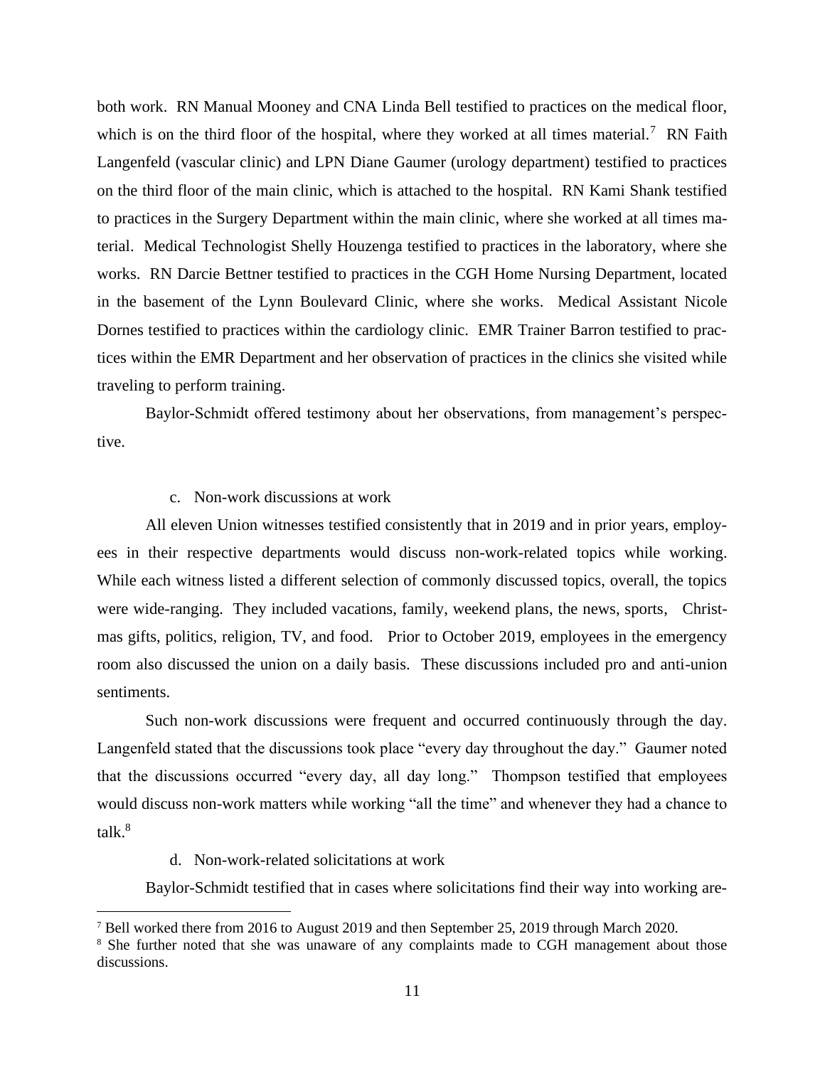both work. RN Manual Mooney and CNA Linda Bell testified to practices on the medical floor, which is on the third floor of the hospital, where they worked at all times material.[7] RN Faith Langenfeld (vascular clinic) and LPN Diane Gaumer (urology department) testified to practices on the third floor of the main clinic, which is attached to the hospital. RN Kami Shank testified to practices in the Surgery Department within the main clinic, where she worked at all times material. Medical Technologist Shelly Houzenga testified to practices in the laboratory, where she works. RN Darcie Bettner testified to practices in the CGH Home Nursing Department, located in the basement of the Lynn Boulevard Clinic, where she works. Medical Assistant Nicole Dornes testified to practices within the cardiology clinic. EMR Trainer Barron testified to practices within the EMR Department and her observation of practices in the clinics she visited while traveling to perform training.

Baylor-Schmidt offered testimony about her observations, from management's perspective.

c. Non-work discussions at work

All eleven Union witnesses testified consistently that in 2019 and in prior years, employees in their respective departments would discuss non-work-related topics while working. While each witness listed a different selection of commonly discussed topics, overall, the topics were wide-ranging. They included vacations, family, weekend plans, the news, sports, Christmas gifts, politics, religion, TV, and food. Prior to October 2019, employees in the emergency room also discussed the union on a daily basis. These discussions included pro and anti-union sentiments.

Such non-work discussions were frequent and occurred continuously through the day. Langenfeld stated that the discussions took place "every day throughout the day." Gaumer noted that the discussions occurred "every day, all day long." Thompson testified that employees would discuss non-work matters while working "all the time" and whenever they had a chance to talk.[8]

d. Non-work-related solicitations at work

Baylor-Schmidt testified that in cases where solicitations find their way into working are-

[7] Bell worked there from 2016 to August 2019 and then September 25, 2019 through March 2020.

[8] She further noted that she was unaware of any complaints made to CGH management about those discussions.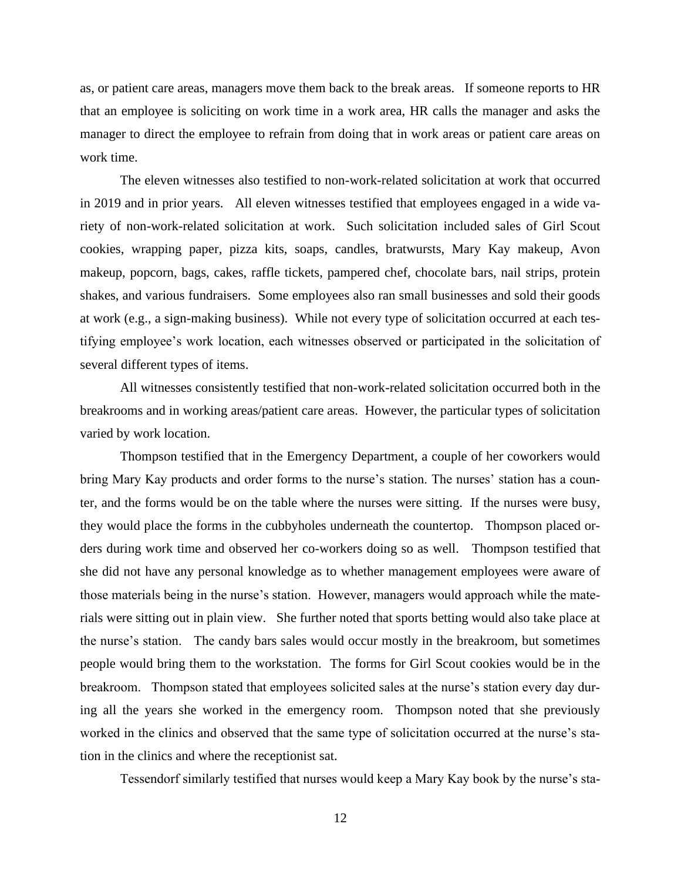as, or patient care areas, managers move them back to the break areas. If someone reports to HR that an employee is soliciting on work time in a work area, HR calls the manager and asks the manager to direct the employee to refrain from doing that in work areas or patient care areas on work time.

The eleven witnesses also testified to non-work-related solicitation at work that occurred in 2019 and in prior years. All eleven witnesses testified that employees engaged in a wide variety of non-work-related solicitation at work. Such solicitation included sales of Girl Scout cookies, wrapping paper, pizza kits, soaps, candles, bratwursts, Mary Kay makeup, Avon makeup, popcorn, bags, cakes, raffle tickets, pampered chef, chocolate bars, nail strips, protein shakes, and various fundraisers. Some employees also ran small businesses and sold their goods at work (e.g., a sign-making business). While not every type of solicitation occurred at each testifying employee's work location, each witnesses observed or participated in the solicitation of several different types of items.

All witnesses consistently testified that non-work-related solicitation occurred both in the breakrooms and in working areas/patient care areas. However, the particular types of solicitation varied by work location.

Thompson testified that in the Emergency Department, a couple of her coworkers would bring Mary Kay products and order forms to the nurse's station. The nurses' station has a counter, and the forms would be on the table where the nurses were sitting. If the nurses were busy, they would place the forms in the cubbyholes underneath the countertop. Thompson placed orders during work time and observed her co-workers doing so as well. Thompson testified that she did not have any personal knowledge as to whether management employees were aware of those materials being in the nurse's station. However, managers would approach while the materials were sitting out in plain view. She further noted that sports betting would also take place at the nurse's station. The candy bars sales would occur mostly in the breakroom, but sometimes people would bring them to the workstation. The forms for Girl Scout cookies would be in the breakroom. Thompson stated that employees solicited sales at the nurse's station every day during all the years she worked in the emergency room. Thompson noted that she previously worked in the clinics and observed that the same type of solicitation occurred at the nurse's station in the clinics and where the receptionist sat.

Tessendorf similarly testified that nurses would keep a Mary Kay book by the nurse's sta-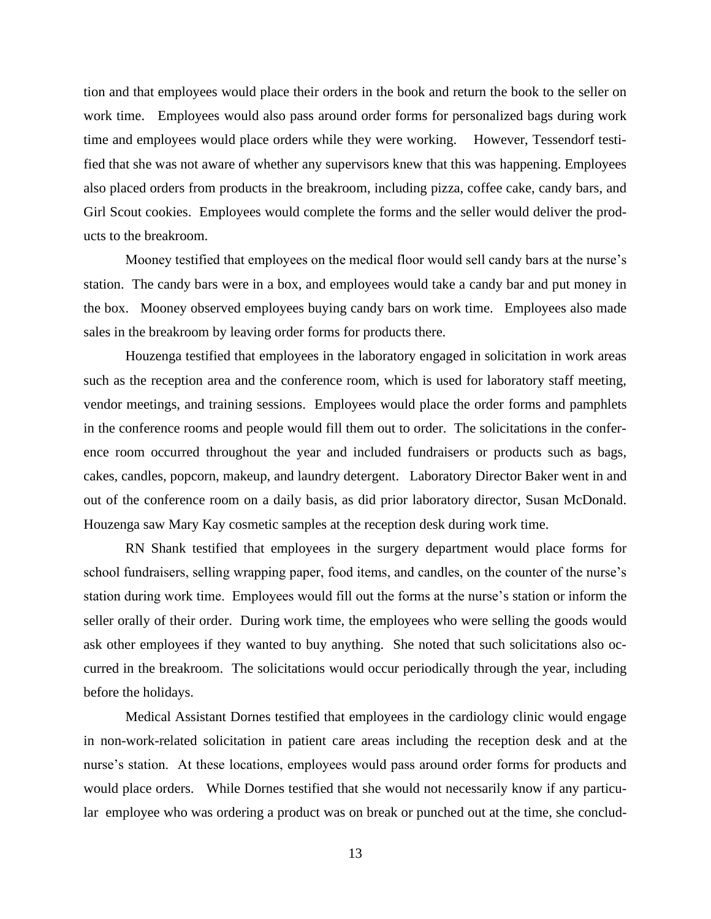tion and that employees would place their orders in the book and return the book to the seller on work time. Employees would also pass around order forms for personalized bags during work time and employees would place orders while they were working. However, Tessendorf testified that she was not aware of whether any supervisors knew that this was happening. Employees also placed orders from products in the breakroom, including pizza, coffee cake, candy bars, and Girl Scout cookies. Employees would complete the forms and the seller would deliver the products to the breakroom.

Mooney testified that employees on the medical floor would sell candy bars at the nurse's station. The candy bars were in a box, and employees would take a candy bar and put money in the box. Mooney observed employees buying candy bars on work time. Employees also made sales in the breakroom by leaving order forms for products there.

Houzenga testified that employees in the laboratory engaged in solicitation in work areas such as the reception area and the conference room, which is used for laboratory staff meeting, vendor meetings, and training sessions. Employees would place the order forms and pamphlets in the conference rooms and people would fill them out to order. The solicitations in the conference room occurred throughout the year and included fundraisers or products such as bags, cakes, candles, popcorn, makeup, and laundry detergent. Laboratory Director Baker went in and out of the conference room on a daily basis, as did prior laboratory director, Susan McDonald. Houzenga saw Mary Kay cosmetic samples at the reception desk during work time.

RN Shank testified that employees in the surgery department would place forms for school fundraisers, selling wrapping paper, food items, and candles, on the counter of the nurse's station during work time. Employees would fill out the forms at the nurse's station or inform the seller orally of their order. During work time, the employees who were selling the goods would ask other employees if they wanted to buy anything. She noted that such solicitations also occurred in the breakroom. The solicitations would occur periodically through the year, including before the holidays.

Medical Assistant Dornes testified that employees in the cardiology clinic would engage in non-work-related solicitation in patient care areas including the reception desk and at the nurse's station. At these locations, employees would pass around order forms for products and would place orders. While Dornes testified that she would not necessarily know if any particular employee who was ordering a product was on break or punched out at the time, she conclud-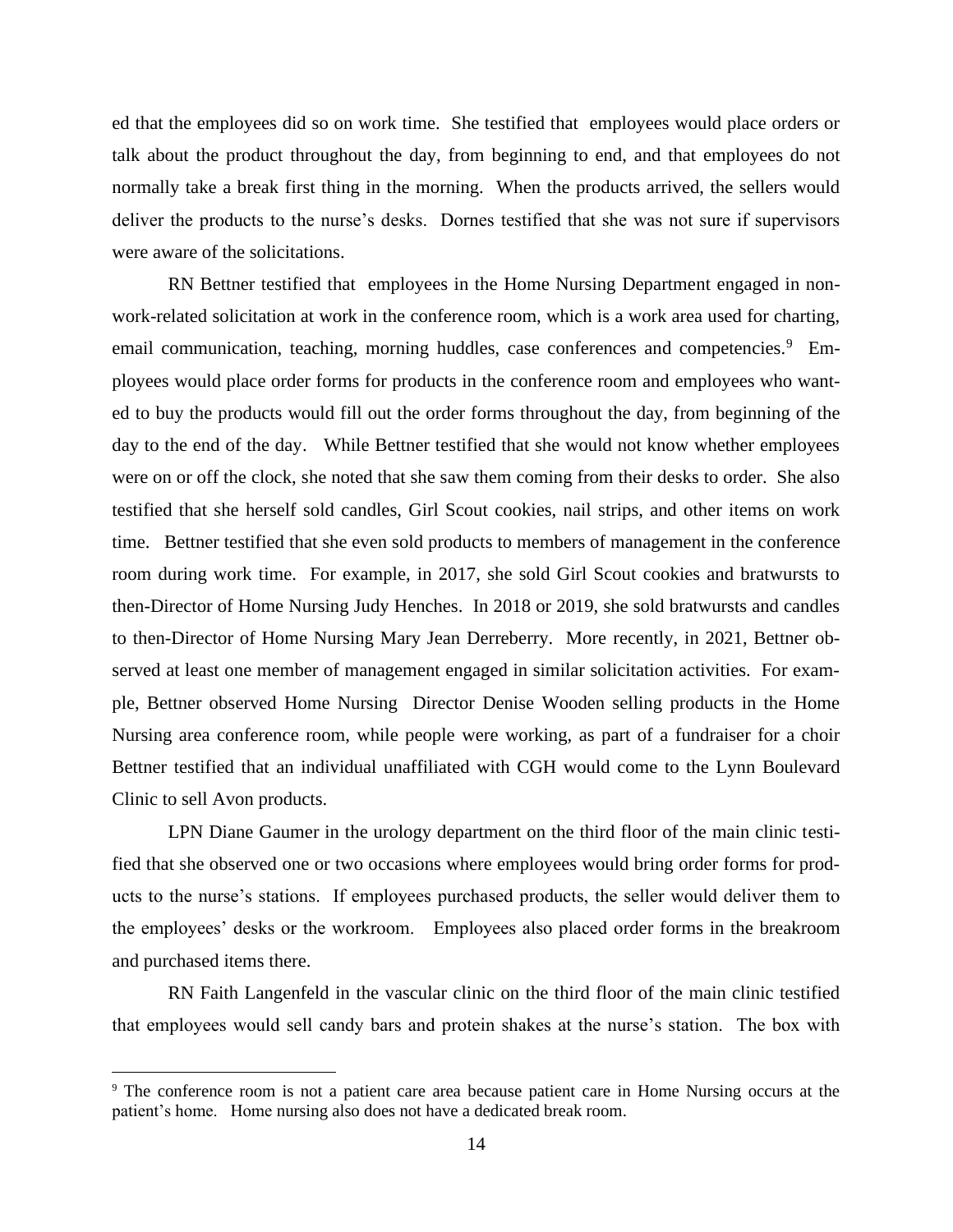ed that the employees did so on work time. She testified that employees would place orders or talk about the product throughout the day, from beginning to end, and that employees do not normally take a break first thing in the morning. When the products arrived, the sellers would deliver the products to the nurse's desks. Dornes testified that she was not sure if supervisors were aware of the solicitations.

RN Bettner testified that employees in the Home Nursing Department engaged in non-work-related solicitation at work in the conference room, which is a work area used for charting, email communication, teaching, morning huddles, case conferences and competencies.[9] Employees would place order forms for products in the conference room and employees who wanted to buy the products would fill out the order forms throughout the day, from beginning of the day to the end of the day. While Bettner testified that she would not know whether employees were on or off the clock, she noted that she saw them coming from their desks to order. She also testified that she herself sold candles, Girl Scout cookies, nail strips, and other items on work time. Bettner testified that she even sold products to members of management in the conference room during work time. For example, in 2017, she sold Girl Scout cookies and bratwursts to then-Director of Home Nursing Judy Henches. In 2018 or 2019, she sold bratwursts and candles to then-Director of Home Nursing Mary Jean Derreberry. More recently, in 2021, Bettner observed at least one member of management engaged in similar solicitation activities. For example, Bettner observed Home Nursing Director Denise Wooden selling products in the Home Nursing area conference room, while people were working, as part of a fundraiser for a choir Bettner testified that an individual unaffiliated with CGH would come to the Lynn Boulevard Clinic to sell Avon products.

LPN Diane Gaumer in the urology department on the third floor of the main clinic testified that she observed one or two occasions where employees would bring order forms for products to the nurse's stations. If employees purchased products, the seller would deliver them to the employees' desks or the workroom. Employees also placed order forms in the breakroom and purchased items there.

RN Faith Langenfeld in the vascular clinic on the third floor of the main clinic testified that employees would sell candy bars and protein shakes at the nurse's station. The box with

[9] The conference room is not a patient care area because patient care in Home Nursing occurs at the patient's home. Home nursing also does not have a dedicated break room.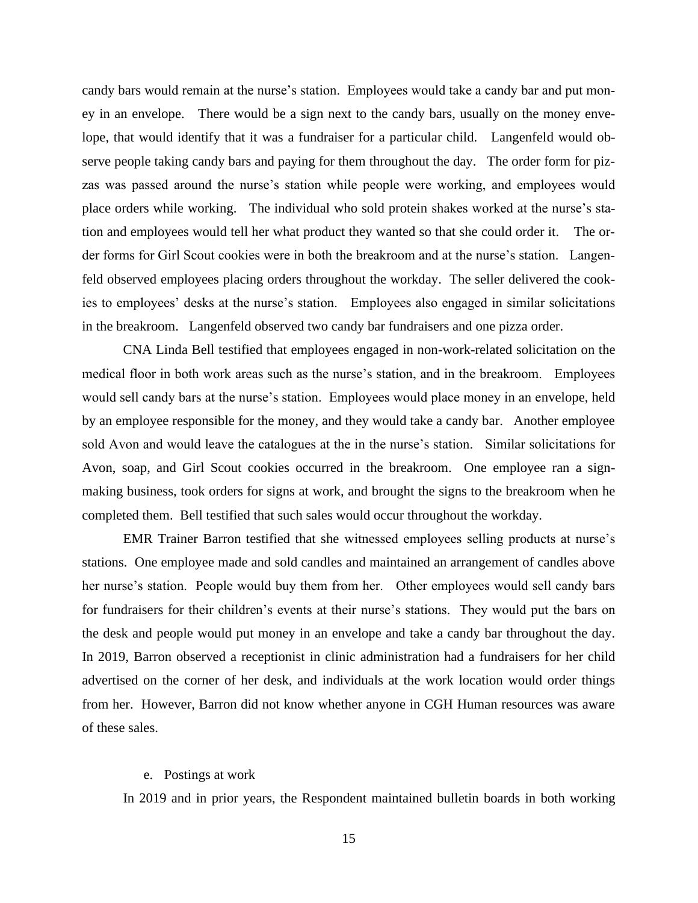candy bars would remain at the nurse's station. Employees would take a candy bar and put money in an envelope. There would be a sign next to the candy bars, usually on the money envelope, that would identify that it was a fundraiser for a particular child. Langenfeld would observe people taking candy bars and paying for them throughout the day. The order form for pizzas was passed around the nurse's station while people were working, and employees would place orders while working. The individual who sold protein shakes worked at the nurse's station and employees would tell her what product they wanted so that she could order it. The order forms for Girl Scout cookies were in both the breakroom and at the nurse's station. Langenfeld observed employees placing orders throughout the workday. The seller delivered the cookies to employees' desks at the nurse's station. Employees also engaged in similar solicitations in the breakroom. Langenfeld observed two candy bar fundraisers and one pizza order.

CNA Linda Bell testified that employees engaged in non-work-related solicitation on the medical floor in both work areas such as the nurse's station, and in the breakroom. Employees would sell candy bars at the nurse's station. Employees would place money in an envelope, held by an employee responsible for the money, and they would take a candy bar. Another employee sold Avon and would leave the catalogues at the in the nurse's station. Similar solicitations for Avon, soap, and Girl Scout cookies occurred in the breakroom. One employee ran a sign-making business, took orders for signs at work, and brought the signs to the breakroom when he completed them. Bell testified that such sales would occur throughout the workday.

EMR Trainer Barron testified that she witnessed employees selling products at nurse's stations. One employee made and sold candles and maintained an arrangement of candles above her nurse's station. People would buy them from her. Other employees would sell candy bars for fundraisers for their children's events at their nurse's stations. They would put the bars on the desk and people would put money in an envelope and take a candy bar throughout the day. In 2019, Barron observed a receptionist in clinic administration had a fundraisers for her child advertised on the corner of her desk, and individuals at the work location would order things from her. However, Barron did not know whether anyone in CGH Human resources was aware of these sales.

e. Postings at work

In 2019 and in prior years, the Respondent maintained bulletin boards in both working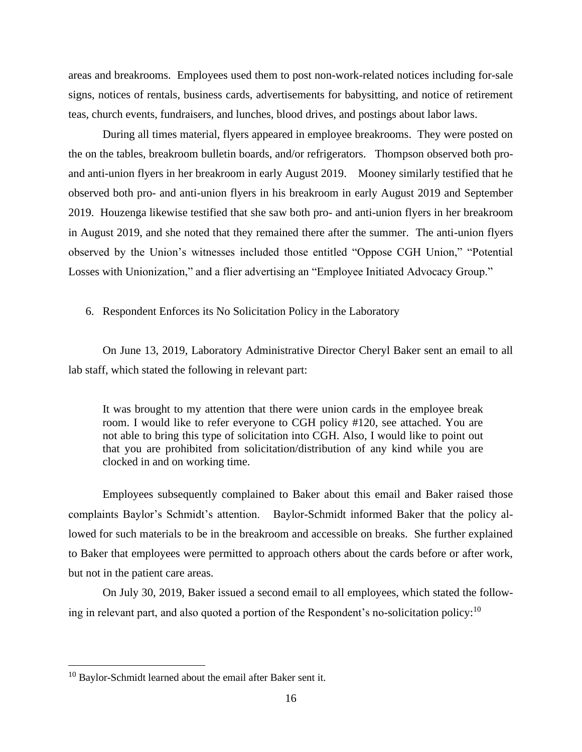areas and breakrooms. Employees used them to post non-work-related notices including for-sale signs, notices of rentals, business cards, advertisements for babysitting, and notice of retirement teas, church events, fundraisers, and lunches, blood drives, and postings about labor laws.

During all times material, flyers appeared in employee breakrooms. They were posted on the on the tables, breakroom bulletin boards, and/or refrigerators. Thompson observed both pro- and anti-union flyers in her breakroom in early August 2019. Mooney similarly testified that he observed both pro- and anti-union flyers in his breakroom in early August 2019 and September 2019. Houzenga likewise testified that she saw both pro- and anti-union flyers in her breakroom in August 2019, and she noted that they remained there after the summer. The anti-union flyers observed by the Union's witnesses included those entitled "Oppose CGH Union," "Potential Losses with Unionization," and a flier advertising an "Employee Initiated Advocacy Group."

6. Respondent Enforces its No Solicitation Policy in the Laboratory

On June 13, 2019, Laboratory Administrative Director Cheryl Baker sent an email to all lab staff, which stated the following in relevant part:

> It was brought to my attention that there were union cards in the employee break room. I would like to refer everyone to CGH policy #120, see attached. You are not able to bring this type of solicitation into CGH. Also, I would like to point out that you are prohibited from solicitation/distribution of any kind while you are clocked in and on working time.

Employees subsequently complained to Baker about this email and Baker raised those complaints Baylor's Schmidt's attention. Baylor-Schmidt informed Baker that the policy allowed for such materials to be in the breakroom and accessible on breaks. She further explained to Baker that employees were permitted to approach others about the cards before or after work, but not in the patient care areas.

On July 30, 2019, Baker issued a second email to all employees, which stated the following in relevant part, and also quoted a portion of the Respondent's no-solicitation policy:[10]

[10] Baylor-Schmidt learned about the email after Baker sent it.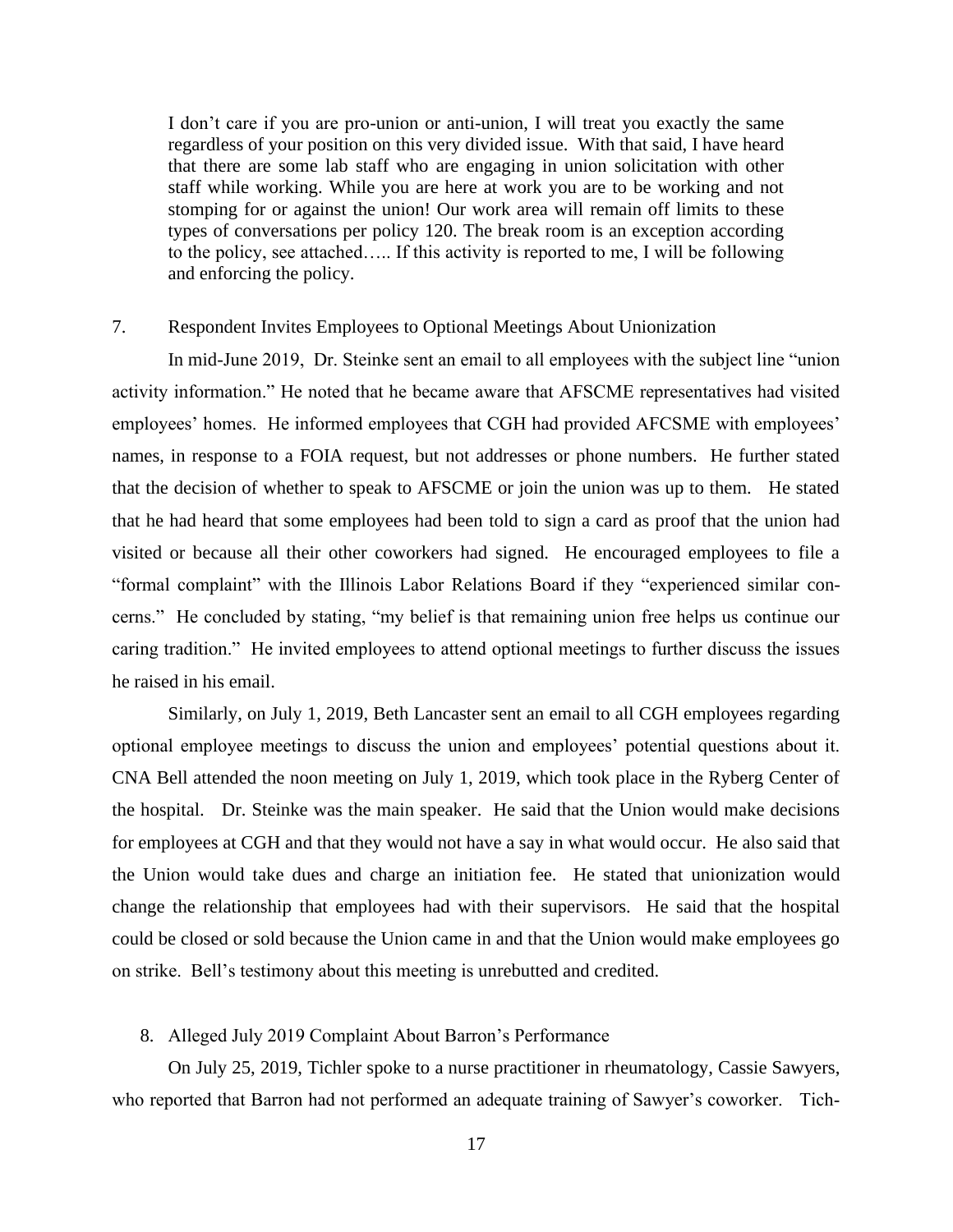> I don't care if you are pro-union or anti-union, I will treat you exactly the same regardless of your position on this very divided issue. With that said, I have heard that there are some lab staff who are engaging in union solicitation with other staff while working. While you are here at work you are to be working and not stomping for or against the union! Our work area will remain off limits to these types of conversations per policy 120. The break room is an exception according to the policy, see attached….. If this activity is reported to me, I will be following and enforcing the policy.

7. Respondent Invites Employees to Optional Meetings About Unionization

In mid-June 2019, Dr. Steinke sent an email to all employees with the subject line "union activity information." He noted that he became aware that AFSCME representatives had visited employees' homes. He informed employees that CGH had provided AFCSME with employees' names, in response to a FOIA request, but not addresses or phone numbers. He further stated that the decision of whether to speak to AFSCME or join the union was up to them. He stated that he had heard that some employees had been told to sign a card as proof that the union had visited or because all their other coworkers had signed. He encouraged employees to file a "formal complaint" with the Illinois Labor Relations Board if they "experienced similar concerns." He concluded by stating, "my belief is that remaining union free helps us continue our caring tradition." He invited employees to attend optional meetings to further discuss the issues he raised in his email.

Similarly, on July 1, 2019, Beth Lancaster sent an email to all CGH employees regarding optional employee meetings to discuss the union and employees' potential questions about it. CNA Bell attended the noon meeting on July 1, 2019, which took place in the Ryberg Center of the hospital. Dr. Steinke was the main speaker. He said that the Union would make decisions for employees at CGH and that they would not have a say in what would occur. He also said that the Union would take dues and charge an initiation fee. He stated that unionization would change the relationship that employees had with their supervisors. He said that the hospital could be closed or sold because the Union came in and that the Union would make employees go on strike. Bell's testimony about this meeting is unrebutted and credited.

8. Alleged July 2019 Complaint About Barron's Performance

On July 25, 2019, Tichler spoke to a nurse practitioner in rheumatology, Cassie Sawyers, who reported that Barron had not performed an adequate training of Sawyer's coworker. Tich-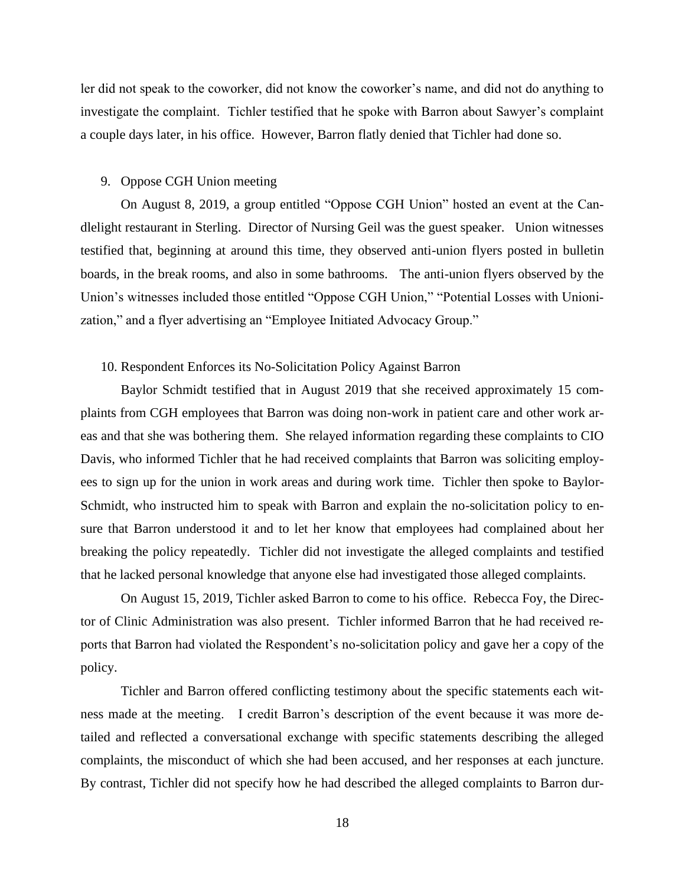ler did not speak to the coworker, did not know the coworker's name, and did not do anything to investigate the complaint. Tichler testified that he spoke with Barron about Sawyer's complaint a couple days later, in his office. However, Barron flatly denied that Tichler had done so.

9. Oppose CGH Union meeting

On August 8, 2019, a group entitled "Oppose CGH Union" hosted an event at the Candlelight restaurant in Sterling. Director of Nursing Geil was the guest speaker. Union witnesses testified that, beginning at around this time, they observed anti-union flyers posted in bulletin boards, in the break rooms, and also in some bathrooms. The anti-union flyers observed by the Union's witnesses included those entitled "Oppose CGH Union," "Potential Losses with Unionization," and a flyer advertising an "Employee Initiated Advocacy Group."

10. Respondent Enforces its No-Solicitation Policy Against Barron

Baylor Schmidt testified that in August 2019 that she received approximately 15 complaints from CGH employees that Barron was doing non-work in patient care and other work areas and that she was bothering them. She relayed information regarding these complaints to CIO Davis, who informed Tichler that he had received complaints that Barron was soliciting employees to sign up for the union in work areas and during work time. Tichler then spoke to Baylor-Schmidt, who instructed him to speak with Barron and explain the no-solicitation policy to ensure that Barron understood it and to let her know that employees had complained about her breaking the policy repeatedly. Tichler did not investigate the alleged complaints and testified that he lacked personal knowledge that anyone else had investigated those alleged complaints.

On August 15, 2019, Tichler asked Barron to come to his office. Rebecca Foy, the Director of Clinic Administration was also present. Tichler informed Barron that he had received reports that Barron had violated the Respondent's no-solicitation policy and gave her a copy of the policy.

Tichler and Barron offered conflicting testimony about the specific statements each witness made at the meeting. I credit Barron's description of the event because it was more detailed and reflected a conversational exchange with specific statements describing the alleged complaints, the misconduct of which she had been accused, and her responses at each juncture. By contrast, Tichler did not specify how he had described the alleged complaints to Barron dur-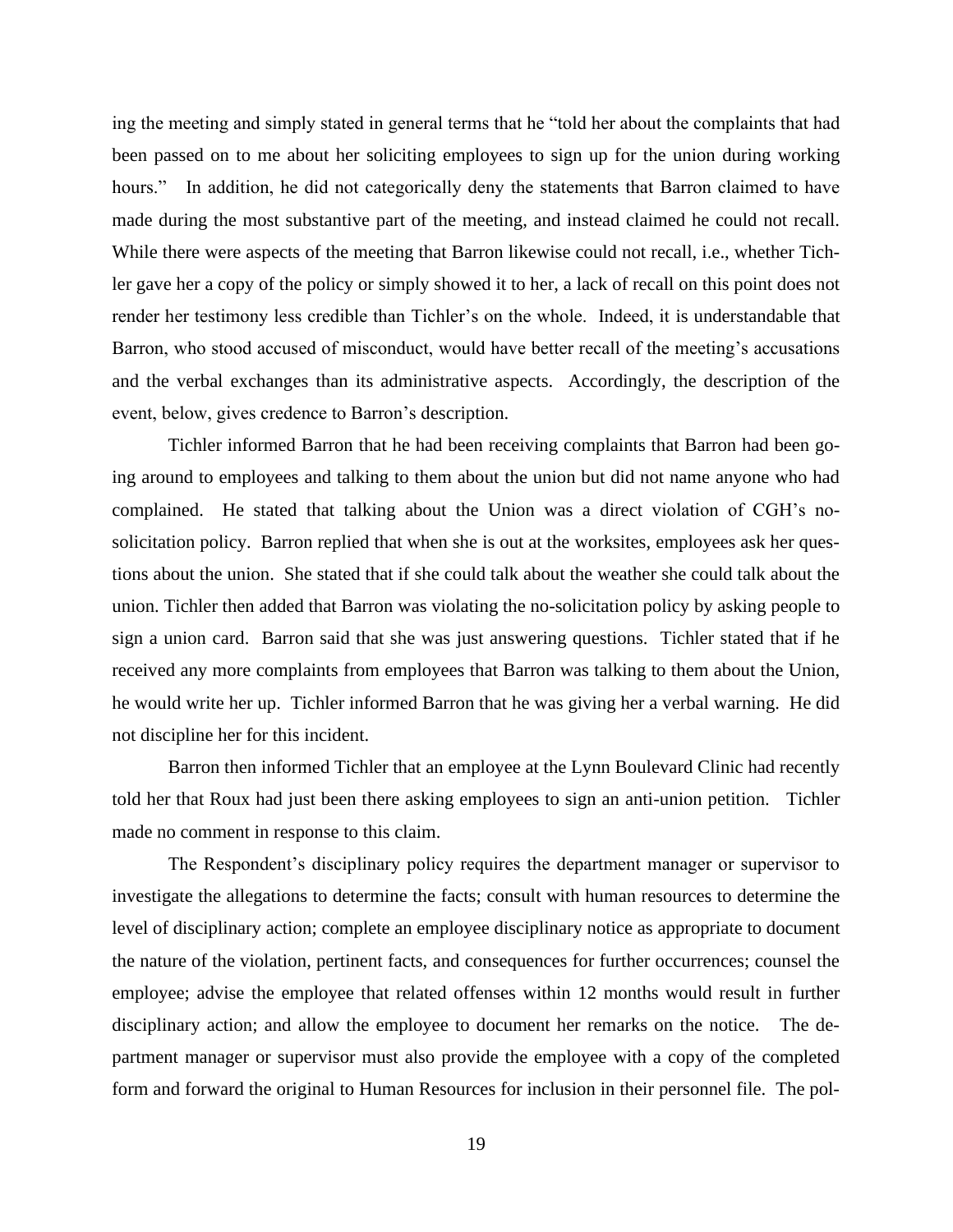ing the meeting and simply stated in general terms that he "told her about the complaints that had been passed on to me about her soliciting employees to sign up for the union during working hours." In addition, he did not categorically deny the statements that Barron claimed to have made during the most substantive part of the meeting, and instead claimed he could not recall. While there were aspects of the meeting that Barron likewise could not recall, i.e., whether Tichler gave her a copy of the policy or simply showed it to her, a lack of recall on this point does not render her testimony less credible than Tichler's on the whole. Indeed, it is understandable that Barron, who stood accused of misconduct, would have better recall of the meeting's accusations and the verbal exchanges than its administrative aspects. Accordingly, the description of the event, below, gives credence to Barron's description.

Tichler informed Barron that he had been receiving complaints that Barron had been going around to employees and talking to them about the union but did not name anyone who had complained. He stated that talking about the Union was a direct violation of CGH's no-solicitation policy. Barron replied that when she is out at the worksites, employees ask her questions about the union. She stated that if she could talk about the weather she could talk about the union. Tichler then added that Barron was violating the no-solicitation policy by asking people to sign a union card. Barron said that she was just answering questions. Tichler stated that if he received any more complaints from employees that Barron was talking to them about the Union, he would write her up. Tichler informed Barron that he was giving her a verbal warning. He did not discipline her for this incident.

Barron then informed Tichler that an employee at the Lynn Boulevard Clinic had recently told her that Roux had just been there asking employees to sign an anti-union petition. Tichler made no comment in response to this claim.

The Respondent's disciplinary policy requires the department manager or supervisor to investigate the allegations to determine the facts; consult with human resources to determine the level of disciplinary action; complete an employee disciplinary notice as appropriate to document the nature of the violation, pertinent facts, and consequences for further occurrences; counsel the employee; advise the employee that related offenses within 12 months would result in further disciplinary action; and allow the employee to document her remarks on the notice. The department manager or supervisor must also provide the employee with a copy of the completed form and forward the original to Human Resources for inclusion in their personnel file. The pol-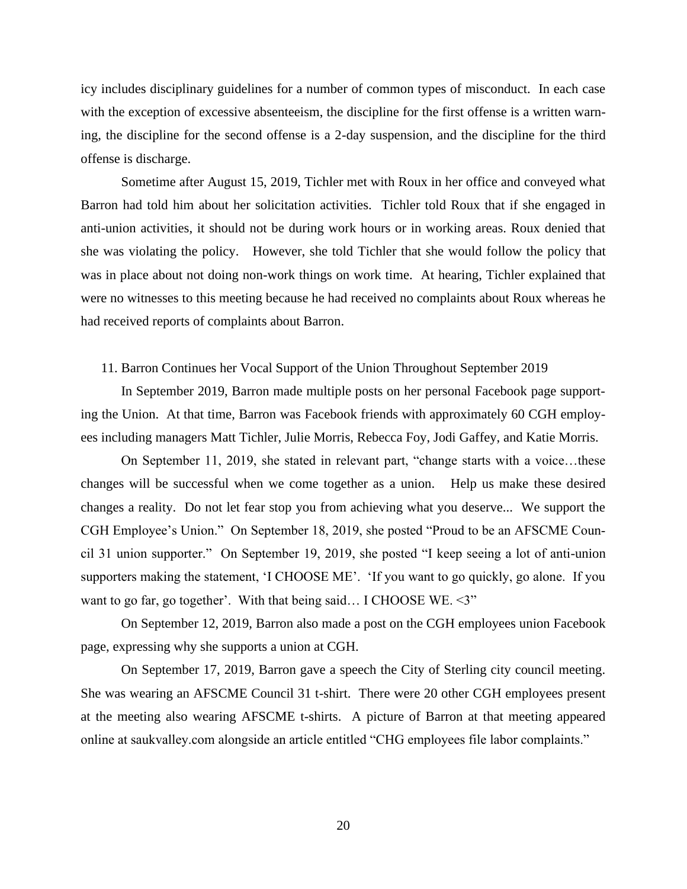icy includes disciplinary guidelines for a number of common types of misconduct. In each case with the exception of excessive absenteeism, the discipline for the first offense is a written warning, the discipline for the second offense is a 2-day suspension, and the discipline for the third offense is discharge.

Sometime after August 15, 2019, Tichler met with Roux in her office and conveyed what Barron had told him about her solicitation activities. Tichler told Roux that if she engaged in anti-union activities, it should not be during work hours or in working areas. Roux denied that she was violating the policy. However, she told Tichler that she would follow the policy that was in place about not doing non-work things on work time. At hearing, Tichler explained that were no witnesses to this meeting because he had received no complaints about Roux whereas he had received reports of complaints about Barron.

11. Barron Continues her Vocal Support of the Union Throughout September 2019

In September 2019, Barron made multiple posts on her personal Facebook page supporting the Union. At that time, Barron was Facebook friends with approximately 60 CGH employees including managers Matt Tichler, Julie Morris, Rebecca Foy, Jodi Gaffey, and Katie Morris.

On September 11, 2019, she stated in relevant part, "change starts with a voice…these changes will be successful when we come together as a union. Help us make these desired changes a reality. Do not let fear stop you from achieving what you deserve... We support the CGH Employee's Union." On September 18, 2019, she posted "Proud to be an AFSCME Council 31 union supporter." On September 19, 2019, she posted "I keep seeing a lot of anti-union supporters making the statement, 'I CHOOSE ME'. 'If you want to go quickly, go alone. If you want to go far, go together'. With that being said… I CHOOSE WE. <3"

On September 12, 2019, Barron also made a post on the CGH employees union Facebook page, expressing why she supports a union at CGH.

On September 17, 2019, Barron gave a speech the City of Sterling city council meeting. She was wearing an AFSCME Council 31 t-shirt. There were 20 other CGH employees present at the meeting also wearing AFSCME t-shirts. A picture of Barron at that meeting appeared online at saukvalley.com alongside an article entitled "CHG employees file labor complaints."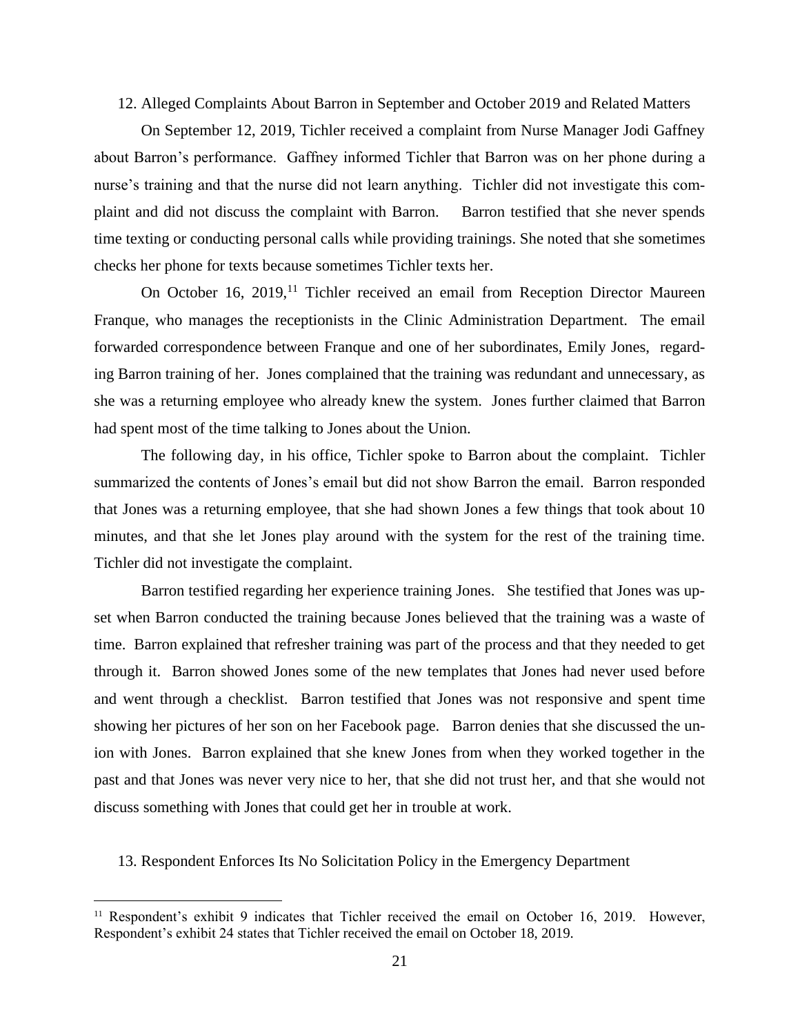12. Alleged Complaints About Barron in September and October 2019 and Related Matters

On September 12, 2019, Tichler received a complaint from Nurse Manager Jodi Gaffney about Barron's performance. Gaffney informed Tichler that Barron was on her phone during a nurse's training and that the nurse did not learn anything. Tichler did not investigate this complaint and did not discuss the complaint with Barron. Barron testified that she never spends time texting or conducting personal calls while providing trainings. She noted that she sometimes checks her phone for texts because sometimes Tichler texts her.

On October 16, 2019,[11] Tichler received an email from Reception Director Maureen Franque, who manages the receptionists in the Clinic Administration Department. The email forwarded correspondence between Franque and one of her subordinates, Emily Jones, regarding Barron training of her. Jones complained that the training was redundant and unnecessary, as she was a returning employee who already knew the system. Jones further claimed that Barron had spent most of the time talking to Jones about the Union.

The following day, in his office, Tichler spoke to Barron about the complaint. Tichler summarized the contents of Jones's email but did not show Barron the email. Barron responded that Jones was a returning employee, that she had shown Jones a few things that took about 10 minutes, and that she let Jones play around with the system for the rest of the training time. Tichler did not investigate the complaint.

Barron testified regarding her experience training Jones. She testified that Jones was upset when Barron conducted the training because Jones believed that the training was a waste of time. Barron explained that refresher training was part of the process and that they needed to get through it. Barron showed Jones some of the new templates that Jones had never used before and went through a checklist. Barron testified that Jones was not responsive and spent time showing her pictures of her son on her Facebook page. Barron denies that she discussed the union with Jones. Barron explained that she knew Jones from when they worked together in the past and that Jones was never very nice to her, that she did not trust her, and that she would not discuss something with Jones that could get her in trouble at work.

13. Respondent Enforces Its No Solicitation Policy in the Emergency Department

[11] Respondent's exhibit 9 indicates that Tichler received the email on October 16, 2019. However, Respondent's exhibit 24 states that Tichler received the email on October 18, 2019.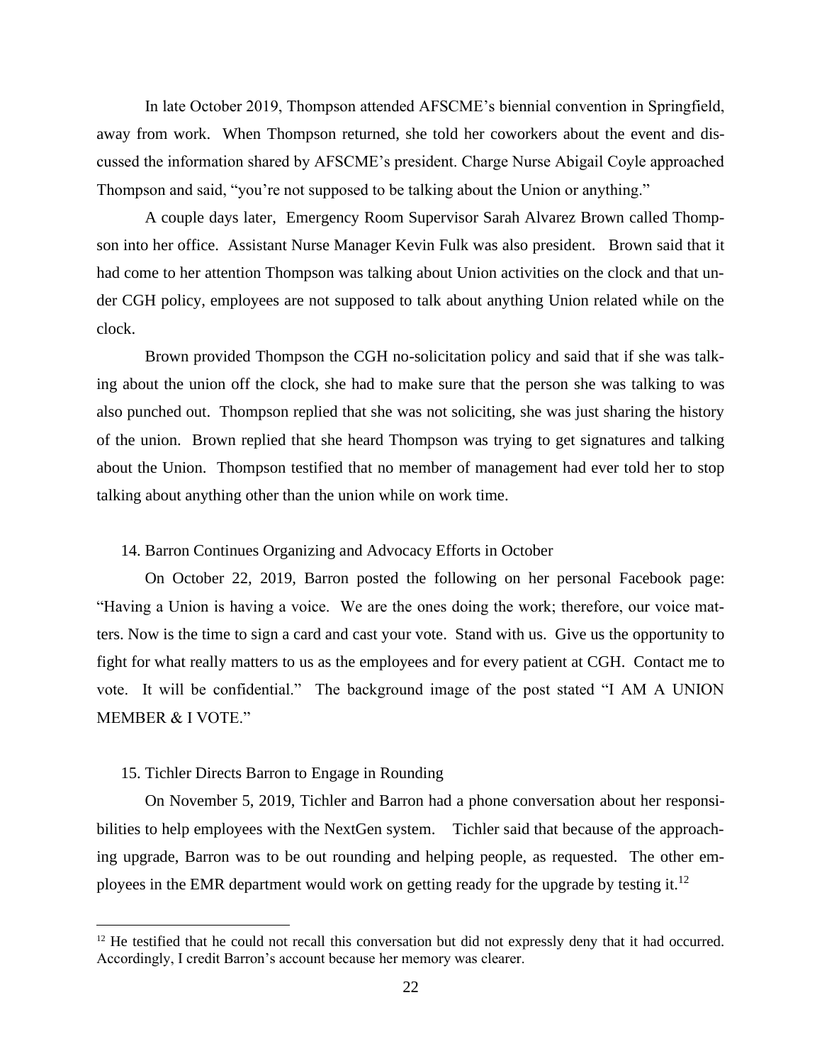In late October 2019, Thompson attended AFSCME's biennial convention in Springfield, away from work. When Thompson returned, she told her coworkers about the event and discussed the information shared by AFSCME's president. Charge Nurse Abigail Coyle approached Thompson and said, "you're not supposed to be talking about the Union or anything."

A couple days later, Emergency Room Supervisor Sarah Alvarez Brown called Thompson into her office. Assistant Nurse Manager Kevin Fulk was also president. Brown said that it had come to her attention Thompson was talking about Union activities on the clock and that under CGH policy, employees are not supposed to talk about anything Union related while on the clock.

Brown provided Thompson the CGH no-solicitation policy and said that if she was talking about the union off the clock, she had to make sure that the person she was talking to was also punched out. Thompson replied that she was not soliciting, she was just sharing the history of the union. Brown replied that she heard Thompson was trying to get signatures and talking about the Union. Thompson testified that no member of management had ever told her to stop talking about anything other than the union while on work time.

### 14. Barron Continues Organizing and Advocacy Efforts in October

On October 22, 2019, Barron posted the following on her personal Facebook page: "Having a Union is having a voice. We are the ones doing the work; therefore, our voice matters. Now is the time to sign a card and cast your vote. Stand with us. Give us the opportunity to fight for what really matters to us as the employees and for every patient at CGH. Contact me to vote. It will be confidential." The background image of the post stated "I AM A UNION MEMBER & I VOTE."

### 15. Tichler Directs Barron to Engage in Rounding

On November 5, 2019, Tichler and Barron had a phone conversation about her responsibilities to help employees with the NextGen system. Tichler said that because of the approaching upgrade, Barron was to be out rounding and helping people, as requested. The other employees in the EMR department would work on getting ready for the upgrade by testing it.[12]

[12] He testified that he could not recall this conversation but did not expressly deny that it had occurred. Accordingly, I credit Barron's account because her memory was clearer.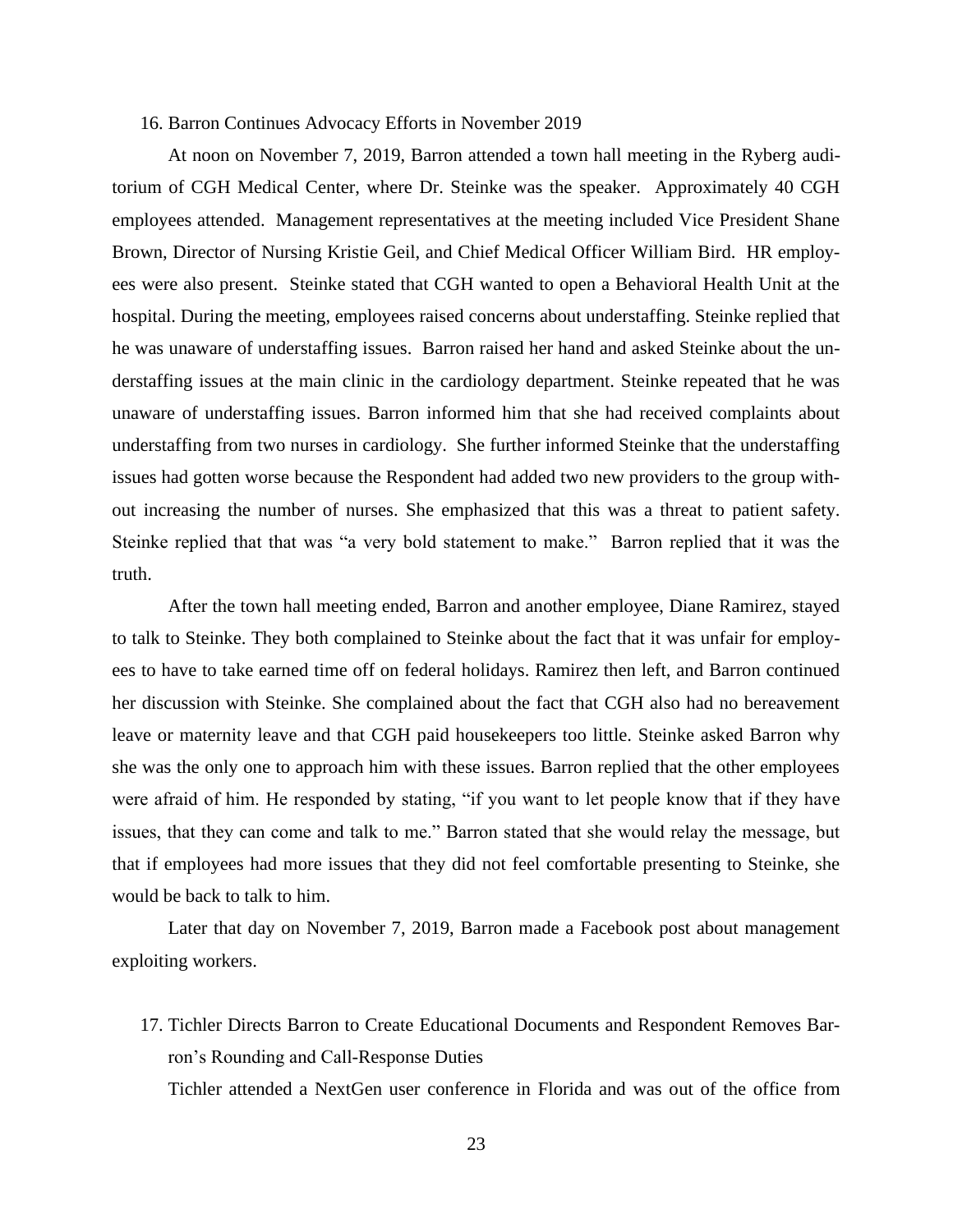16. Barron Continues Advocacy Efforts in November 2019

At noon on November 7, 2019, Barron attended a town hall meeting in the Ryberg auditorium of CGH Medical Center, where Dr. Steinke was the speaker. Approximately 40 CGH employees attended. Management representatives at the meeting included Vice President Shane Brown, Director of Nursing Kristie Geil, and Chief Medical Officer William Bird. HR employees were also present. Steinke stated that CGH wanted to open a Behavioral Health Unit at the hospital. During the meeting, employees raised concerns about understaffing. Steinke replied that he was unaware of understaffing issues. Barron raised her hand and asked Steinke about the understaffing issues at the main clinic in the cardiology department. Steinke repeated that he was unaware of understaffing issues. Barron informed him that she had received complaints about understaffing from two nurses in cardiology. She further informed Steinke that the understaffing issues had gotten worse because the Respondent had added two new providers to the group without increasing the number of nurses. She emphasized that this was a threat to patient safety. Steinke replied that that was "a very bold statement to make." Barron replied that it was the truth.

After the town hall meeting ended, Barron and another employee, Diane Ramirez, stayed to talk to Steinke. They both complained to Steinke about the fact that it was unfair for employees to have to take earned time off on federal holidays. Ramirez then left, and Barron continued her discussion with Steinke. She complained about the fact that CGH also had no bereavement leave or maternity leave and that CGH paid housekeepers too little. Steinke asked Barron why she was the only one to approach him with these issues. Barron replied that the other employees were afraid of him. He responded by stating, "if you want to let people know that if they have issues, that they can come and talk to me." Barron stated that she would relay the message, but that if employees had more issues that they did not feel comfortable presenting to Steinke, she would be back to talk to him.

Later that day on November 7, 2019, Barron made a Facebook post about management exploiting workers.

17. Tichler Directs Barron to Create Educational Documents and Respondent Removes Barron's Rounding and Call-Response Duties

Tichler attended a NextGen user conference in Florida and was out of the office from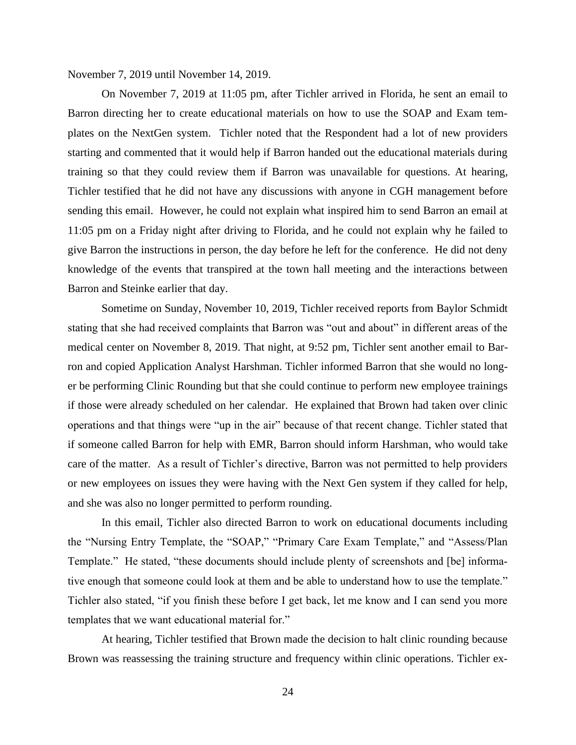November 7, 2019 until November 14, 2019.

On November 7, 2019 at 11:05 pm, after Tichler arrived in Florida, he sent an email to Barron directing her to create educational materials on how to use the SOAP and Exam templates on the NextGen system. Tichler noted that the Respondent had a lot of new providers starting and commented that it would help if Barron handed out the educational materials during training so that they could review them if Barron was unavailable for questions. At hearing, Tichler testified that he did not have any discussions with anyone in CGH management before sending this email. However, he could not explain what inspired him to send Barron an email at 11:05 pm on a Friday night after driving to Florida, and he could not explain why he failed to give Barron the instructions in person, the day before he left for the conference. He did not deny knowledge of the events that transpired at the town hall meeting and the interactions between Barron and Steinke earlier that day.

Sometime on Sunday, November 10, 2019, Tichler received reports from Baylor Schmidt stating that she had received complaints that Barron was "out and about" in different areas of the medical center on November 8, 2019. That night, at 9:52 pm, Tichler sent another email to Barron and copied Application Analyst Harshman. Tichler informed Barron that she would no longer be performing Clinic Rounding but that she could continue to perform new employee trainings if those were already scheduled on her calendar. He explained that Brown had taken over clinic operations and that things were "up in the air" because of that recent change. Tichler stated that if someone called Barron for help with EMR, Barron should inform Harshman, who would take care of the matter. As a result of Tichler's directive, Barron was not permitted to help providers or new employees on issues they were having with the Next Gen system if they called for help, and she was also no longer permitted to perform rounding.

In this email, Tichler also directed Barron to work on educational documents including the "Nursing Entry Template, the "SOAP," "Primary Care Exam Template," and "Assess/Plan Template." He stated, "these documents should include plenty of screenshots and [be] informative enough that someone could look at them and be able to understand how to use the template." Tichler also stated, "if you finish these before I get back, let me know and I can send you more templates that we want educational material for."

At hearing, Tichler testified that Brown made the decision to halt clinic rounding because Brown was reassessing the training structure and frequency within clinic operations. Tichler ex-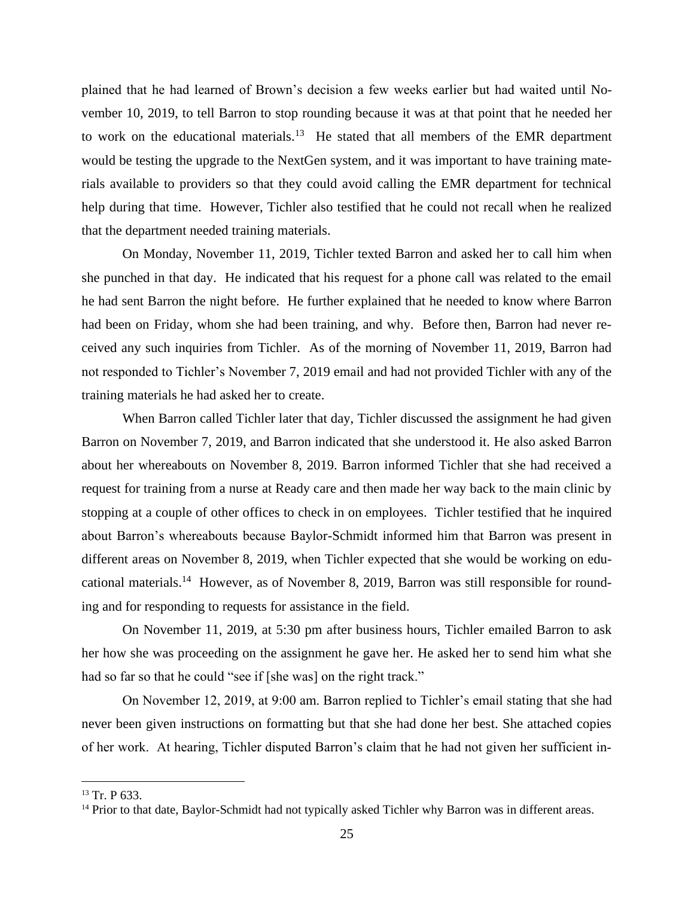plained that he had learned of Brown's decision a few weeks earlier but had waited until November 10, 2019, to tell Barron to stop rounding because it was at that point that he needed her to work on the educational materials.[13] He stated that all members of the EMR department would be testing the upgrade to the NextGen system, and it was important to have training materials available to providers so that they could avoid calling the EMR department for technical help during that time. However, Tichler also testified that he could not recall when he realized that the department needed training materials.

On Monday, November 11, 2019, Tichler texted Barron and asked her to call him when she punched in that day. He indicated that his request for a phone call was related to the email he had sent Barron the night before. He further explained that he needed to know where Barron had been on Friday, whom she had been training, and why. Before then, Barron had never received any such inquiries from Tichler. As of the morning of November 11, 2019, Barron had not responded to Tichler's November 7, 2019 email and had not provided Tichler with any of the training materials he had asked her to create.

When Barron called Tichler later that day, Tichler discussed the assignment he had given Barron on November 7, 2019, and Barron indicated that she understood it. He also asked Barron about her whereabouts on November 8, 2019. Barron informed Tichler that she had received a request for training from a nurse at Ready care and then made her way back to the main clinic by stopping at a couple of other offices to check in on employees. Tichler testified that he inquired about Barron's whereabouts because Baylor-Schmidt informed him that Barron was present in different areas on November 8, 2019, when Tichler expected that she would be working on educational materials.[14] However, as of November 8, 2019, Barron was still responsible for rounding and for responding to requests for assistance in the field.

On November 11, 2019, at 5:30 pm after business hours, Tichler emailed Barron to ask her how she was proceeding on the assignment he gave her. He asked her to send him what she had so far so that he could "see if [she was] on the right track."

On November 12, 2019, at 9:00 am. Barron replied to Tichler's email stating that she had never been given instructions on formatting but that she had done her best. She attached copies of her work. At hearing, Tichler disputed Barron's claim that he had not given her sufficient in-

[13] Tr. P 633.

[14] Prior to that date, Baylor-Schmidt had not typically asked Tichler why Barron was in different areas.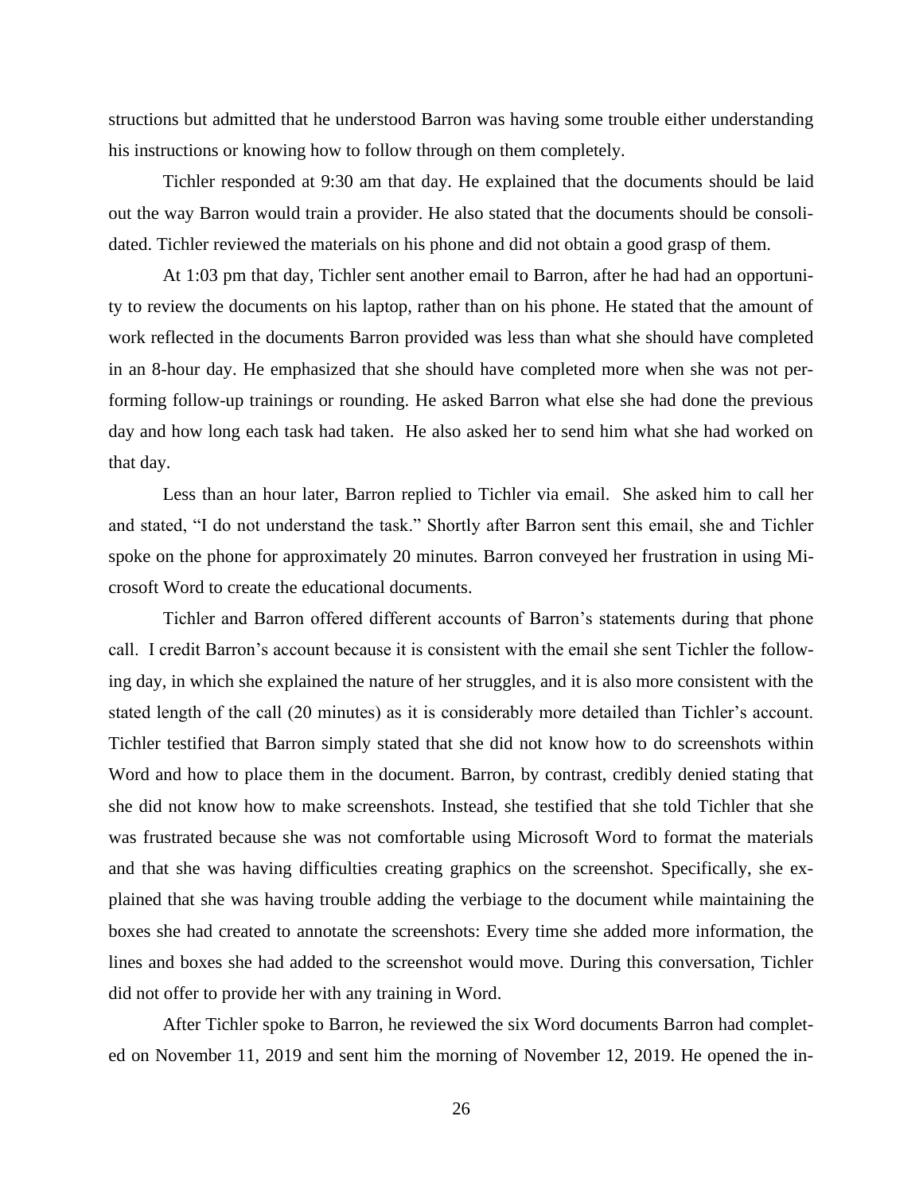structions but admitted that he understood Barron was having some trouble either understanding his instructions or knowing how to follow through on them completely.

Tichler responded at 9:30 am that day. He explained that the documents should be laid out the way Barron would train a provider. He also stated that the documents should be consolidated. Tichler reviewed the materials on his phone and did not obtain a good grasp of them.

At 1:03 pm that day, Tichler sent another email to Barron, after he had had an opportunity to review the documents on his laptop, rather than on his phone. He stated that the amount of work reflected in the documents Barron provided was less than what she should have completed in an 8-hour day. He emphasized that she should have completed more when she was not performing follow-up trainings or rounding. He asked Barron what else she had done the previous day and how long each task had taken. He also asked her to send him what she had worked on that day.

Less than an hour later, Barron replied to Tichler via email. She asked him to call her and stated, "I do not understand the task." Shortly after Barron sent this email, she and Tichler spoke on the phone for approximately 20 minutes. Barron conveyed her frustration in using Microsoft Word to create the educational documents.

Tichler and Barron offered different accounts of Barron's statements during that phone call. I credit Barron's account because it is consistent with the email she sent Tichler the following day, in which she explained the nature of her struggles, and it is also more consistent with the stated length of the call (20 minutes) as it is considerably more detailed than Tichler's account. Tichler testified that Barron simply stated that she did not know how to do screenshots within Word and how to place them in the document. Barron, by contrast, credibly denied stating that she did not know how to make screenshots. Instead, she testified that she told Tichler that she was frustrated because she was not comfortable using Microsoft Word to format the materials and that she was having difficulties creating graphics on the screenshot. Specifically, she explained that she was having trouble adding the verbiage to the document while maintaining the boxes she had created to annotate the screenshots: Every time she added more information, the lines and boxes she had added to the screenshot would move. During this conversation, Tichler did not offer to provide her with any training in Word.

After Tichler spoke to Barron, he reviewed the six Word documents Barron had completed on November 11, 2019 and sent him the morning of November 12, 2019. He opened the in-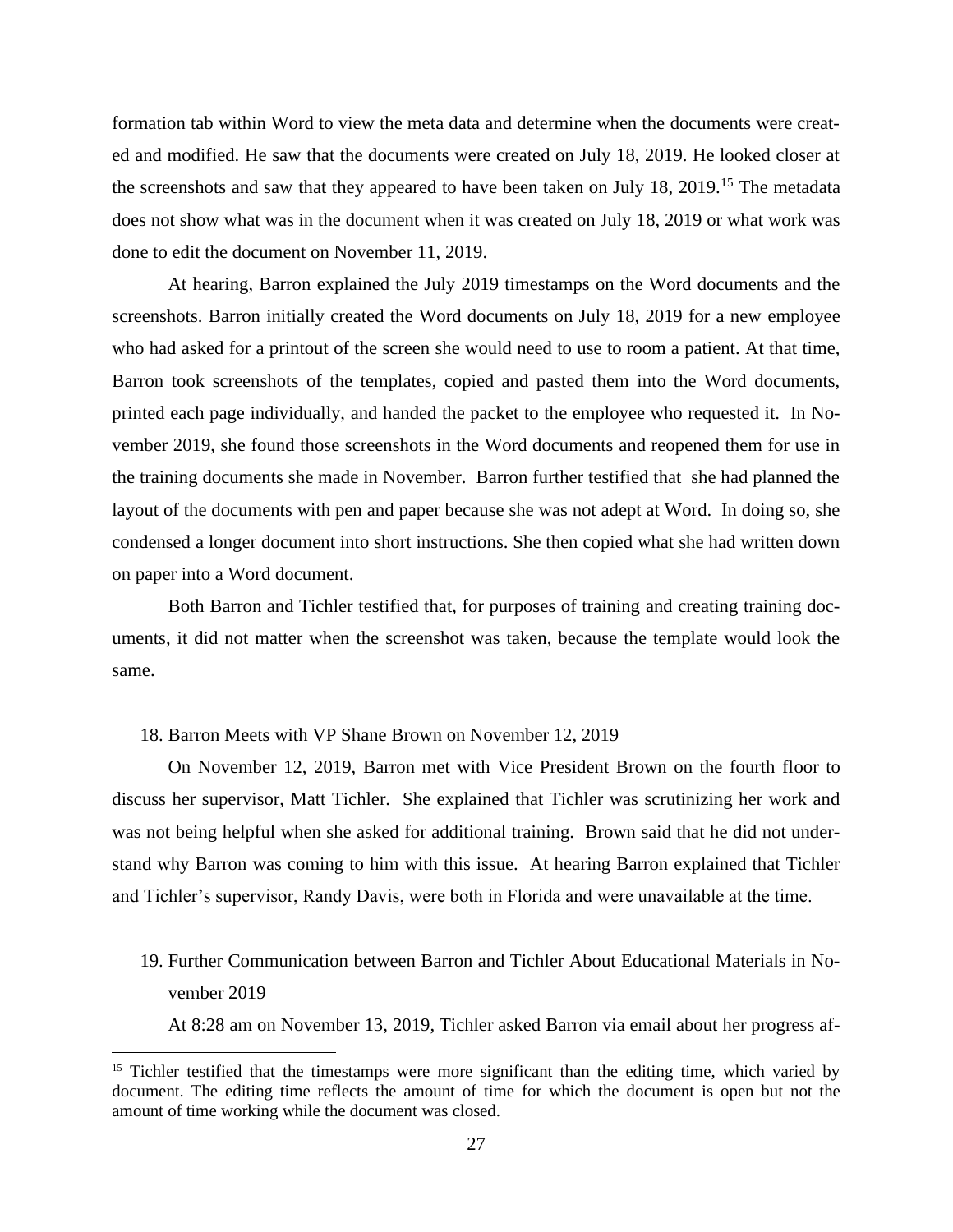formation tab within Word to view the meta data and determine when the documents were created and modified. He saw that the documents were created on July 18, 2019. He looked closer at the screenshots and saw that they appeared to have been taken on July 18, 2019.[15] The metadata does not show what was in the document when it was created on July 18, 2019 or what work was done to edit the document on November 11, 2019.

At hearing, Barron explained the July 2019 timestamps on the Word documents and the screenshots. Barron initially created the Word documents on July 18, 2019 for a new employee who had asked for a printout of the screen she would need to use to room a patient. At that time, Barron took screenshots of the templates, copied and pasted them into the Word documents, printed each page individually, and handed the packet to the employee who requested it. In November 2019, she found those screenshots in the Word documents and reopened them for use in the training documents she made in November. Barron further testified that she had planned the layout of the documents with pen and paper because she was not adept at Word. In doing so, she condensed a longer document into short instructions. She then copied what she had written down on paper into a Word document.

Both Barron and Tichler testified that, for purposes of training and creating training documents, it did not matter when the screenshot was taken, because the template would look the same.

18. Barron Meets with VP Shane Brown on November 12, 2019

On November 12, 2019, Barron met with Vice President Brown on the fourth floor to discuss her supervisor, Matt Tichler. She explained that Tichler was scrutinizing her work and was not being helpful when she asked for additional training. Brown said that he did not understand why Barron was coming to him with this issue. At hearing Barron explained that Tichler and Tichler's supervisor, Randy Davis, were both in Florida and were unavailable at the time.

19. Further Communication between Barron and Tichler About Educational Materials in November 2019

At 8:28 am on November 13, 2019, Tichler asked Barron via email about her progress af-

[15] Tichler testified that the timestamps were more significant than the editing time, which varied by document. The editing time reflects the amount of time for which the document is open but not the amount of time working while the document was closed.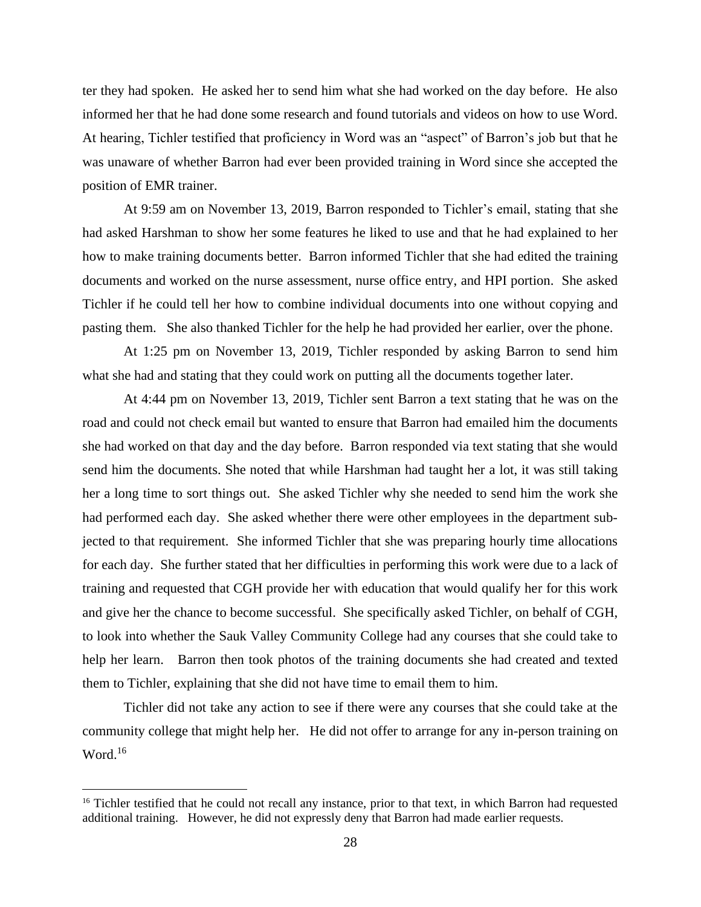ter they had spoken. He asked her to send him what she had worked on the day before. He also informed her that he had done some research and found tutorials and videos on how to use Word. At hearing, Tichler testified that proficiency in Word was an "aspect" of Barron's job but that he was unaware of whether Barron had ever been provided training in Word since she accepted the position of EMR trainer.

At 9:59 am on November 13, 2019, Barron responded to Tichler's email, stating that she had asked Harshman to show her some features he liked to use and that he had explained to her how to make training documents better. Barron informed Tichler that she had edited the training documents and worked on the nurse assessment, nurse office entry, and HPI portion. She asked Tichler if he could tell her how to combine individual documents into one without copying and pasting them. She also thanked Tichler for the help he had provided her earlier, over the phone.

At 1:25 pm on November 13, 2019, Tichler responded by asking Barron to send him what she had and stating that they could work on putting all the documents together later.

At 4:44 pm on November 13, 2019, Tichler sent Barron a text stating that he was on the road and could not check email but wanted to ensure that Barron had emailed him the documents she had worked on that day and the day before. Barron responded via text stating that she would send him the documents. She noted that while Harshman had taught her a lot, it was still taking her a long time to sort things out. She asked Tichler why she needed to send him the work she had performed each day. She asked whether there were other employees in the department subjected to that requirement. She informed Tichler that she was preparing hourly time allocations for each day. She further stated that her difficulties in performing this work were due to a lack of training and requested that CGH provide her with education that would qualify her for this work and give her the chance to become successful. She specifically asked Tichler, on behalf of CGH, to look into whether the Sauk Valley Community College had any courses that she could take to help her learn. Barron then took photos of the training documents she had created and texted them to Tichler, explaining that she did not have time to email them to him.

Tichler did not take any action to see if there were any courses that she could take at the community college that might help her. He did not offer to arrange for any in-person training on Word.[16]

[16] Tichler testified that he could not recall any instance, prior to that text, in which Barron had requested additional training. However, he did not expressly deny that Barron had made earlier requests.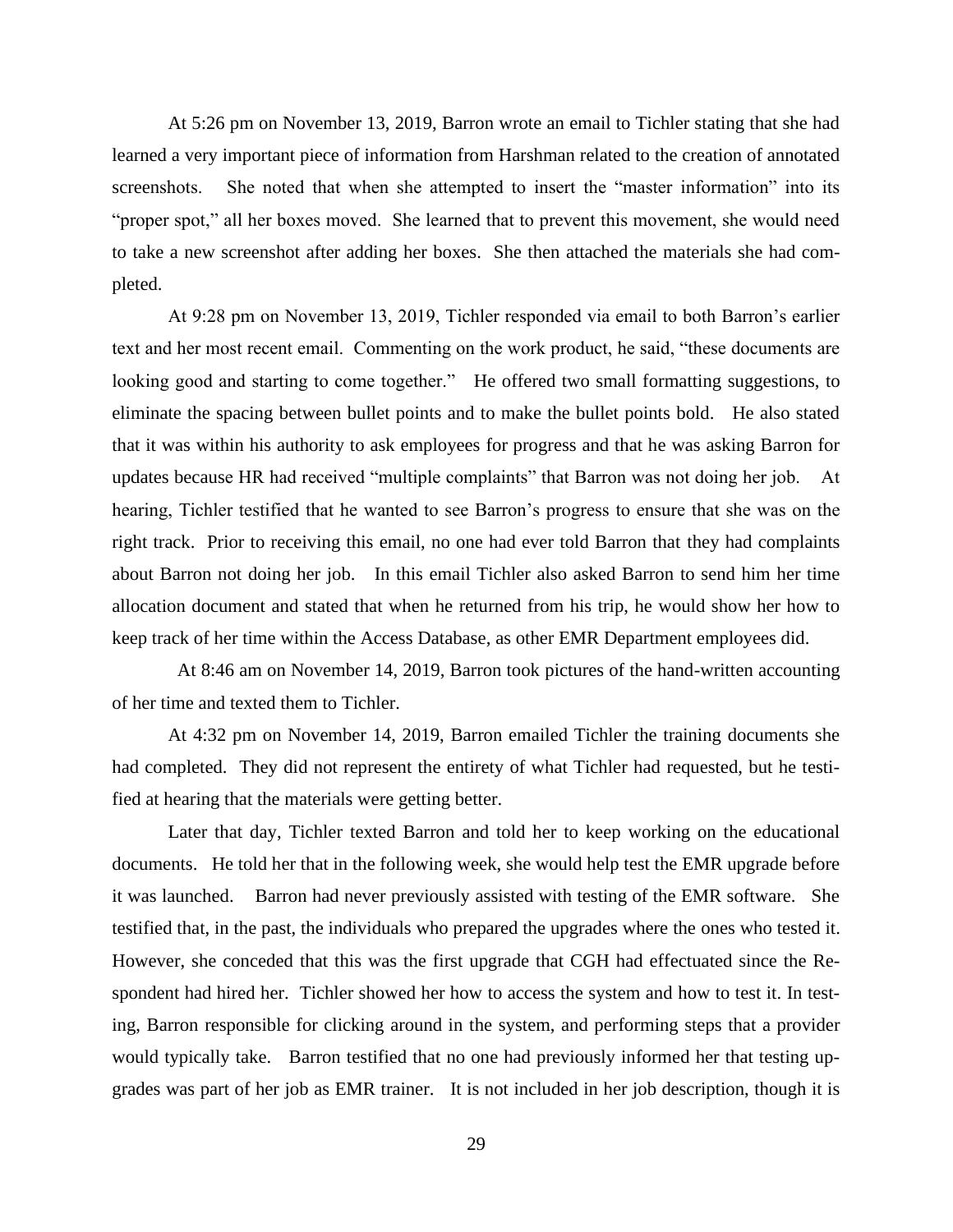At 5:26 pm on November 13, 2019, Barron wrote an email to Tichler stating that she had learned a very important piece of information from Harshman related to the creation of annotated screenshots. She noted that when she attempted to insert the "master information" into its "proper spot," all her boxes moved. She learned that to prevent this movement, she would need to take a new screenshot after adding her boxes. She then attached the materials she had completed.

At 9:28 pm on November 13, 2019, Tichler responded via email to both Barron's earlier text and her most recent email. Commenting on the work product, he said, "these documents are looking good and starting to come together." He offered two small formatting suggestions, to eliminate the spacing between bullet points and to make the bullet points bold. He also stated that it was within his authority to ask employees for progress and that he was asking Barron for updates because HR had received "multiple complaints" that Barron was not doing her job. At hearing, Tichler testified that he wanted to see Barron's progress to ensure that she was on the right track. Prior to receiving this email, no one had ever told Barron that they had complaints about Barron not doing her job. In this email Tichler also asked Barron to send him her time allocation document and stated that when he returned from his trip, he would show her how to keep track of her time within the Access Database, as other EMR Department employees did.

At 8:46 am on November 14, 2019, Barron took pictures of the hand-written accounting of her time and texted them to Tichler.

At 4:32 pm on November 14, 2019, Barron emailed Tichler the training documents she had completed. They did not represent the entirety of what Tichler had requested, but he testified at hearing that the materials were getting better.

Later that day, Tichler texted Barron and told her to keep working on the educational documents. He told her that in the following week, she would help test the EMR upgrade before it was launched. Barron had never previously assisted with testing of the EMR software. She testified that, in the past, the individuals who prepared the upgrades where the ones who tested it. However, she conceded that this was the first upgrade that CGH had effectuated since the Respondent had hired her. Tichler showed her how to access the system and how to test it. In testing, Barron responsible for clicking around in the system, and performing steps that a provider would typically take. Barron testified that no one had previously informed her that testing upgrades was part of her job as EMR trainer. It is not included in her job description, though it is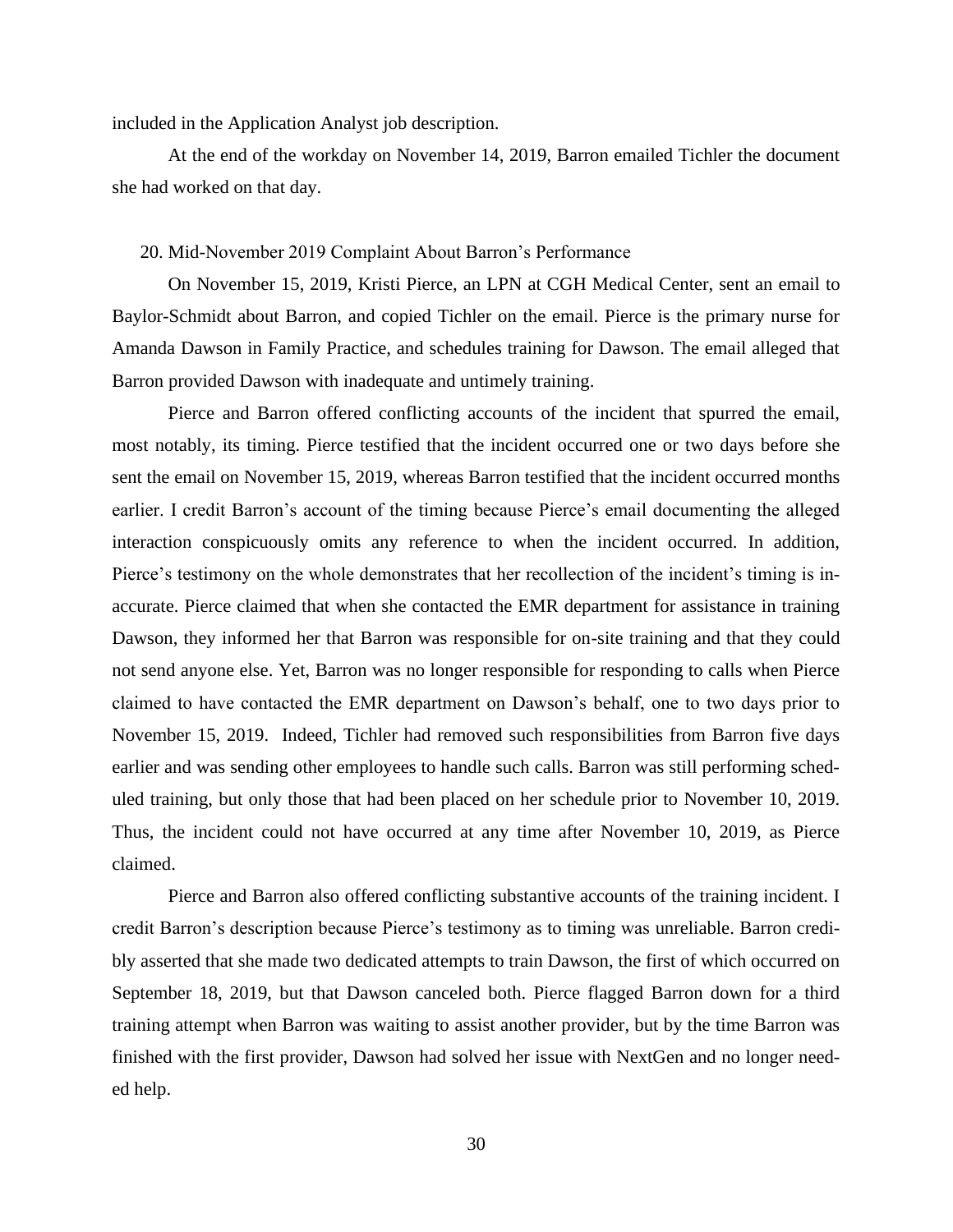included in the Application Analyst job description.

At the end of the workday on November 14, 2019, Barron emailed Tichler the document she had worked on that day.

20. Mid-November 2019 Complaint About Barron's Performance

On November 15, 2019, Kristi Pierce, an LPN at CGH Medical Center, sent an email to Baylor-Schmidt about Barron, and copied Tichler on the email. Pierce is the primary nurse for Amanda Dawson in Family Practice, and schedules training for Dawson. The email alleged that Barron provided Dawson with inadequate and untimely training.

Pierce and Barron offered conflicting accounts of the incident that spurred the email, most notably, its timing. Pierce testified that the incident occurred one or two days before she sent the email on November 15, 2019, whereas Barron testified that the incident occurred months earlier. I credit Barron's account of the timing because Pierce's email documenting the alleged interaction conspicuously omits any reference to when the incident occurred. In addition, Pierce's testimony on the whole demonstrates that her recollection of the incident's timing is inaccurate. Pierce claimed that when she contacted the EMR department for assistance in training Dawson, they informed her that Barron was responsible for on-site training and that they could not send anyone else. Yet, Barron was no longer responsible for responding to calls when Pierce claimed to have contacted the EMR department on Dawson's behalf, one to two days prior to November 15, 2019. Indeed, Tichler had removed such responsibilities from Barron five days earlier and was sending other employees to handle such calls. Barron was still performing scheduled training, but only those that had been placed on her schedule prior to November 10, 2019. Thus, the incident could not have occurred at any time after November 10, 2019, as Pierce claimed.

Pierce and Barron also offered conflicting substantive accounts of the training incident. I credit Barron's description because Pierce's testimony as to timing was unreliable. Barron credibly asserted that she made two dedicated attempts to train Dawson, the first of which occurred on September 18, 2019, but that Dawson canceled both. Pierce flagged Barron down for a third training attempt when Barron was waiting to assist another provider, but by the time Barron was finished with the first provider, Dawson had solved her issue with NextGen and no longer needed help.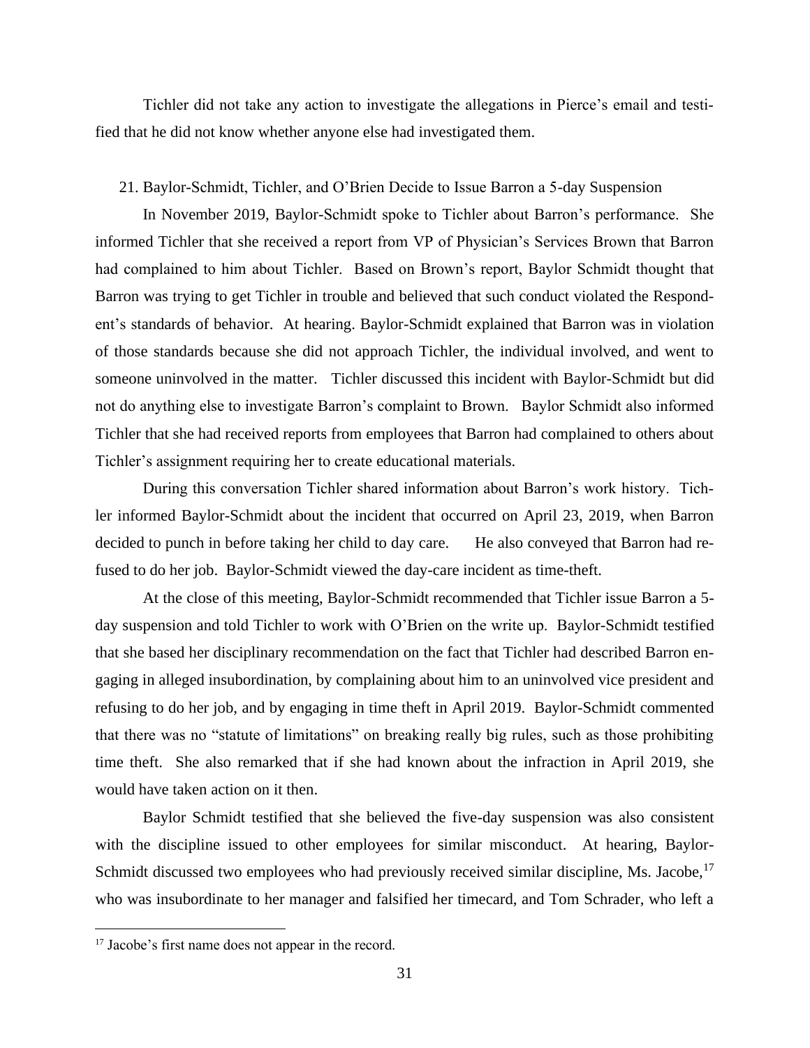Tichler did not take any action to investigate the allegations in Pierce's email and testified that he did not know whether anyone else had investigated them.

21. Baylor-Schmidt, Tichler, and O'Brien Decide to Issue Barron a 5-day Suspension

In November 2019, Baylor-Schmidt spoke to Tichler about Barron's performance. She informed Tichler that she received a report from VP of Physician's Services Brown that Barron had complained to him about Tichler. Based on Brown's report, Baylor Schmidt thought that Barron was trying to get Tichler in trouble and believed that such conduct violated the Respondent's standards of behavior. At hearing. Baylor-Schmidt explained that Barron was in violation of those standards because she did not approach Tichler, the individual involved, and went to someone uninvolved in the matter. Tichler discussed this incident with Baylor-Schmidt but did not do anything else to investigate Barron's complaint to Brown. Baylor Schmidt also informed Tichler that she had received reports from employees that Barron had complained to others about Tichler's assignment requiring her to create educational materials.

During this conversation Tichler shared information about Barron's work history. Tichler informed Baylor-Schmidt about the incident that occurred on April 23, 2019, when Barron decided to punch in before taking her child to day care. He also conveyed that Barron had refused to do her job. Baylor-Schmidt viewed the day-care incident as time-theft.

At the close of this meeting, Baylor-Schmidt recommended that Tichler issue Barron a 5-day suspension and told Tichler to work with O'Brien on the write up. Baylor-Schmidt testified that she based her disciplinary recommendation on the fact that Tichler had described Barron engaging in alleged insubordination, by complaining about him to an uninvolved vice president and refusing to do her job, and by engaging in time theft in April 2019. Baylor-Schmidt commented that there was no "statute of limitations" on breaking really big rules, such as those prohibiting time theft. She also remarked that if she had known about the infraction in April 2019, she would have taken action on it then.

Baylor Schmidt testified that she believed the five-day suspension was also consistent with the discipline issued to other employees for similar misconduct. At hearing, Baylor-Schmidt discussed two employees who had previously received similar discipline, Ms. Jacobe,[17] who was insubordinate to her manager and falsified her timecard, and Tom Schrader, who left a

[17] Jacobe's first name does not appear in the record.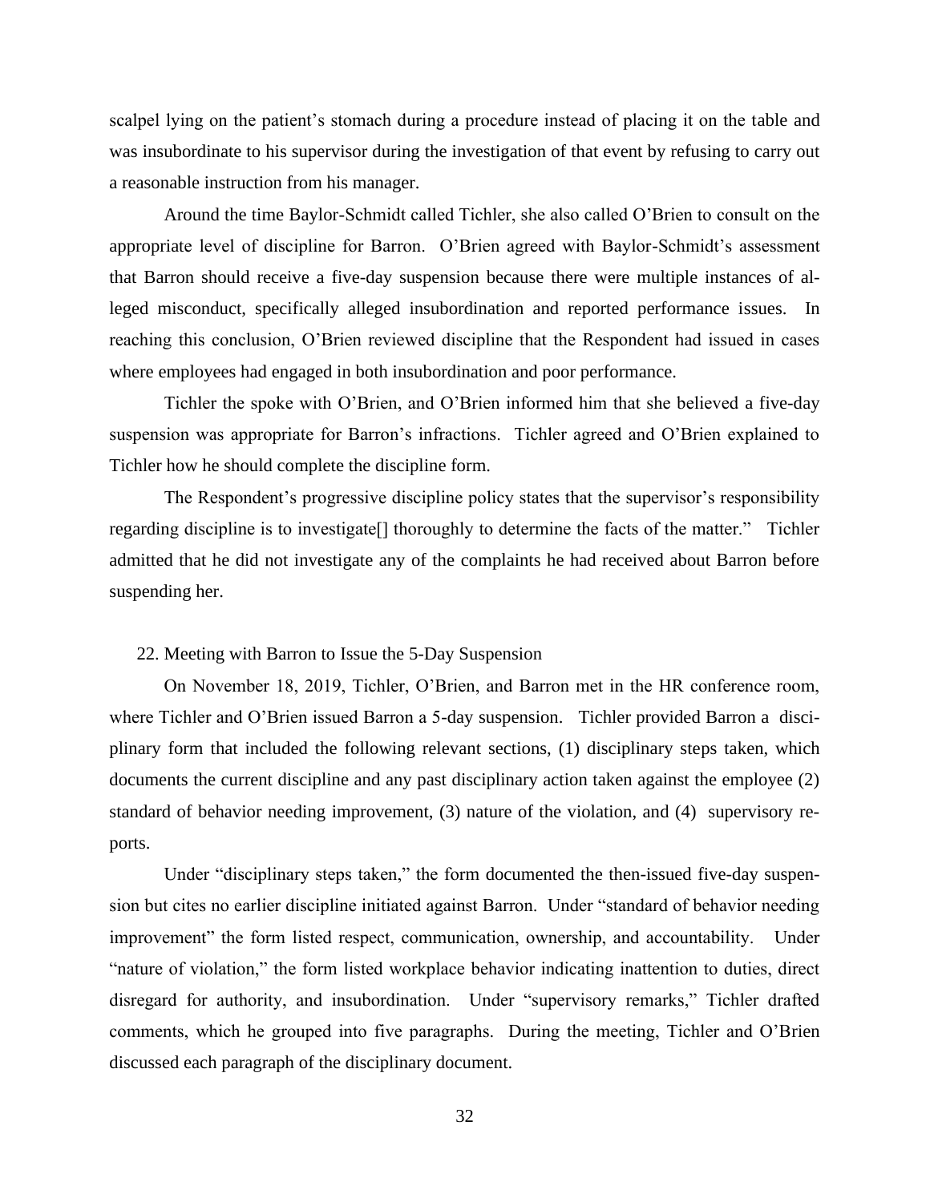scalpel lying on the patient's stomach during a procedure instead of placing it on the table and was insubordinate to his supervisor during the investigation of that event by refusing to carry out a reasonable instruction from his manager.

Around the time Baylor-Schmidt called Tichler, she also called O'Brien to consult on the appropriate level of discipline for Barron. O'Brien agreed with Baylor-Schmidt's assessment that Barron should receive a five-day suspension because there were multiple instances of alleged misconduct, specifically alleged insubordination and reported performance issues. In reaching this conclusion, O'Brien reviewed discipline that the Respondent had issued in cases where employees had engaged in both insubordination and poor performance.

Tichler the spoke with O'Brien, and O'Brien informed him that she believed a five-day suspension was appropriate for Barron's infractions. Tichler agreed and O'Brien explained to Tichler how he should complete the discipline form.

The Respondent's progressive discipline policy states that the supervisor's responsibility regarding discipline is to investigate[] thoroughly to determine the facts of the matter." Tichler admitted that he did not investigate any of the complaints he had received about Barron before suspending her.

22. Meeting with Barron to Issue the 5-Day Suspension

On November 18, 2019, Tichler, O'Brien, and Barron met in the HR conference room, where Tichler and O'Brien issued Barron a 5-day suspension. Tichler provided Barron a disciplinary form that included the following relevant sections, (1) disciplinary steps taken, which documents the current discipline and any past disciplinary action taken against the employee (2) standard of behavior needing improvement, (3) nature of the violation, and (4) supervisory reports.

Under "disciplinary steps taken," the form documented the then-issued five-day suspension but cites no earlier discipline initiated against Barron. Under "standard of behavior needing improvement" the form listed respect, communication, ownership, and accountability. Under "nature of violation," the form listed workplace behavior indicating inattention to duties, direct disregard for authority, and insubordination. Under "supervisory remarks," Tichler drafted comments, which he grouped into five paragraphs. During the meeting, Tichler and O'Brien discussed each paragraph of the disciplinary document.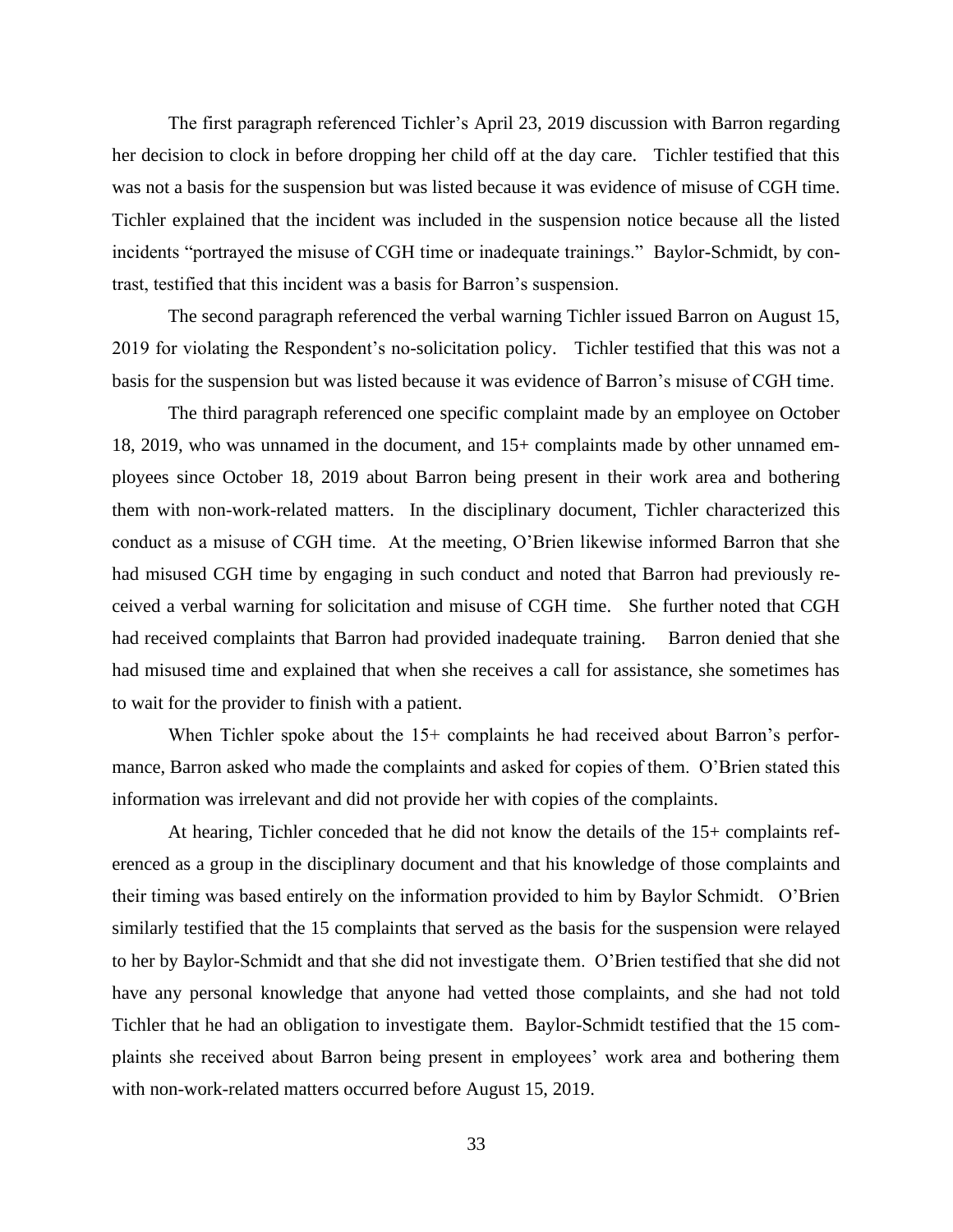The first paragraph referenced Tichler's April 23, 2019 discussion with Barron regarding her decision to clock in before dropping her child off at the day care. Tichler testified that this was not a basis for the suspension but was listed because it was evidence of misuse of CGH time. Tichler explained that the incident was included in the suspension notice because all the listed incidents "portrayed the misuse of CGH time or inadequate trainings." Baylor-Schmidt, by contrast, testified that this incident was a basis for Barron's suspension.

The second paragraph referenced the verbal warning Tichler issued Barron on August 15, 2019 for violating the Respondent's no-solicitation policy. Tichler testified that this was not a basis for the suspension but was listed because it was evidence of Barron's misuse of CGH time.

The third paragraph referenced one specific complaint made by an employee on October 18, 2019, who was unnamed in the document, and 15+ complaints made by other unnamed employees since October 18, 2019 about Barron being present in their work area and bothering them with non-work-related matters. In the disciplinary document, Tichler characterized this conduct as a misuse of CGH time. At the meeting, O'Brien likewise informed Barron that she had misused CGH time by engaging in such conduct and noted that Barron had previously received a verbal warning for solicitation and misuse of CGH time. She further noted that CGH had received complaints that Barron had provided inadequate training. Barron denied that she had misused time and explained that when she receives a call for assistance, she sometimes has to wait for the provider to finish with a patient.

When Tichler spoke about the 15+ complaints he had received about Barron's performance, Barron asked who made the complaints and asked for copies of them. O'Brien stated this information was irrelevant and did not provide her with copies of the complaints.

At hearing, Tichler conceded that he did not know the details of the 15+ complaints referenced as a group in the disciplinary document and that his knowledge of those complaints and their timing was based entirely on the information provided to him by Baylor Schmidt. O'Brien similarly testified that the 15 complaints that served as the basis for the suspension were relayed to her by Baylor-Schmidt and that she did not investigate them. O'Brien testified that she did not have any personal knowledge that anyone had vetted those complaints, and she had not told Tichler that he had an obligation to investigate them. Baylor-Schmidt testified that the 15 complaints she received about Barron being present in employees' work area and bothering them with non-work-related matters occurred before August 15, 2019.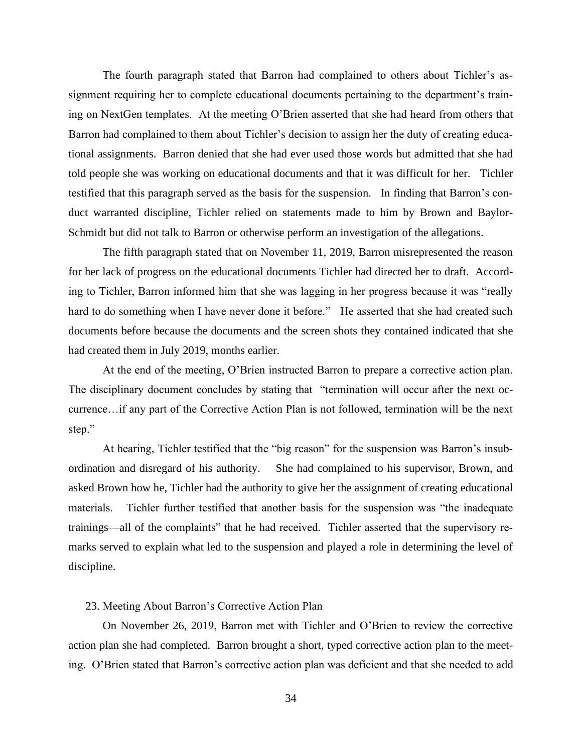The fourth paragraph stated that Barron had complained to others about Tichler's assignment requiring her to complete educational documents pertaining to the department's training on NextGen templates. At the meeting O'Brien asserted that she had heard from others that Barron had complained to them about Tichler's decision to assign her the duty of creating educational assignments. Barron denied that she had ever used those words but admitted that she had told people she was working on educational documents and that it was difficult for her. Tichler testified that this paragraph served as the basis for the suspension. In finding that Barron's conduct warranted discipline, Tichler relied on statements made to him by Brown and Baylor-Schmidt but did not talk to Barron or otherwise perform an investigation of the allegations.

The fifth paragraph stated that on November 11, 2019, Barron misrepresented the reason for her lack of progress on the educational documents Tichler had directed her to draft. According to Tichler, Barron informed him that she was lagging in her progress because it was "really hard to do something when I have never done it before." He asserted that she had created such documents before because the documents and the screen shots they contained indicated that she had created them in July 2019, months earlier.

At the end of the meeting, O'Brien instructed Barron to prepare a corrective action plan. The disciplinary document concludes by stating that "termination will occur after the next occurrence…if any part of the Corrective Action Plan is not followed, termination will be the next step."

At hearing, Tichler testified that the "big reason" for the suspension was Barron's insubordination and disregard of his authority. She had complained to his supervisor, Brown, and asked Brown how he, Tichler had the authority to give her the assignment of creating educational materials. Tichler further testified that another basis for the suspension was "the inadequate trainings—all of the complaints" that he had received. Tichler asserted that the supervisory remarks served to explain what led to the suspension and played a role in determining the level of discipline.

23. Meeting About Barron's Corrective Action Plan

On November 26, 2019, Barron met with Tichler and O'Brien to review the corrective action plan she had completed. Barron brought a short, typed corrective action plan to the meeting. O'Brien stated that Barron's corrective action plan was deficient and that she needed to add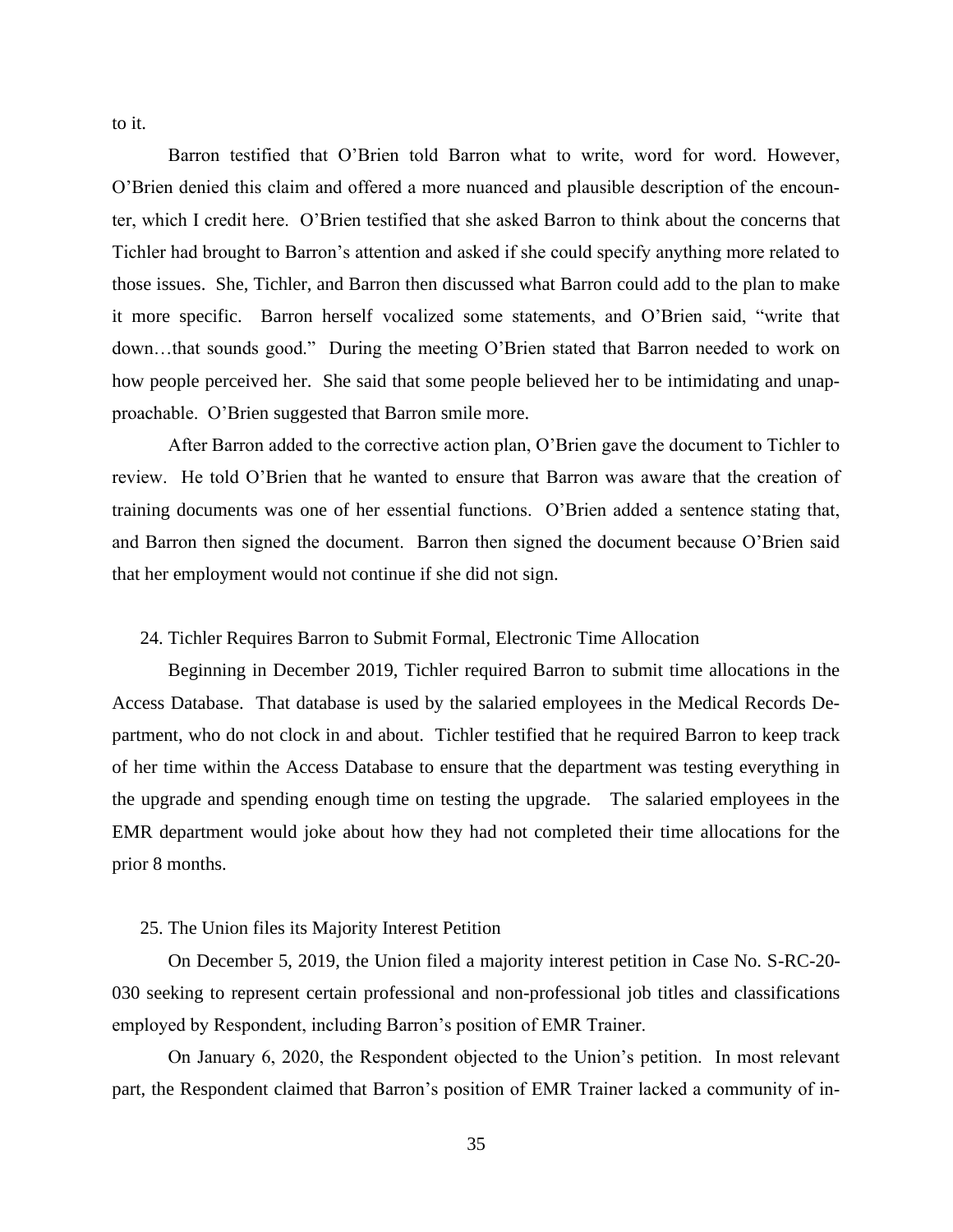to it.

Barron testified that O'Brien told Barron what to write, word for word. However, O'Brien denied this claim and offered a more nuanced and plausible description of the encounter, which I credit here. O'Brien testified that she asked Barron to think about the concerns that Tichler had brought to Barron's attention and asked if she could specify anything more related to those issues. She, Tichler, and Barron then discussed what Barron could add to the plan to make it more specific. Barron herself vocalized some statements, and O'Brien said, "write that down…that sounds good." During the meeting O'Brien stated that Barron needed to work on how people perceived her. She said that some people believed her to be intimidating and unapproachable. O'Brien suggested that Barron smile more.

After Barron added to the corrective action plan, O'Brien gave the document to Tichler to review. He told O'Brien that he wanted to ensure that Barron was aware that the creation of training documents was one of her essential functions. O'Brien added a sentence stating that, and Barron then signed the document. Barron then signed the document because O'Brien said that her employment would not continue if she did not sign.

24. Tichler Requires Barron to Submit Formal, Electronic Time Allocation

Beginning in December 2019, Tichler required Barron to submit time allocations in the Access Database. That database is used by the salaried employees in the Medical Records Department, who do not clock in and about. Tichler testified that he required Barron to keep track of her time within the Access Database to ensure that the department was testing everything in the upgrade and spending enough time on testing the upgrade. The salaried employees in the EMR department would joke about how they had not completed their time allocations for the prior 8 months.

25. The Union files its Majority Interest Petition

On December 5, 2019, the Union filed a majority interest petition in Case No. S-RC-20-030 seeking to represent certain professional and non-professional job titles and classifications employed by Respondent, including Barron's position of EMR Trainer.

On January 6, 2020, the Respondent objected to the Union's petition. In most relevant part, the Respondent claimed that Barron's position of EMR Trainer lacked a community of in-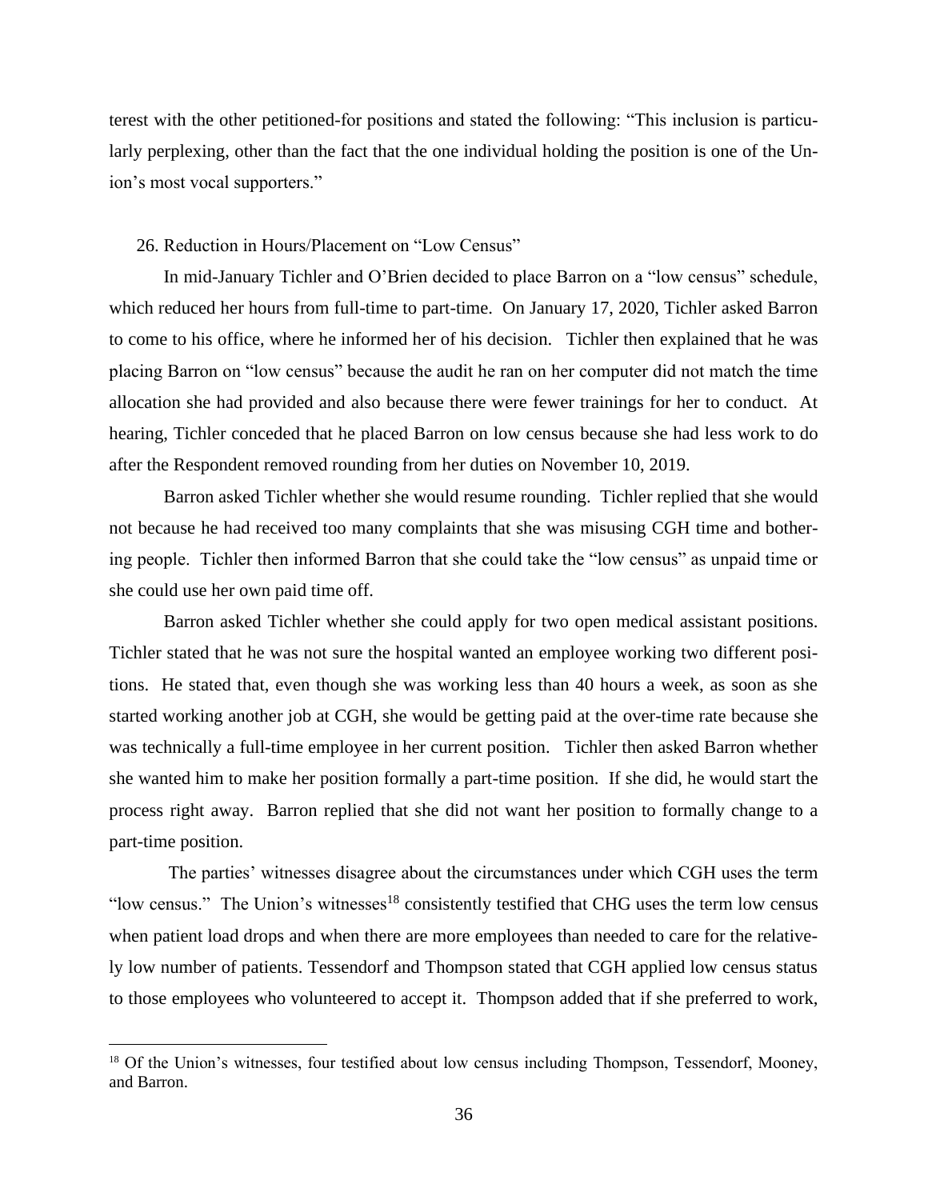terest with the other petitioned-for positions and stated the following: "This inclusion is particularly perplexing, other than the fact that the one individual holding the position is one of the Union's most vocal supporters."

26. Reduction in Hours/Placement on "Low Census"

In mid-January Tichler and O'Brien decided to place Barron on a "low census" schedule, which reduced her hours from full-time to part-time. On January 17, 2020, Tichler asked Barron to come to his office, where he informed her of his decision. Tichler then explained that he was placing Barron on "low census" because the audit he ran on her computer did not match the time allocation she had provided and also because there were fewer trainings for her to conduct. At hearing, Tichler conceded that he placed Barron on low census because she had less work to do after the Respondent removed rounding from her duties on November 10, 2019.

Barron asked Tichler whether she would resume rounding. Tichler replied that she would not because he had received too many complaints that she was misusing CGH time and bothering people. Tichler then informed Barron that she could take the "low census" as unpaid time or she could use her own paid time off.

Barron asked Tichler whether she could apply for two open medical assistant positions. Tichler stated that he was not sure the hospital wanted an employee working two different positions. He stated that, even though she was working less than 40 hours a week, as soon as she started working another job at CGH, she would be getting paid at the over-time rate because she was technically a full-time employee in her current position. Tichler then asked Barron whether she wanted him to make her position formally a part-time position. If she did, he would start the process right away. Barron replied that she did not want her position to formally change to a part-time position.

The parties' witnesses disagree about the circumstances under which CGH uses the term "low census." The Union's witnesses[18] consistently testified that CHG uses the term low census when patient load drops and when there are more employees than needed to care for the relatively low number of patients. Tessendorf and Thompson stated that CGH applied low census status to those employees who volunteered to accept it. Thompson added that if she preferred to work,

[18] Of the Union's witnesses, four testified about low census including Thompson, Tessendorf, Mooney, and Barron.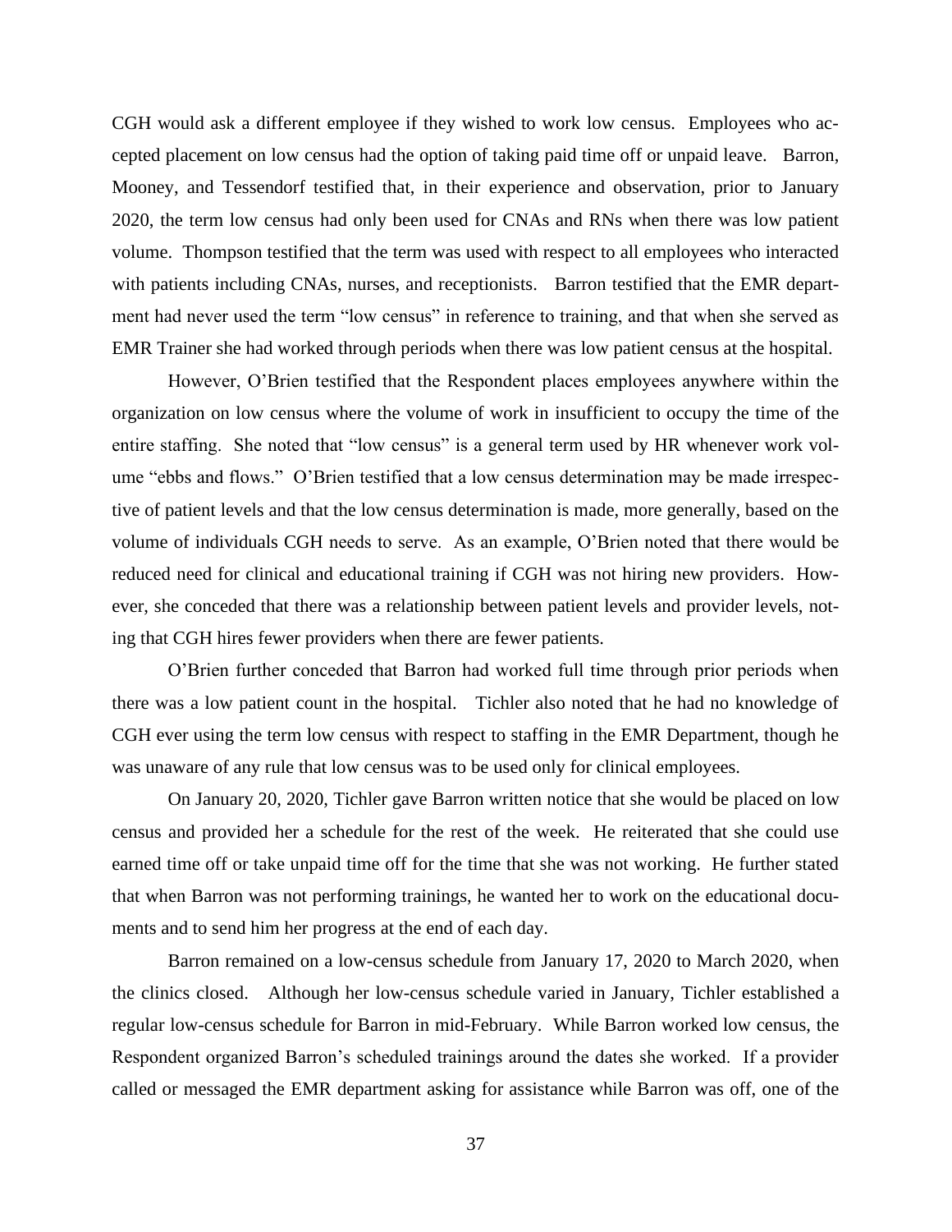CGH would ask a different employee if they wished to work low census. Employees who accepted placement on low census had the option of taking paid time off or unpaid leave. Barron, Mooney, and Tessendorf testified that, in their experience and observation, prior to January 2020, the term low census had only been used for CNAs and RNs when there was low patient volume. Thompson testified that the term was used with respect to all employees who interacted with patients including CNAs, nurses, and receptionists. Barron testified that the EMR department had never used the term "low census" in reference to training, and that when she served as EMR Trainer she had worked through periods when there was low patient census at the hospital.

However, O'Brien testified that the Respondent places employees anywhere within the organization on low census where the volume of work in insufficient to occupy the time of the entire staffing. She noted that "low census" is a general term used by HR whenever work volume "ebbs and flows." O'Brien testified that a low census determination may be made irrespective of patient levels and that the low census determination is made, more generally, based on the volume of individuals CGH needs to serve. As an example, O'Brien noted that there would be reduced need for clinical and educational training if CGH was not hiring new providers. However, she conceded that there was a relationship between patient levels and provider levels, noting that CGH hires fewer providers when there are fewer patients.

O'Brien further conceded that Barron had worked full time through prior periods when there was a low patient count in the hospital. Tichler also noted that he had no knowledge of CGH ever using the term low census with respect to staffing in the EMR Department, though he was unaware of any rule that low census was to be used only for clinical employees.

On January 20, 2020, Tichler gave Barron written notice that she would be placed on low census and provided her a schedule for the rest of the week. He reiterated that she could use earned time off or take unpaid time off for the time that she was not working. He further stated that when Barron was not performing trainings, he wanted her to work on the educational documents and to send him her progress at the end of each day.

Barron remained on a low-census schedule from January 17, 2020 to March 2020, when the clinics closed. Although her low-census schedule varied in January, Tichler established a regular low-census schedule for Barron in mid-February. While Barron worked low census, the Respondent organized Barron's scheduled trainings around the dates she worked. If a provider called or messaged the EMR department asking for assistance while Barron was off, one of the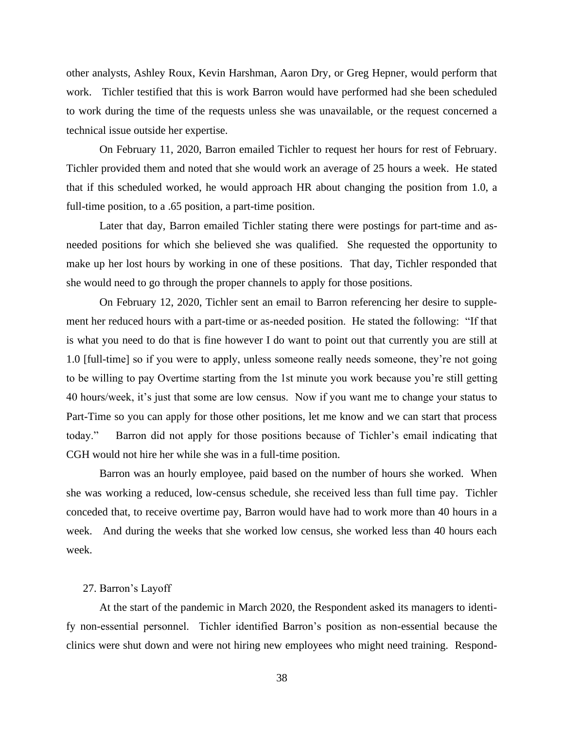other analysts, Ashley Roux, Kevin Harshman, Aaron Dry, or Greg Hepner, would perform that work. Tichler testified that this is work Barron would have performed had she been scheduled to work during the time of the requests unless she was unavailable, or the request concerned a technical issue outside her expertise.

On February 11, 2020, Barron emailed Tichler to request her hours for rest of February. Tichler provided them and noted that she would work an average of 25 hours a week. He stated that if this scheduled worked, he would approach HR about changing the position from 1.0, a full-time position, to a .65 position, a part-time position.

Later that day, Barron emailed Tichler stating there were postings for part-time and as-needed positions for which she believed she was qualified. She requested the opportunity to make up her lost hours by working in one of these positions. That day, Tichler responded that she would need to go through the proper channels to apply for those positions.

On February 12, 2020, Tichler sent an email to Barron referencing her desire to supplement her reduced hours with a part-time or as-needed position. He stated the following: "If that is what you need to do that is fine however I do want to point out that currently you are still at 1.0 [full-time] so if you were to apply, unless someone really needs someone, they're not going to be willing to pay Overtime starting from the 1st minute you work because you're still getting 40 hours/week, it's just that some are low census. Now if you want me to change your status to Part-Time so you can apply for those other positions, let me know and we can start that process today." Barron did not apply for those positions because of Tichler's email indicating that CGH would not hire her while she was in a full-time position.

Barron was an hourly employee, paid based on the number of hours she worked. When she was working a reduced, low-census schedule, she received less than full time pay. Tichler conceded that, to receive overtime pay, Barron would have had to work more than 40 hours in a week. And during the weeks that she worked low census, she worked less than 40 hours each week.

27. Barron's Layoff

At the start of the pandemic in March 2020, the Respondent asked its managers to identify non-essential personnel. Tichler identified Barron's position as non-essential because the clinics were shut down and were not hiring new employees who might need training. Respond-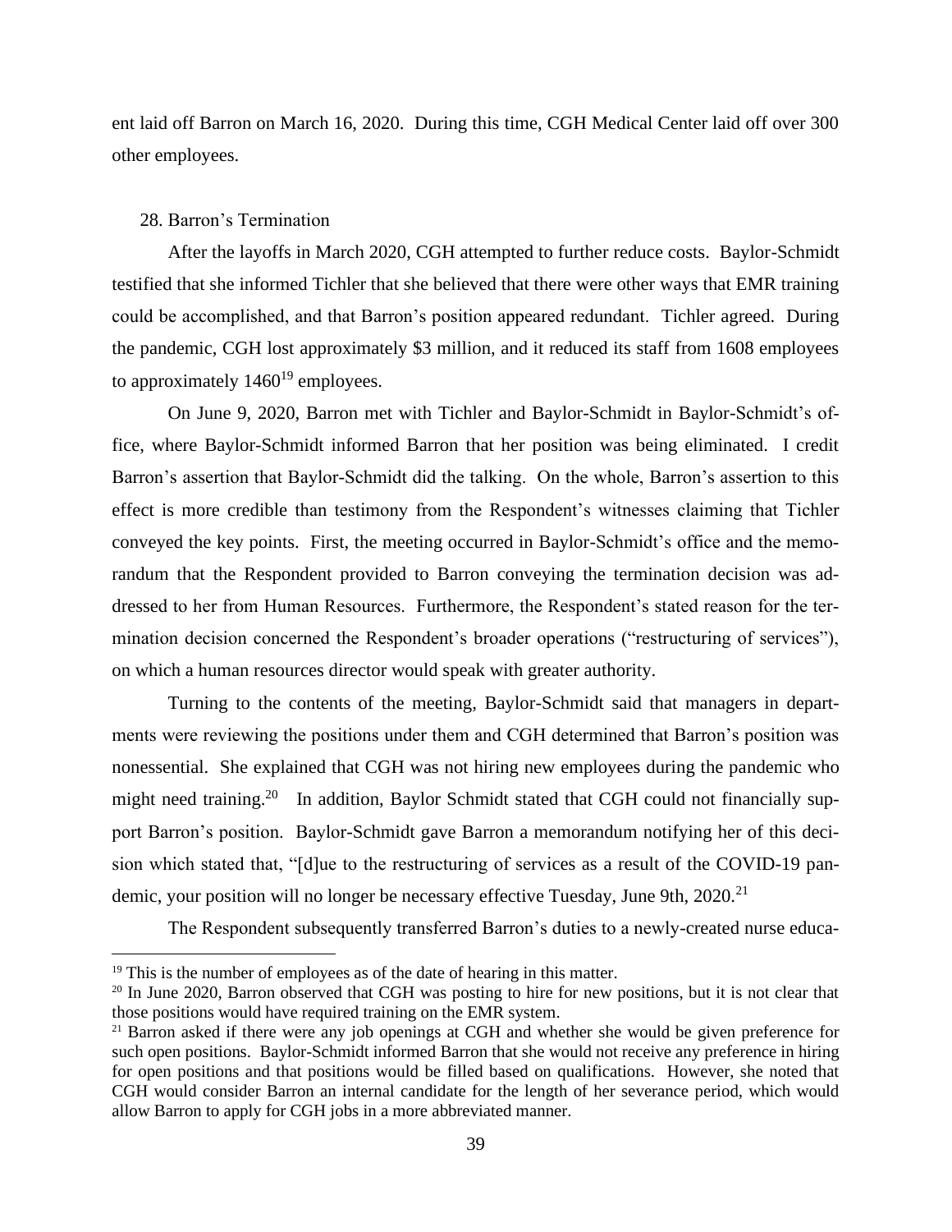ent laid off Barron on March 16, 2020. During this time, CGH Medical Center laid off over 300 other employees.

28. Barron's Termination

After the layoffs in March 2020, CGH attempted to further reduce costs. Baylor-Schmidt testified that she informed Tichler that she believed that there were other ways that EMR training could be accomplished, and that Barron's position appeared redundant. Tichler agreed. During the pandemic, CGH lost approximately $3 million, and it reduced its staff from 1608 employees to approximately 1460[19] employees.

On June 9, 2020, Barron met with Tichler and Baylor-Schmidt in Baylor-Schmidt's office, where Baylor-Schmidt informed Barron that her position was being eliminated. I credit Barron's assertion that Baylor-Schmidt did the talking. On the whole, Barron's assertion to this effect is more credible than testimony from the Respondent's witnesses claiming that Tichler conveyed the key points. First, the meeting occurred in Baylor-Schmidt's office and the memorandum that the Respondent provided to Barron conveying the termination decision was addressed to her from Human Resources. Furthermore, the Respondent's stated reason for the termination decision concerned the Respondent's broader operations ("restructuring of services"), on which a human resources director would speak with greater authority.

Turning to the contents of the meeting, Baylor-Schmidt said that managers in departments were reviewing the positions under them and CGH determined that Barron's position was nonessential. She explained that CGH was not hiring new employees during the pandemic who might need training.[20] In addition, Baylor Schmidt stated that CGH could not financially support Barron's position. Baylor-Schmidt gave Barron a memorandum notifying her of this decision which stated that, "[d]ue to the restructuring of services as a result of the COVID-19 pandemic, your position will no longer be necessary effective Tuesday, June 9th, 2020.[21]

The Respondent subsequently transferred Barron's duties to a newly-created nurse educa-

---

[19] This is the number of employees as of the date of hearing in this matter.

[20] In June 2020, Barron observed that CGH was posting to hire for new positions, but it is not clear that those positions would have required training on the EMR system.

[21] Barron asked if there were any job openings at CGH and whether she would be given preference for such open positions. Baylor-Schmidt informed Barron that she would not receive any preference in hiring for open positions and that positions would be filled based on qualifications. However, she noted that CGH would consider Barron an internal candidate for the length of her severance period, which would allow Barron to apply for CGH jobs in a more abbreviated manner.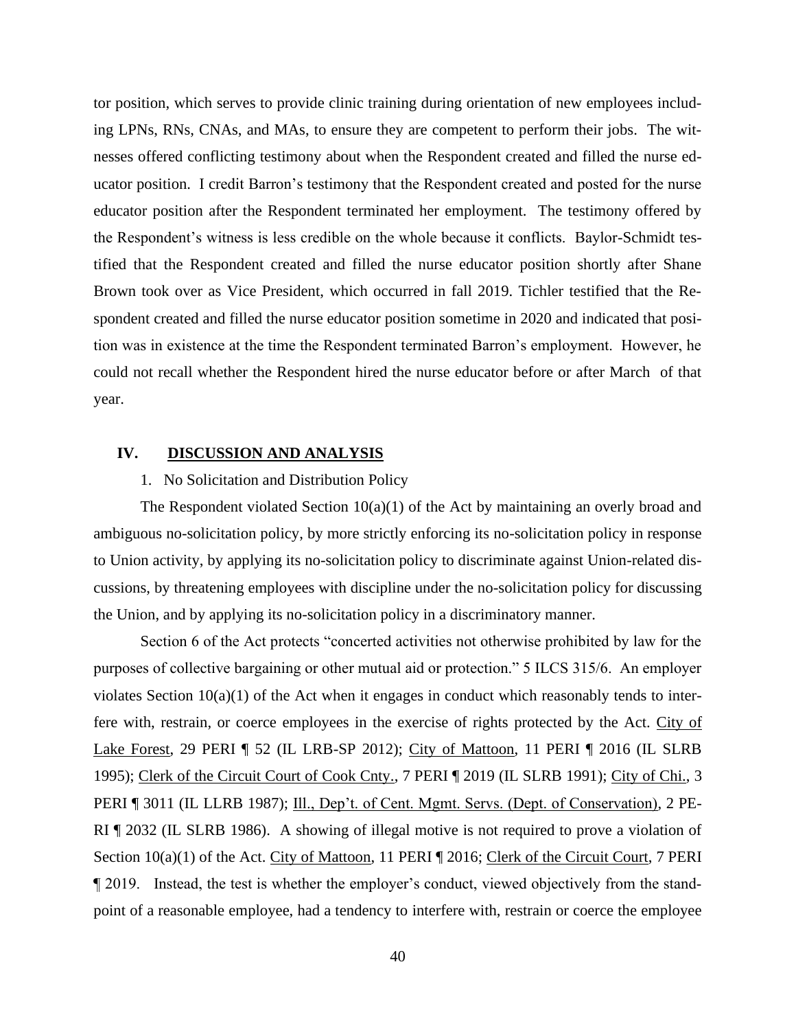tor position, which serves to provide clinic training during orientation of new employees including LPNs, RNs, CNAs, and MAs, to ensure they are competent to perform their jobs. The witnesses offered conflicting testimony about when the Respondent created and filled the nurse educator position. I credit Barron's testimony that the Respondent created and posted for the nurse educator position after the Respondent terminated her employment. The testimony offered by the Respondent's witness is less credible on the whole because it conflicts. Baylor-Schmidt testified that the Respondent created and filled the nurse educator position shortly after Shane Brown took over as Vice President, which occurred in fall 2019. Tichler testified that the Respondent created and filled the nurse educator position sometime in 2020 and indicated that position was in existence at the time the Respondent terminated Barron's employment. However, he could not recall whether the Respondent hired the nurse educator before or after March of that year.

## IV. <u>DISCUSSION AND ANALYSIS</u>

1. No Solicitation and Distribution Policy

The Respondent violated Section 10(a)(1) of the Act by maintaining an overly broad and ambiguous no-solicitation policy, by more strictly enforcing its no-solicitation policy in response to Union activity, by applying its no-solicitation policy to discriminate against Union-related discussions, by threatening employees with discipline under the no-solicitation policy for discussing the Union, and by applying its no-solicitation policy in a discriminatory manner.

Section 6 of the Act protects "concerted activities not otherwise prohibited by law for the purposes of collective bargaining or other mutual aid or protection." 5 ILCS 315/6. An employer violates Section 10(a)(1) of the Act when it engages in conduct which reasonably tends to interfere with, restrain, or coerce employees in the exercise of rights protected by the Act. <u>City of Lake Forest</u>, 29 PERI ¶ 52 (IL LRB-SP 2012); <u>City of Mattoon</u>, 11 PERI ¶ 2016 (IL SLRB 1995); <u>Clerk of the Circuit Court of Cook Cnty.</u>, 7 PERI ¶ 2019 (IL SLRB 1991); <u>City of Chi.</u>, 3 PERI ¶ 3011 (IL LLRB 1987); <u>Ill., Dep't. of Cent. Mgmt. Servs. (Dept. of Conservation)</u>, 2 PERI ¶ 2032 (IL SLRB 1986). A showing of illegal motive is not required to prove a violation of Section 10(a)(1) of the Act. <u>City of Mattoon</u>, 11 PERI ¶ 2016; <u>Clerk of the Circuit Court</u>, 7 PERI ¶ 2019. Instead, the test is whether the employer's conduct, viewed objectively from the standpoint of a reasonable employee, had a tendency to interfere with, restrain or coerce the employee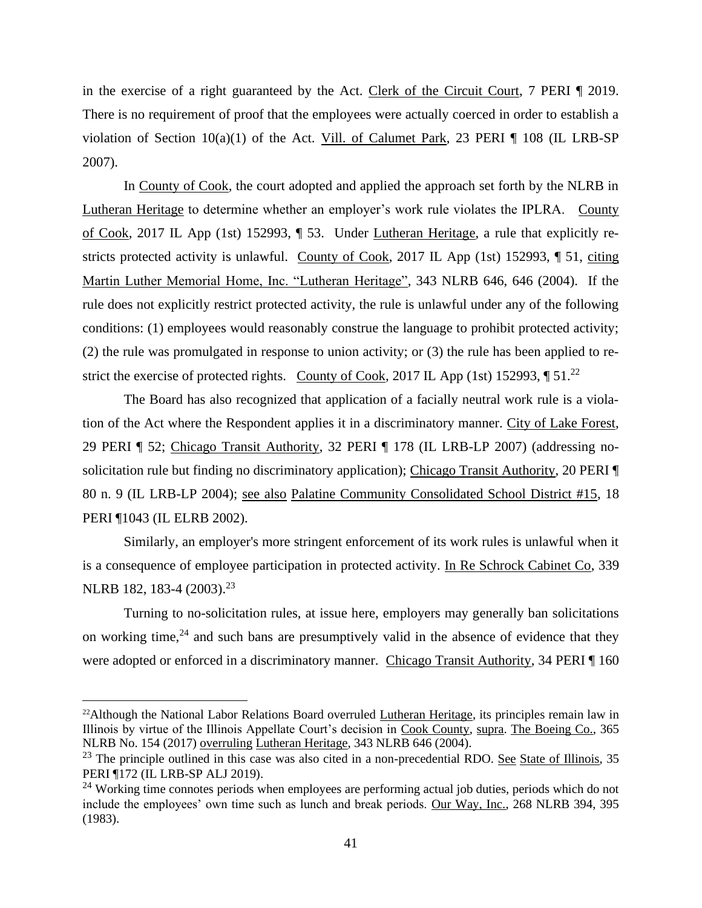in the exercise of a right guaranteed by the Act. Clerk of the Circuit Court, 7 PERI ¶ 2019. There is no requirement of proof that the employees were actually coerced in order to establish a violation of Section 10(a)(1) of the Act. Vill. of Calumet Park, 23 PERI ¶ 108 (IL LRB-SP 2007).

In County of Cook, the court adopted and applied the approach set forth by the NLRB in Lutheran Heritage to determine whether an employer's work rule violates the IPLRA. County of Cook, 2017 IL App (1st) 152993, ¶ 53. Under Lutheran Heritage, a rule that explicitly restricts protected activity is unlawful. County of Cook, 2017 IL App (1st) 152993, ¶ 51, citing Martin Luther Memorial Home, Inc. "Lutheran Heritage", 343 NLRB 646, 646 (2004). If the rule does not explicitly restrict protected activity, the rule is unlawful under any of the following conditions: (1) employees would reasonably construe the language to prohibit protected activity; (2) the rule was promulgated in response to union activity; or (3) the rule has been applied to restrict the exercise of protected rights. County of Cook, 2017 IL App (1st) 152993, ¶ 51.[22]

The Board has also recognized that application of a facially neutral work rule is a violation of the Act where the Respondent applies it in a discriminatory manner. City of Lake Forest, 29 PERI ¶ 52; Chicago Transit Authority, 32 PERI ¶ 178 (IL LRB-LP 2007) (addressing no-solicitation rule but finding no discriminatory application); Chicago Transit Authority, 20 PERI ¶ 80 n. 9 (IL LRB-LP 2004); see also Palatine Community Consolidated School District #15, 18 PERI ¶1043 (IL ELRB 2002).

Similarly, an employer's more stringent enforcement of its work rules is unlawful when it is a consequence of employee participation in protected activity. In Re Schrock Cabinet Co, 339 NLRB 182, 183-4 (2003).[23]

Turning to no-solicitation rules, at issue here, employers may generally ban solicitations on working time,[24] and such bans are presumptively valid in the absence of evidence that they were adopted or enforced in a discriminatory manner. Chicago Transit Authority, 34 PERI ¶ 160

---

[22] Although the National Labor Relations Board overruled Lutheran Heritage, its principles remain law in Illinois by virtue of the Illinois Appellate Court's decision in Cook County, supra. The Boeing Co., 365 NLRB No. 154 (2017) overruling Lutheran Heritage, 343 NLRB 646 (2004).

[23] The principle outlined in this case was also cited in a non-precedential RDO. See State of Illinois, 35 PERI ¶172 (IL LRB-SP ALJ 2019).

[24] Working time connotes periods when employees are performing actual job duties, periods which do not include the employees' own time such as lunch and break periods. Our Way, Inc., 268 NLRB 394, 395 (1983).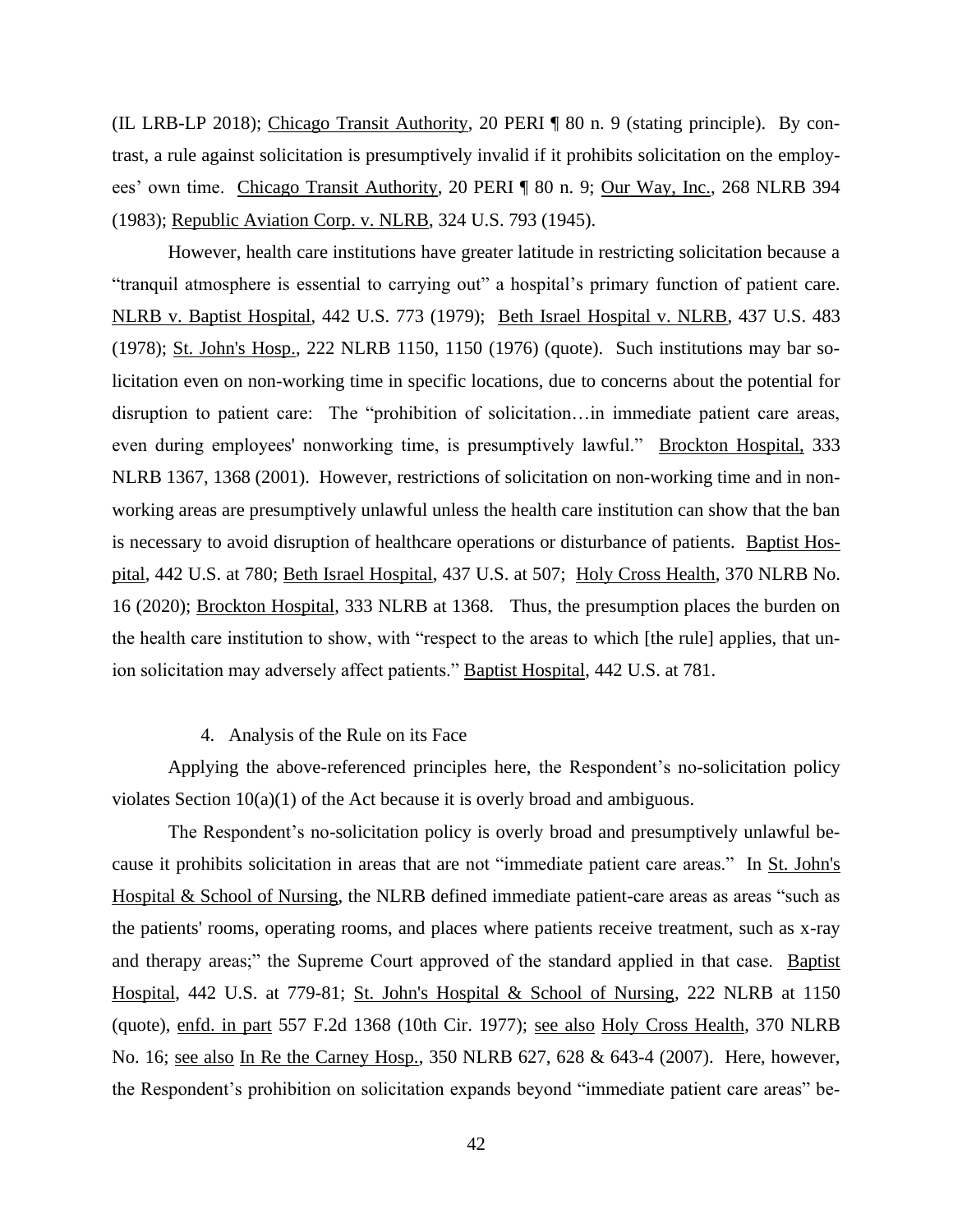(IL LRB-LP 2018); Chicago Transit Authority, 20 PERI ¶ 80 n. 9 (stating principle). By contrast, a rule against solicitation is presumptively invalid if it prohibits solicitation on the employees' own time. Chicago Transit Authority, 20 PERI ¶ 80 n. 9; Our Way, Inc., 268 NLRB 394 (1983); Republic Aviation Corp. v. NLRB, 324 U.S. 793 (1945).

However, health care institutions have greater latitude in restricting solicitation because a "tranquil atmosphere is essential to carrying out" a hospital's primary function of patient care. NLRB v. Baptist Hospital, 442 U.S. 773 (1979); Beth Israel Hospital v. NLRB, 437 U.S. 483 (1978); St. John's Hosp., 222 NLRB 1150, 1150 (1976) (quote). Such institutions may bar solicitation even on non-working time in specific locations, due to concerns about the potential for disruption to patient care: The "prohibition of solicitation…in immediate patient care areas, even during employees' nonworking time, is presumptively lawful." Brockton Hospital, 333 NLRB 1367, 1368 (2001). However, restrictions of solicitation on non-working time and in non-working areas are presumptively unlawful unless the health care institution can show that the ban is necessary to avoid disruption of healthcare operations or disturbance of patients. Baptist Hospital, 442 U.S. at 780; Beth Israel Hospital, 437 U.S. at 507; Holy Cross Health, 370 NLRB No. 16 (2020); Brockton Hospital, 333 NLRB at 1368. Thus, the presumption places the burden on the health care institution to show, with "respect to the areas to which [the rule] applies, that union solicitation may adversely affect patients." Baptist Hospital, 442 U.S. at 781.

4. Analysis of the Rule on its Face

Applying the above-referenced principles here, the Respondent's no-solicitation policy violates Section 10(a)(1) of the Act because it is overly broad and ambiguous.

The Respondent's no-solicitation policy is overly broad and presumptively unlawful because it prohibits solicitation in areas that are not "immediate patient care areas." In St. John's Hospital & School of Nursing, the NLRB defined immediate patient-care areas as areas "such as the patients' rooms, operating rooms, and places where patients receive treatment, such as x-ray and therapy areas;" the Supreme Court approved of the standard applied in that case. Baptist Hospital, 442 U.S. at 779-81; St. John's Hospital & School of Nursing, 222 NLRB at 1150 (quote), enfd. in part 557 F.2d 1368 (10th Cir. 1977); see also Holy Cross Health, 370 NLRB No. 16; see also In Re the Carney Hosp., 350 NLRB 627, 628 & 643-4 (2007). Here, however, the Respondent's prohibition on solicitation expands beyond "immediate patient care areas" be-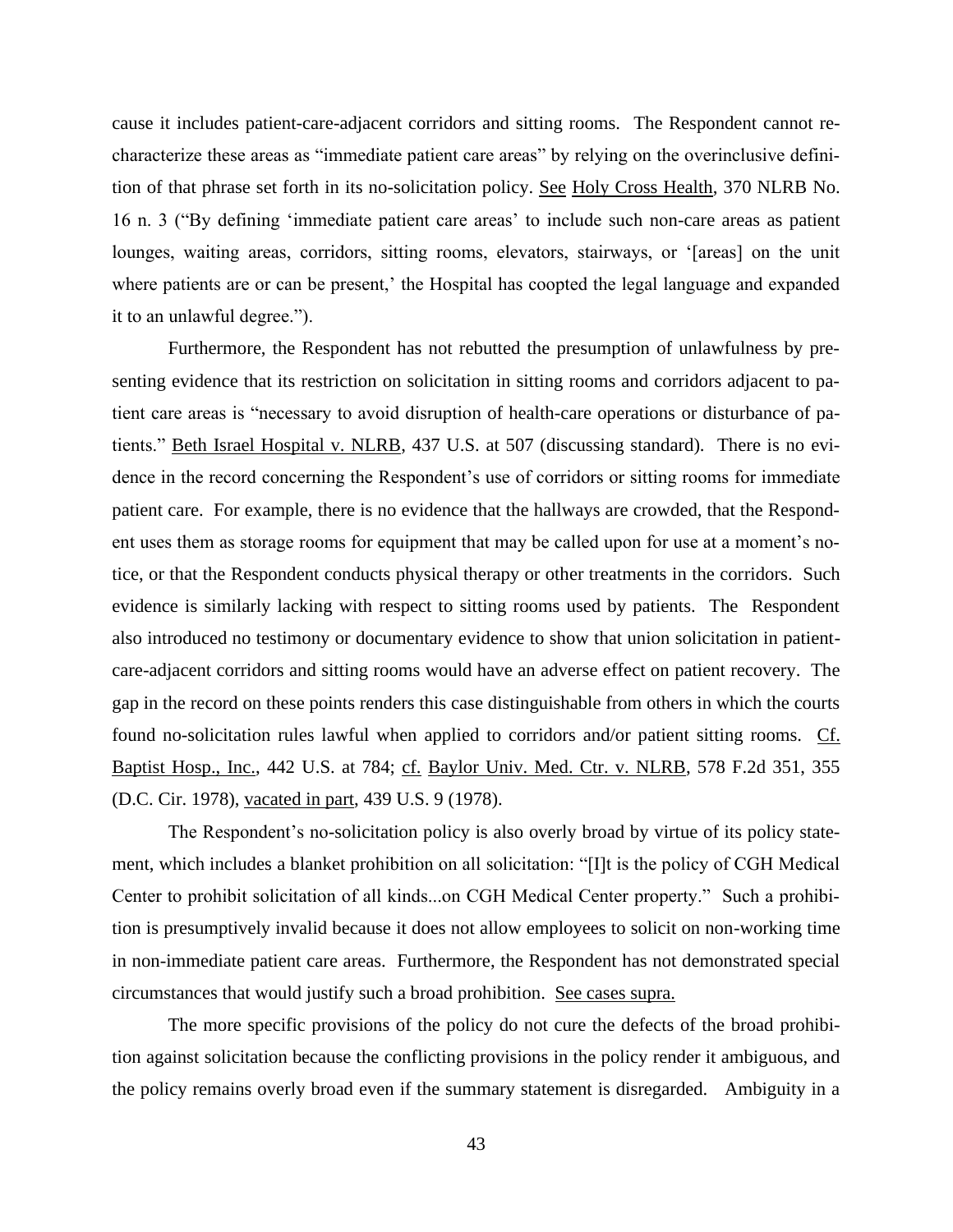cause it includes patient-care-adjacent corridors and sitting rooms. The Respondent cannot recharacterize these areas as "immediate patient care areas" by relying on the overinclusive definition of that phrase set forth in its no-solicitation policy. See Holy Cross Health, 370 NLRB No. 16 n. 3 ("By defining 'immediate patient care areas' to include such non-care areas as patient lounges, waiting areas, corridors, sitting rooms, elevators, stairways, or '[areas] on the unit where patients are or can be present,' the Hospital has coopted the legal language and expanded it to an unlawful degree.").

Furthermore, the Respondent has not rebutted the presumption of unlawfulness by presenting evidence that its restriction on solicitation in sitting rooms and corridors adjacent to patient care areas is "necessary to avoid disruption of health-care operations or disturbance of patients." Beth Israel Hospital v. NLRB, 437 U.S. at 507 (discussing standard). There is no evidence in the record concerning the Respondent's use of corridors or sitting rooms for immediate patient care. For example, there is no evidence that the hallways are crowded, that the Respondent uses them as storage rooms for equipment that may be called upon for use at a moment's notice, or that the Respondent conducts physical therapy or other treatments in the corridors. Such evidence is similarly lacking with respect to sitting rooms used by patients. The Respondent also introduced no testimony or documentary evidence to show that union solicitation in patient-care-adjacent corridors and sitting rooms would have an adverse effect on patient recovery. The gap in the record on these points renders this case distinguishable from others in which the courts found no-solicitation rules lawful when applied to corridors and/or patient sitting rooms. Cf. Baptist Hosp., Inc., 442 U.S. at 784; cf. Baylor Univ. Med. Ctr. v. NLRB, 578 F.2d 351, 355 (D.C. Cir. 1978), vacated in part, 439 U.S. 9 (1978).

The Respondent's no-solicitation policy is also overly broad by virtue of its policy statement, which includes a blanket prohibition on all solicitation: "[I]t is the policy of CGH Medical Center to prohibit solicitation of all kinds...on CGH Medical Center property." Such a prohibition is presumptively invalid because it does not allow employees to solicit on non-working time in non-immediate patient care areas. Furthermore, the Respondent has not demonstrated special circumstances that would justify such a broad prohibition. See cases supra.

The more specific provisions of the policy do not cure the defects of the broad prohibition against solicitation because the conflicting provisions in the policy render it ambiguous, and the policy remains overly broad even if the summary statement is disregarded. Ambiguity in a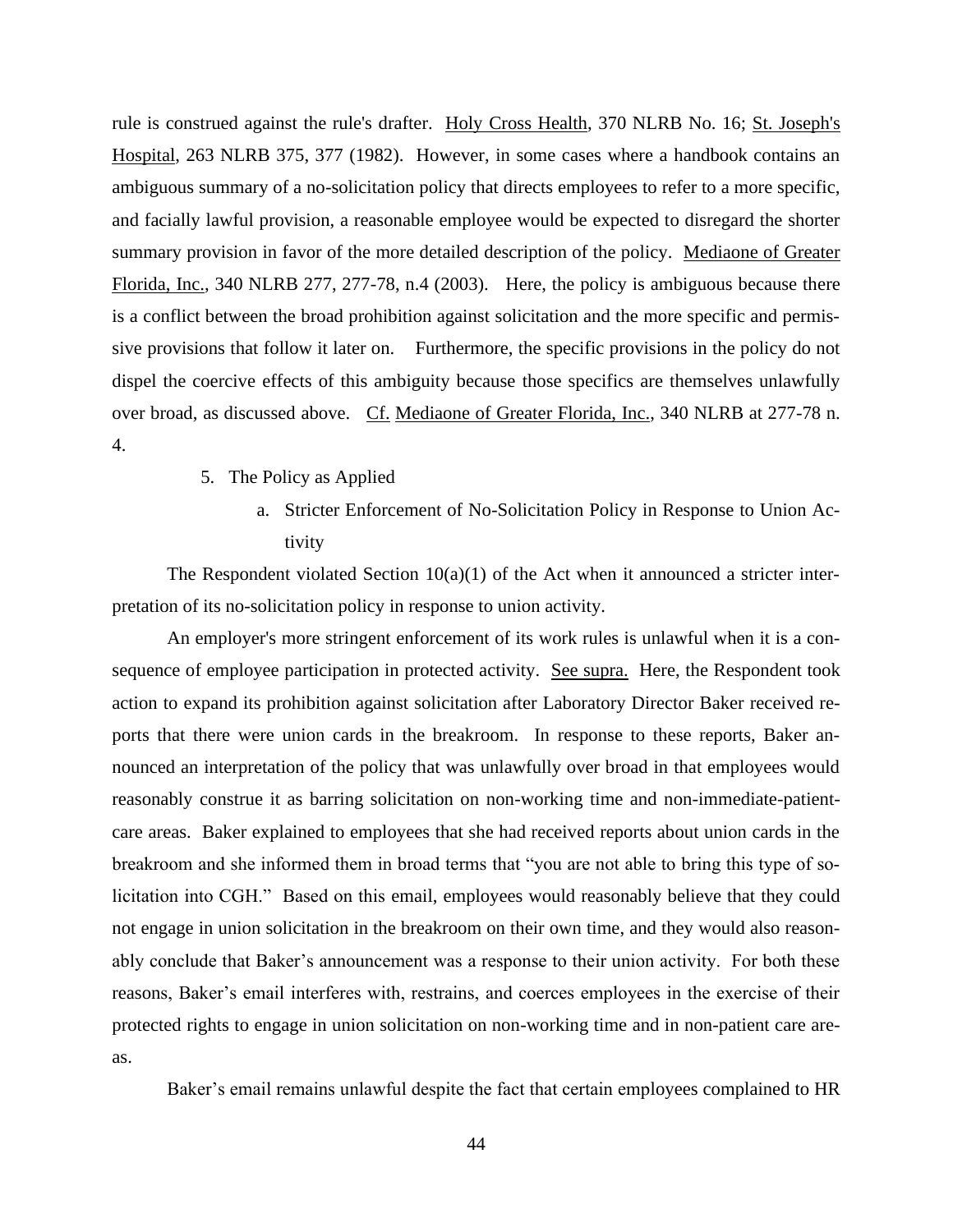rule is construed against the rule's drafter. Holy Cross Health, 370 NLRB No. 16; St. Joseph's Hospital, 263 NLRB 375, 377 (1982). However, in some cases where a handbook contains an ambiguous summary of a no-solicitation policy that directs employees to refer to a more specific, and facially lawful provision, a reasonable employee would be expected to disregard the shorter summary provision in favor of the more detailed description of the policy. Mediaone of Greater Florida, Inc., 340 NLRB 277, 277-78, n.4 (2003). Here, the policy is ambiguous because there is a conflict between the broad prohibition against solicitation and the more specific and permissive provisions that follow it later on. Furthermore, the specific provisions in the policy do not dispel the coercive effects of this ambiguity because those specifics are themselves unlawfully over broad, as discussed above. Cf. Mediaone of Greater Florida, Inc., 340 NLRB at 277-78 n. 4.

5. The Policy as Applied

a. Stricter Enforcement of No-Solicitation Policy in Response to Union Activity

The Respondent violated Section 10(a)(1) of the Act when it announced a stricter interpretation of its no-solicitation policy in response to union activity.

An employer's more stringent enforcement of its work rules is unlawful when it is a consequence of employee participation in protected activity. See supra. Here, the Respondent took action to expand its prohibition against solicitation after Laboratory Director Baker received reports that there were union cards in the breakroom. In response to these reports, Baker announced an interpretation of the policy that was unlawfully over broad in that employees would reasonably construe it as barring solicitation on non-working time and non-immediate-patient-care areas. Baker explained to employees that she had received reports about union cards in the breakroom and she informed them in broad terms that "you are not able to bring this type of solicitation into CGH." Based on this email, employees would reasonably believe that they could not engage in union solicitation in the breakroom on their own time, and they would also reasonably conclude that Baker's announcement was a response to their union activity. For both these reasons, Baker's email interferes with, restrains, and coerces employees in the exercise of their protected rights to engage in union solicitation on non-working time and in non-patient care areas.

Baker's email remains unlawful despite the fact that certain employees complained to HR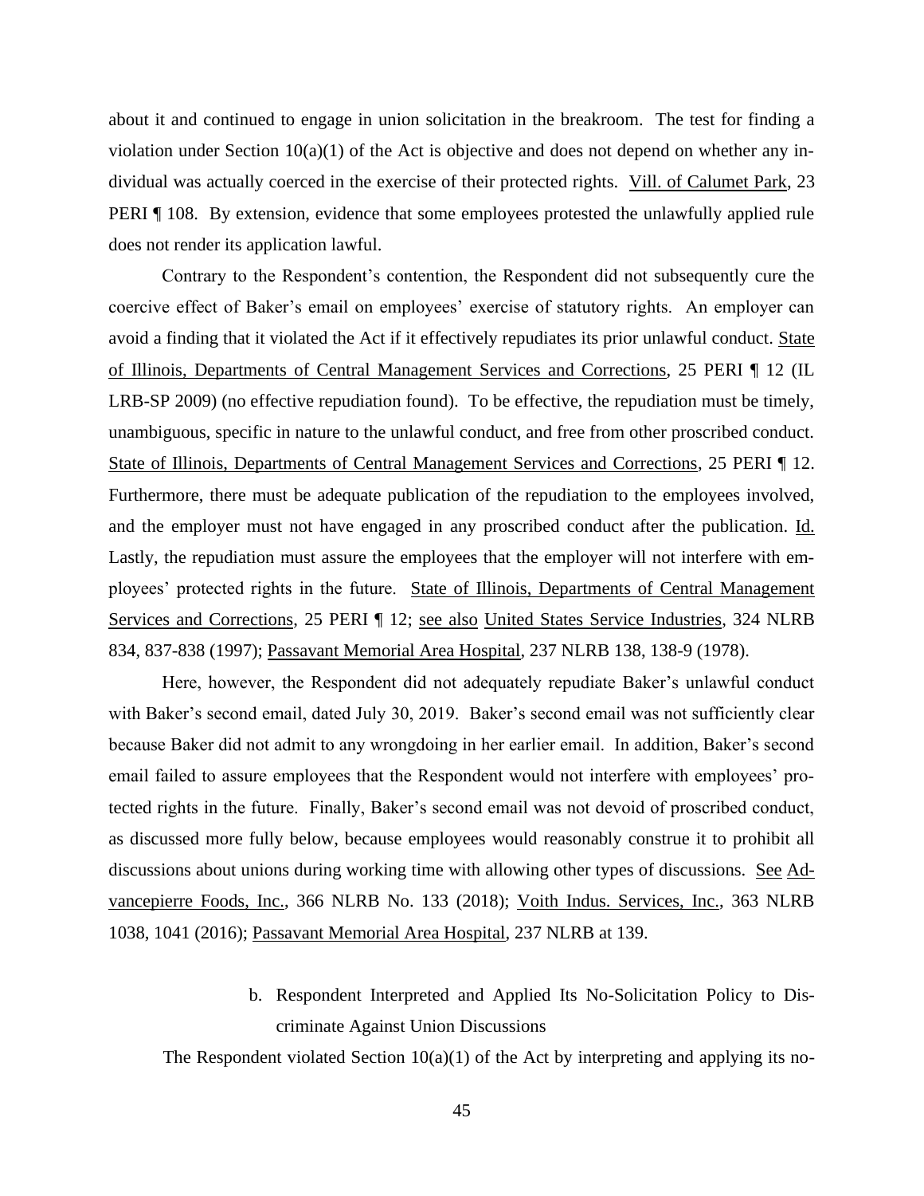about it and continued to engage in union solicitation in the breakroom. The test for finding a violation under Section 10(a)(1) of the Act is objective and does not depend on whether any individual was actually coerced in the exercise of their protected rights. Vill. of Calumet Park, 23 PERI ¶ 108. By extension, evidence that some employees protested the unlawfully applied rule does not render its application lawful.

Contrary to the Respondent's contention, the Respondent did not subsequently cure the coercive effect of Baker's email on employees' exercise of statutory rights. An employer can avoid a finding that it violated the Act if it effectively repudiates its prior unlawful conduct. State of Illinois, Departments of Central Management Services and Corrections, 25 PERI ¶ 12 (IL LRB-SP 2009) (no effective repudiation found). To be effective, the repudiation must be timely, unambiguous, specific in nature to the unlawful conduct, and free from other proscribed conduct. State of Illinois, Departments of Central Management Services and Corrections, 25 PERI ¶ 12. Furthermore, there must be adequate publication of the repudiation to the employees involved, and the employer must not have engaged in any proscribed conduct after the publication. Id. Lastly, the repudiation must assure the employees that the employer will not interfere with employees' protected rights in the future. State of Illinois, Departments of Central Management Services and Corrections, 25 PERI ¶ 12; see also United States Service Industries, 324 NLRB 834, 837-838 (1997); Passavant Memorial Area Hospital, 237 NLRB 138, 138-9 (1978).

Here, however, the Respondent did not adequately repudiate Baker's unlawful conduct with Baker's second email, dated July 30, 2019. Baker's second email was not sufficiently clear because Baker did not admit to any wrongdoing in her earlier email. In addition, Baker's second email failed to assure employees that the Respondent would not interfere with employees' protected rights in the future. Finally, Baker's second email was not devoid of proscribed conduct, as discussed more fully below, because employees would reasonably construe it to prohibit all discussions about unions during working time with allowing other types of discussions. See Advancepierre Foods, Inc., 366 NLRB No. 133 (2018); Voith Indus. Services, Inc., 363 NLRB 1038, 1041 (2016); Passavant Memorial Area Hospital, 237 NLRB at 139.

b. Respondent Interpreted and Applied Its No-Solicitation Policy to Discriminate Against Union Discussions

The Respondent violated Section 10(a)(1) of the Act by interpreting and applying its no-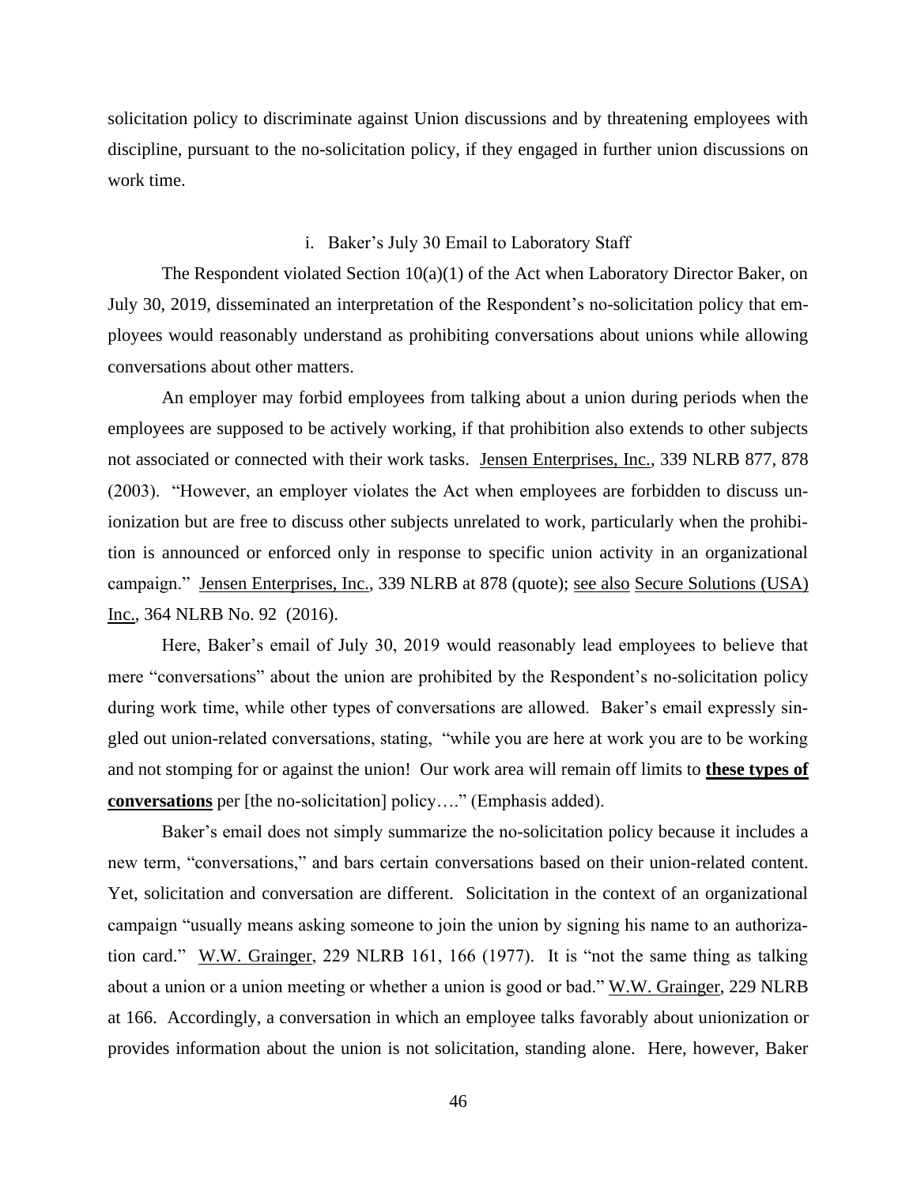solicitation policy to discriminate against Union discussions and by threatening employees with discipline, pursuant to the no-solicitation policy, if they engaged in further union discussions on work time.

i. Baker's July 30 Email to Laboratory Staff

The Respondent violated Section 10(a)(1) of the Act when Laboratory Director Baker, on July 30, 2019, disseminated an interpretation of the Respondent's no-solicitation policy that employees would reasonably understand as prohibiting conversations about unions while allowing conversations about other matters.

An employer may forbid employees from talking about a union during periods when the employees are supposed to be actively working, if that prohibition also extends to other subjects not associated or connected with their work tasks. Jensen Enterprises, Inc., 339 NLRB 877, 878 (2003). "However, an employer violates the Act when employees are forbidden to discuss unionization but are free to discuss other subjects unrelated to work, particularly when the prohibition is announced or enforced only in response to specific union activity in an organizational campaign." Jensen Enterprises, Inc., 339 NLRB at 878 (quote); see also Secure Solutions (USA) Inc., 364 NLRB No. 92 (2016).

Here, Baker's email of July 30, 2019 would reasonably lead employees to believe that mere "conversations" about the union are prohibited by the Respondent's no-solicitation policy during work time, while other types of conversations are allowed. Baker's email expressly singled out union-related conversations, stating, "while you are here at work you are to be working and not stomping for or against the union! Our work area will remain off limits to **these types of conversations** per [the no-solicitation] policy…." (Emphasis added).

Baker's email does not simply summarize the no-solicitation policy because it includes a new term, "conversations," and bars certain conversations based on their union-related content. Yet, solicitation and conversation are different. Solicitation in the context of an organizational campaign "usually means asking someone to join the union by signing his name to an authorization card." W.W. Grainger, 229 NLRB 161, 166 (1977). It is "not the same thing as talking about a union or a union meeting or whether a union is good or bad." W.W. Grainger, 229 NLRB at 166. Accordingly, a conversation in which an employee talks favorably about unionization or provides information about the union is not solicitation, standing alone. Here, however, Baker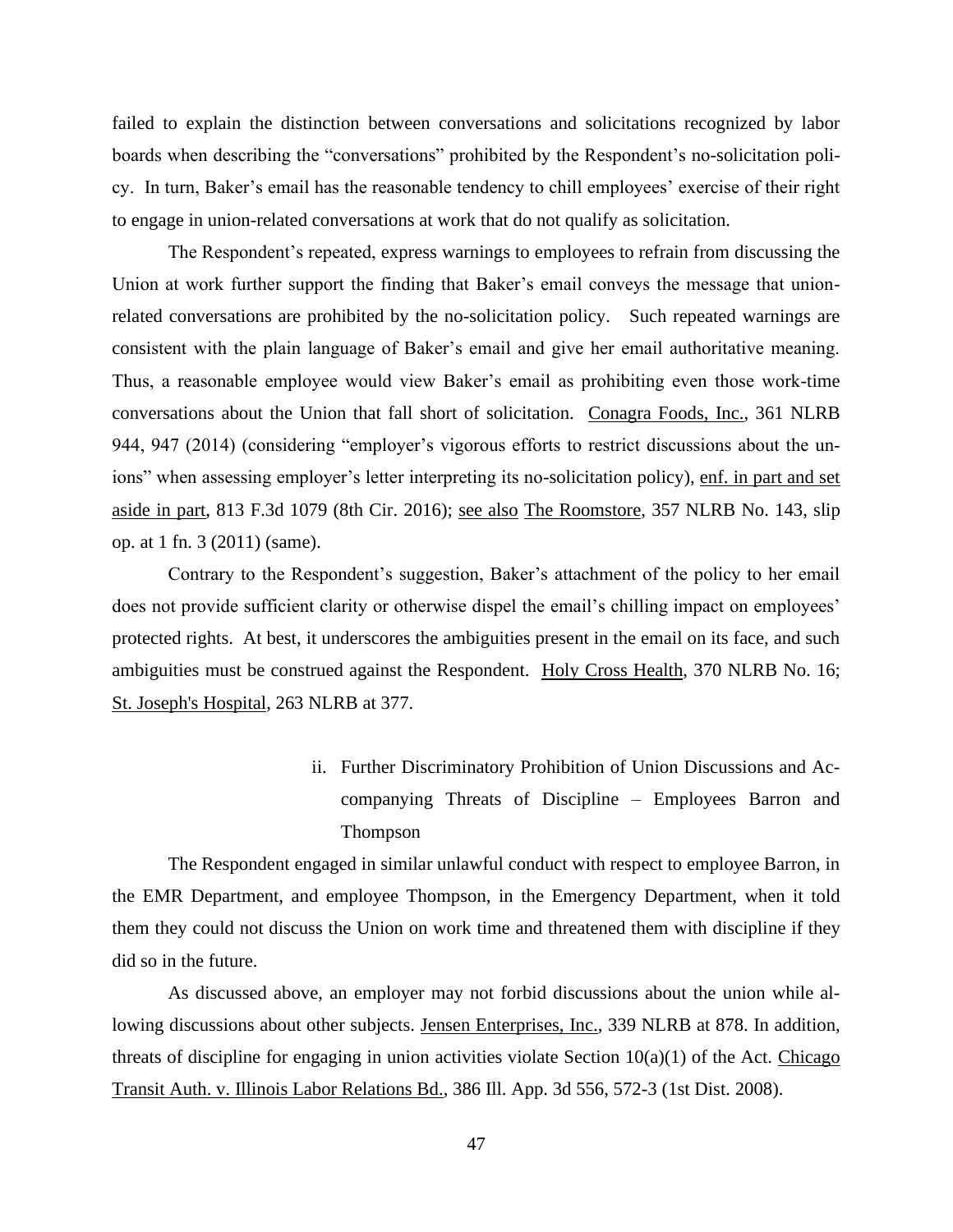failed to explain the distinction between conversations and solicitations recognized by labor boards when describing the "conversations" prohibited by the Respondent's no-solicitation policy. In turn, Baker's email has the reasonable tendency to chill employees' exercise of their right to engage in union-related conversations at work that do not qualify as solicitation.

The Respondent's repeated, express warnings to employees to refrain from discussing the Union at work further support the finding that Baker's email conveys the message that union-related conversations are prohibited by the no-solicitation policy. Such repeated warnings are consistent with the plain language of Baker's email and give her email authoritative meaning. Thus, a reasonable employee would view Baker's email as prohibiting even those work-time conversations about the Union that fall short of solicitation. Conagra Foods, Inc., 361 NLRB 944, 947 (2014) (considering "employer's vigorous efforts to restrict discussions about the unions" when assessing employer's letter interpreting its no-solicitation policy), enf. in part and set aside in part, 813 F.3d 1079 (8th Cir. 2016); see also The Roomstore, 357 NLRB No. 143, slip op. at 1 fn. 3 (2011) (same).

Contrary to the Respondent's suggestion, Baker's attachment of the policy to her email does not provide sufficient clarity or otherwise dispel the email's chilling impact on employees' protected rights. At best, it underscores the ambiguities present in the email on its face, and such ambiguities must be construed against the Respondent. Holy Cross Health, 370 NLRB No. 16; St. Joseph's Hospital, 263 NLRB at 377.

### ii. Further Discriminatory Prohibition of Union Discussions and Accompanying Threats of Discipline – Employees Barron and Thompson

The Respondent engaged in similar unlawful conduct with respect to employee Barron, in the EMR Department, and employee Thompson, in the Emergency Department, when it told them they could not discuss the Union on work time and threatened them with discipline if they did so in the future.

As discussed above, an employer may not forbid discussions about the union while allowing discussions about other subjects. Jensen Enterprises, Inc., 339 NLRB at 878. In addition, threats of discipline for engaging in union activities violate Section 10(a)(1) of the Act. Chicago Transit Auth. v. Illinois Labor Relations Bd., 386 Ill. App. 3d 556, 572-3 (1st Dist. 2008).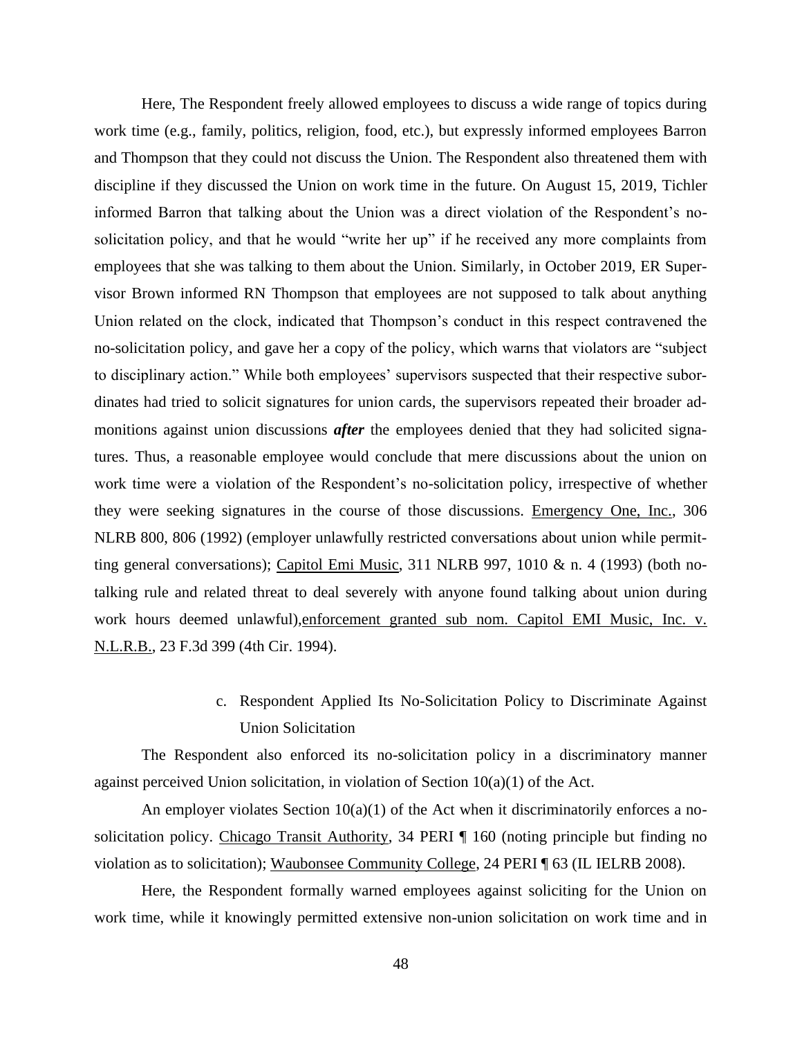Here, The Respondent freely allowed employees to discuss a wide range of topics during work time (e.g., family, politics, religion, food, etc.), but expressly informed employees Barron and Thompson that they could not discuss the Union. The Respondent also threatened them with discipline if they discussed the Union on work time in the future. On August 15, 2019, Tichler informed Barron that talking about the Union was a direct violation of the Respondent's no-solicitation policy, and that he would "write her up" if he received any more complaints from employees that she was talking to them about the Union. Similarly, in October 2019, ER Supervisor Brown informed RN Thompson that employees are not supposed to talk about anything Union related on the clock, indicated that Thompson's conduct in this respect contravened the no-solicitation policy, and gave her a copy of the policy, which warns that violators are "subject to disciplinary action." While both employees' supervisors suspected that their respective subordinates had tried to solicit signatures for union cards, the supervisors repeated their broader admonitions against union discussions ***after*** the employees denied that they had solicited signatures. Thus, a reasonable employee would conclude that mere discussions about the union on work time were a violation of the Respondent's no-solicitation policy, irrespective of whether they were seeking signatures in the course of those discussions. Emergency One, Inc., 306 NLRB 800, 806 (1992) (employer unlawfully restricted conversations about union while permitting general conversations); Capitol Emi Music, 311 NLRB 997, 1010 & n. 4 (1993) (both no-talking rule and related threat to deal severely with anyone found talking about union during work hours deemed unlawful), enforcement granted sub nom. Capitol EMI Music, Inc. v. N.L.R.B., 23 F.3d 399 (4th Cir. 1994).

c. Respondent Applied Its No-Solicitation Policy to Discriminate Against Union Solicitation

The Respondent also enforced its no-solicitation policy in a discriminatory manner against perceived Union solicitation, in violation of Section 10(a)(1) of the Act.

An employer violates Section 10(a)(1) of the Act when it discriminatorily enforces a no-solicitation policy. Chicago Transit Authority, 34 PERI ¶ 160 (noting principle but finding no violation as to solicitation); Waubonsee Community College, 24 PERI ¶ 63 (IL IELRB 2008).

Here, the Respondent formally warned employees against soliciting for the Union on work time, while it knowingly permitted extensive non-union solicitation on work time and in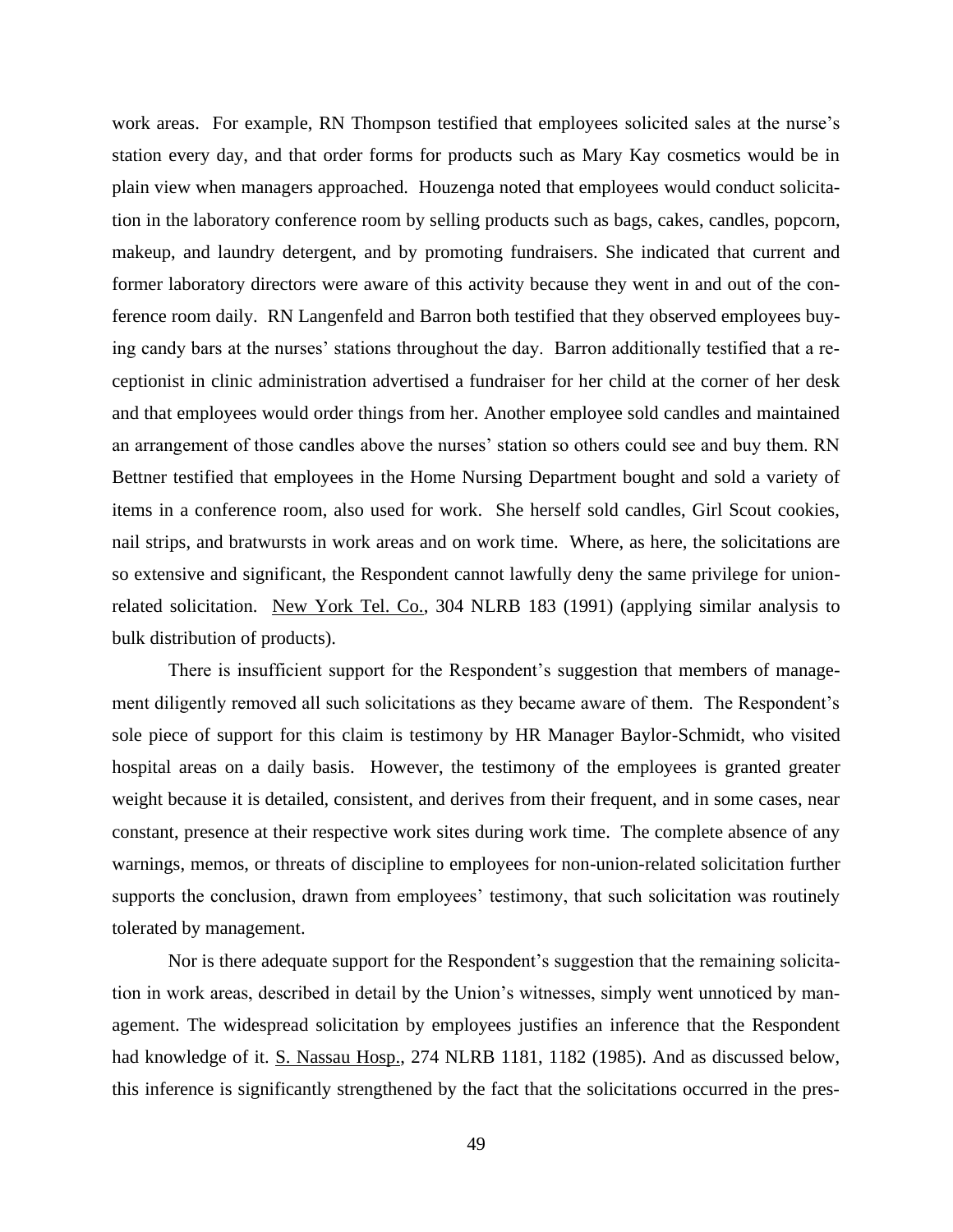work areas. For example, RN Thompson testified that employees solicited sales at the nurse's station every day, and that order forms for products such as Mary Kay cosmetics would be in plain view when managers approached. Houzenga noted that employees would conduct solicitation in the laboratory conference room by selling products such as bags, cakes, candles, popcorn, makeup, and laundry detergent, and by promoting fundraisers. She indicated that current and former laboratory directors were aware of this activity because they went in and out of the conference room daily. RN Langenfeld and Barron both testified that they observed employees buying candy bars at the nurses' stations throughout the day. Barron additionally testified that a receptionist in clinic administration advertised a fundraiser for her child at the corner of her desk and that employees would order things from her. Another employee sold candles and maintained an arrangement of those candles above the nurses' station so others could see and buy them. RN Bettner testified that employees in the Home Nursing Department bought and sold a variety of items in a conference room, also used for work. She herself sold candles, Girl Scout cookies, nail strips, and bratwursts in work areas and on work time. Where, as here, the solicitations are so extensive and significant, the Respondent cannot lawfully deny the same privilege for union-related solicitation. New York Tel. Co., 304 NLRB 183 (1991) (applying similar analysis to bulk distribution of products).

There is insufficient support for the Respondent's suggestion that members of management diligently removed all such solicitations as they became aware of them. The Respondent's sole piece of support for this claim is testimony by HR Manager Baylor-Schmidt, who visited hospital areas on a daily basis. However, the testimony of the employees is granted greater weight because it is detailed, consistent, and derives from their frequent, and in some cases, near constant, presence at their respective work sites during work time. The complete absence of any warnings, memos, or threats of discipline to employees for non-union-related solicitation further supports the conclusion, drawn from employees' testimony, that such solicitation was routinely tolerated by management.

Nor is there adequate support for the Respondent's suggestion that the remaining solicitation in work areas, described in detail by the Union's witnesses, simply went unnoticed by management. The widespread solicitation by employees justifies an inference that the Respondent had knowledge of it. S. Nassau Hosp., 274 NLRB 1181, 1182 (1985). And as discussed below, this inference is significantly strengthened by the fact that the solicitations occurred in the pres-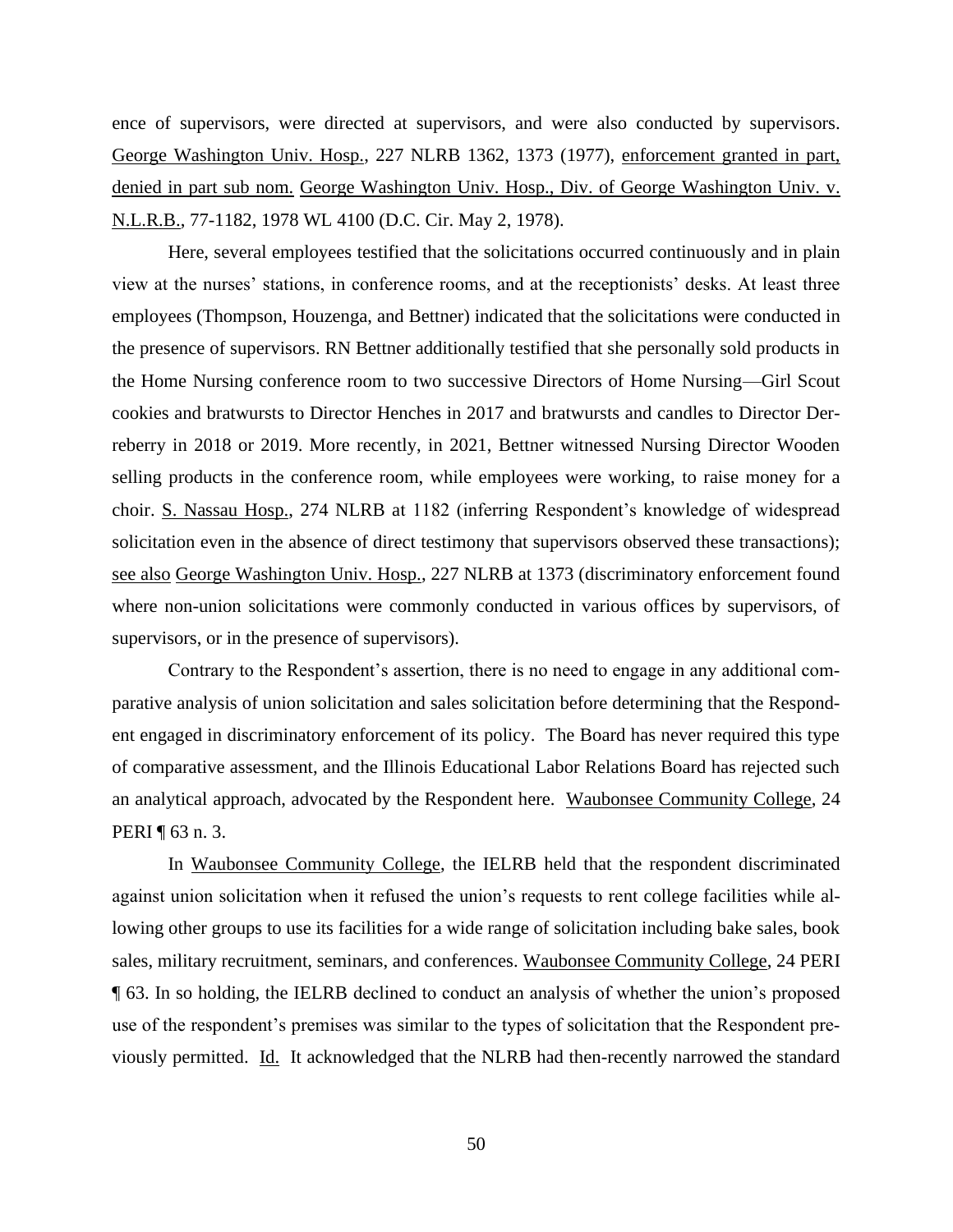ence of supervisors, were directed at supervisors, and were also conducted by supervisors. George Washington Univ. Hosp., 227 NLRB 1362, 1373 (1977), enforcement granted in part, denied in part sub nom. George Washington Univ. Hosp., Div. of George Washington Univ. v. N.L.R.B., 77-1182, 1978 WL 4100 (D.C. Cir. May 2, 1978).

Here, several employees testified that the solicitations occurred continuously and in plain view at the nurses' stations, in conference rooms, and at the receptionists' desks. At least three employees (Thompson, Houzenga, and Bettner) indicated that the solicitations were conducted in the presence of supervisors. RN Bettner additionally testified that she personally sold products in the Home Nursing conference room to two successive Directors of Home Nursing—Girl Scout cookies and bratwursts to Director Henches in 2017 and bratwursts and candles to Director Derreberry in 2018 or 2019. More recently, in 2021, Bettner witnessed Nursing Director Wooden selling products in the conference room, while employees were working, to raise money for a choir. S. Nassau Hosp., 274 NLRB at 1182 (inferring Respondent's knowledge of widespread solicitation even in the absence of direct testimony that supervisors observed these transactions); see also George Washington Univ. Hosp., 227 NLRB at 1373 (discriminatory enforcement found where non-union solicitations were commonly conducted in various offices by supervisors, of supervisors, or in the presence of supervisors).

Contrary to the Respondent's assertion, there is no need to engage in any additional comparative analysis of union solicitation and sales solicitation before determining that the Respondent engaged in discriminatory enforcement of its policy. The Board has never required this type of comparative assessment, and the Illinois Educational Labor Relations Board has rejected such an analytical approach, advocated by the Respondent here. Waubonsee Community College, 24 PERI ¶ 63 n. 3.

In Waubonsee Community College, the IELRB held that the respondent discriminated against union solicitation when it refused the union's requests to rent college facilities while allowing other groups to use its facilities for a wide range of solicitation including bake sales, book sales, military recruitment, seminars, and conferences. Waubonsee Community College, 24 PERI ¶ 63. In so holding, the IELRB declined to conduct an analysis of whether the union's proposed use of the respondent's premises was similar to the types of solicitation that the Respondent previously permitted. Id. It acknowledged that the NLRB had then-recently narrowed the standard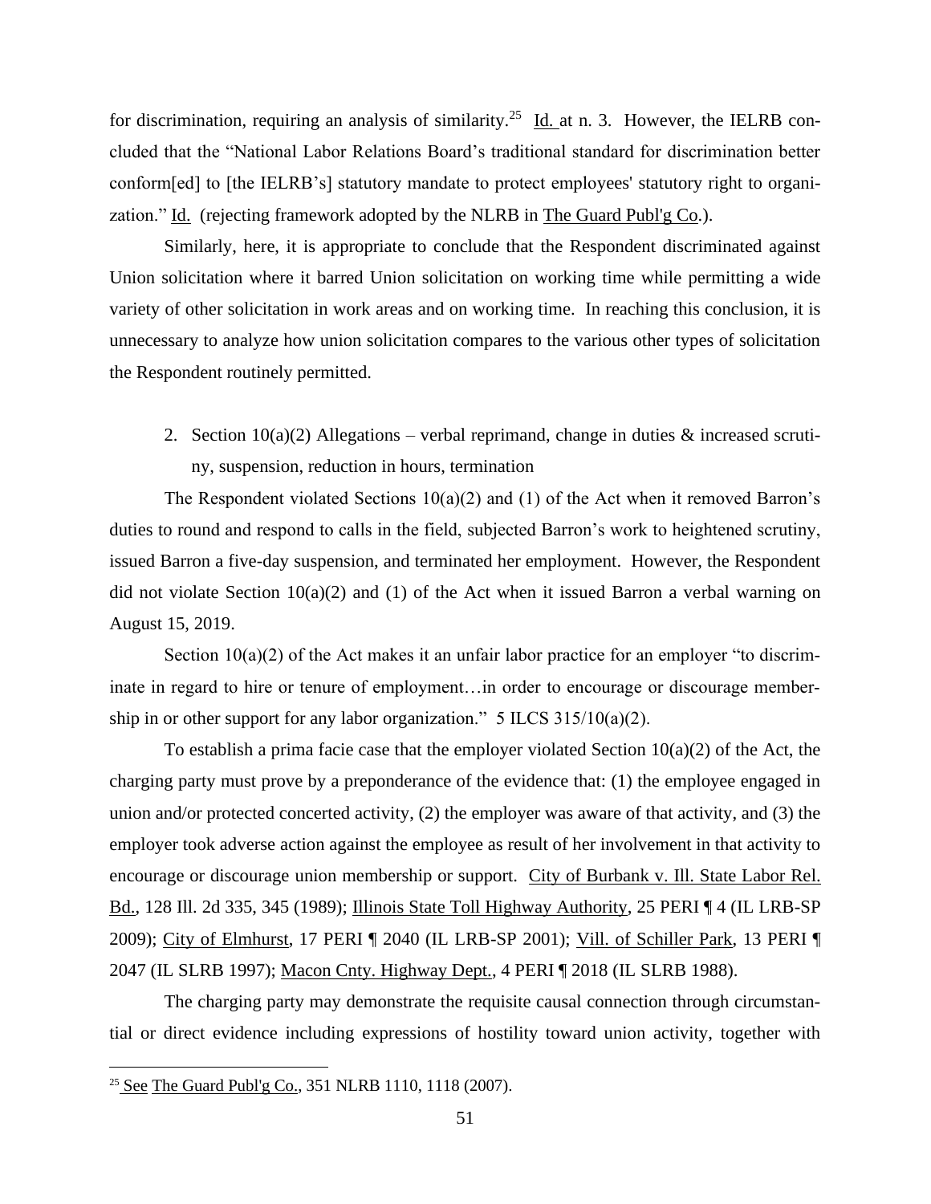for discrimination, requiring an analysis of similarity.[25] Id. at n. 3. However, the IELRB concluded that the "National Labor Relations Board's traditional standard for discrimination better conform[ed] to [the IELRB's] statutory mandate to protect employees' statutory right to organization." Id. (rejecting framework adopted by the NLRB in The Guard Publ'g Co.).

Similarly, here, it is appropriate to conclude that the Respondent discriminated against Union solicitation where it barred Union solicitation on working time while permitting a wide variety of other solicitation in work areas and on working time. In reaching this conclusion, it is unnecessary to analyze how union solicitation compares to the various other types of solicitation the Respondent routinely permitted.

2. Section 10(a)(2) Allegations – verbal reprimand, change in duties & increased scrutiny, suspension, reduction in hours, termination

The Respondent violated Sections 10(a)(2) and (1) of the Act when it removed Barron's duties to round and respond to calls in the field, subjected Barron's work to heightened scrutiny, issued Barron a five-day suspension, and terminated her employment. However, the Respondent did not violate Section 10(a)(2) and (1) of the Act when it issued Barron a verbal warning on August 15, 2019.

Section 10(a)(2) of the Act makes it an unfair labor practice for an employer "to discriminate in regard to hire or tenure of employment…in order to encourage or discourage membership in or other support for any labor organization." 5 ILCS 315/10(a)(2).

To establish a prima facie case that the employer violated Section 10(a)(2) of the Act, the charging party must prove by a preponderance of the evidence that: (1) the employee engaged in union and/or protected concerted activity, (2) the employer was aware of that activity, and (3) the employer took adverse action against the employee as result of her involvement in that activity to encourage or discourage union membership or support. City of Burbank v. Ill. State Labor Rel. Bd., 128 Ill. 2d 335, 345 (1989); Illinois State Toll Highway Authority, 25 PERI ¶ 4 (IL LRB-SP 2009); City of Elmhurst, 17 PERI ¶ 2040 (IL LRB-SP 2001); Vill. of Schiller Park, 13 PERI ¶ 2047 (IL SLRB 1997); Macon Cnty. Highway Dept., 4 PERI ¶ 2018 (IL SLRB 1988).

The charging party may demonstrate the requisite causal connection through circumstantial or direct evidence including expressions of hostility toward union activity, together with

[25] See The Guard Publ'g Co., 351 NLRB 1110, 1118 (2007).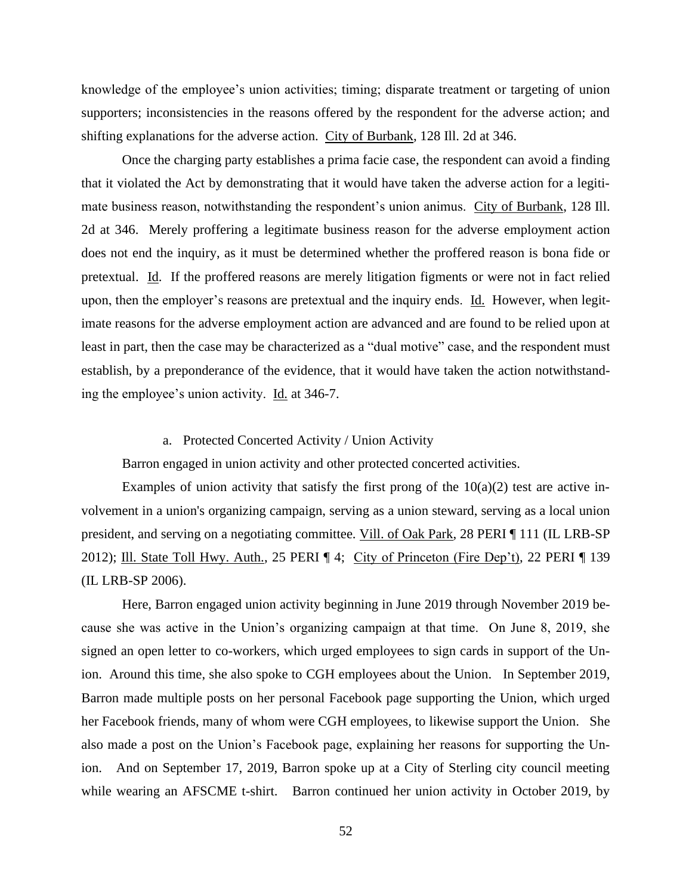knowledge of the employee's union activities; timing; disparate treatment or targeting of union supporters; inconsistencies in the reasons offered by the respondent for the adverse action; and shifting explanations for the adverse action. City of Burbank, 128 Ill. 2d at 346.

Once the charging party establishes a prima facie case, the respondent can avoid a finding that it violated the Act by demonstrating that it would have taken the adverse action for a legitimate business reason, notwithstanding the respondent's union animus. City of Burbank, 128 Ill. 2d at 346. Merely proffering a legitimate business reason for the adverse employment action does not end the inquiry, as it must be determined whether the proffered reason is bona fide or pretextual. Id. If the proffered reasons are merely litigation figments or were not in fact relied upon, then the employer's reasons are pretextual and the inquiry ends. Id. However, when legitimate reasons for the adverse employment action are advanced and are found to be relied upon at least in part, then the case may be characterized as a "dual motive" case, and the respondent must establish, by a preponderance of the evidence, that it would have taken the action notwithstanding the employee's union activity. Id. at 346-7.

a. Protected Concerted Activity / Union Activity

Barron engaged in union activity and other protected concerted activities.

Examples of union activity that satisfy the first prong of the 10(a)(2) test are active involvement in a union's organizing campaign, serving as a union steward, serving as a local union president, and serving on a negotiating committee. Vill. of Oak Park, 28 PERI ¶ 111 (IL LRB-SP 2012); Ill. State Toll Hwy. Auth., 25 PERI ¶ 4; City of Princeton (Fire Dep't), 22 PERI ¶ 139 (IL LRB-SP 2006).

Here, Barron engaged union activity beginning in June 2019 through November 2019 because she was active in the Union's organizing campaign at that time. On June 8, 2019, she signed an open letter to co-workers, which urged employees to sign cards in support of the Union. Around this time, she also spoke to CGH employees about the Union. In September 2019, Barron made multiple posts on her personal Facebook page supporting the Union, which urged her Facebook friends, many of whom were CGH employees, to likewise support the Union. She also made a post on the Union's Facebook page, explaining her reasons for supporting the Union. And on September 17, 2019, Barron spoke up at a City of Sterling city council meeting while wearing an AFSCME t-shirt. Barron continued her union activity in October 2019, by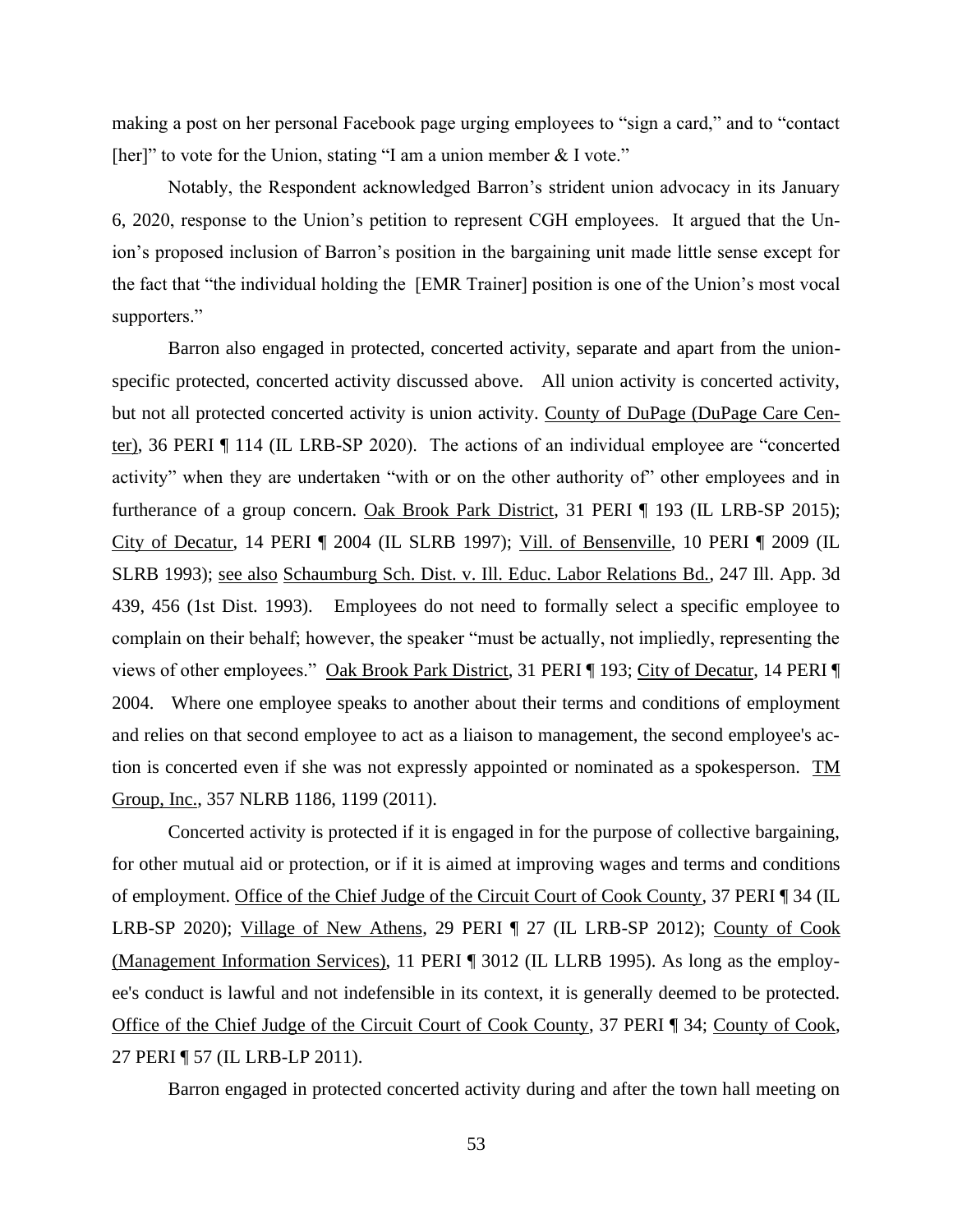making a post on her personal Facebook page urging employees to "sign a card," and to "contact [her]" to vote for the Union, stating "I am a union member & I vote."

Notably, the Respondent acknowledged Barron's strident union advocacy in its January 6, 2020, response to the Union's petition to represent CGH employees. It argued that the Union's proposed inclusion of Barron's position in the bargaining unit made little sense except for the fact that "the individual holding the [EMR Trainer] position is one of the Union's most vocal supporters."

Barron also engaged in protected, concerted activity, separate and apart from the union-specific protected, concerted activity discussed above. All union activity is concerted activity, but not all protected concerted activity is union activity. County of DuPage (DuPage Care Center), 36 PERI ¶ 114 (IL LRB-SP 2020). The actions of an individual employee are "concerted activity" when they are undertaken "with or on the other authority of" other employees and in furtherance of a group concern. Oak Brook Park District, 31 PERI ¶ 193 (IL LRB-SP 2015); City of Decatur, 14 PERI ¶ 2004 (IL SLRB 1997); Vill. of Bensenville, 10 PERI ¶ 2009 (IL SLRB 1993); see also Schaumburg Sch. Dist. v. Ill. Educ. Labor Relations Bd., 247 Ill. App. 3d 439, 456 (1st Dist. 1993). Employees do not need to formally select a specific employee to complain on their behalf; however, the speaker "must be actually, not impliedly, representing the views of other employees." Oak Brook Park District, 31 PERI ¶ 193; City of Decatur, 14 PERI ¶ 2004. Where one employee speaks to another about their terms and conditions of employment and relies on that second employee to act as a liaison to management, the second employee's action is concerted even if she was not expressly appointed or nominated as a spokesperson. TM Group, Inc., 357 NLRB 1186, 1199 (2011).

Concerted activity is protected if it is engaged in for the purpose of collective bargaining, for other mutual aid or protection, or if it is aimed at improving wages and terms and conditions of employment. Office of the Chief Judge of the Circuit Court of Cook County, 37 PERI ¶ 34 (IL LRB-SP 2020); Village of New Athens, 29 PERI ¶ 27 (IL LRB-SP 2012); County of Cook (Management Information Services), 11 PERI ¶ 3012 (IL LLRB 1995). As long as the employee's conduct is lawful and not indefensible in its context, it is generally deemed to be protected. Office of the Chief Judge of the Circuit Court of Cook County, 37 PERI ¶ 34; County of Cook, 27 PERI ¶ 57 (IL LRB-LP 2011).

Barron engaged in protected concerted activity during and after the town hall meeting on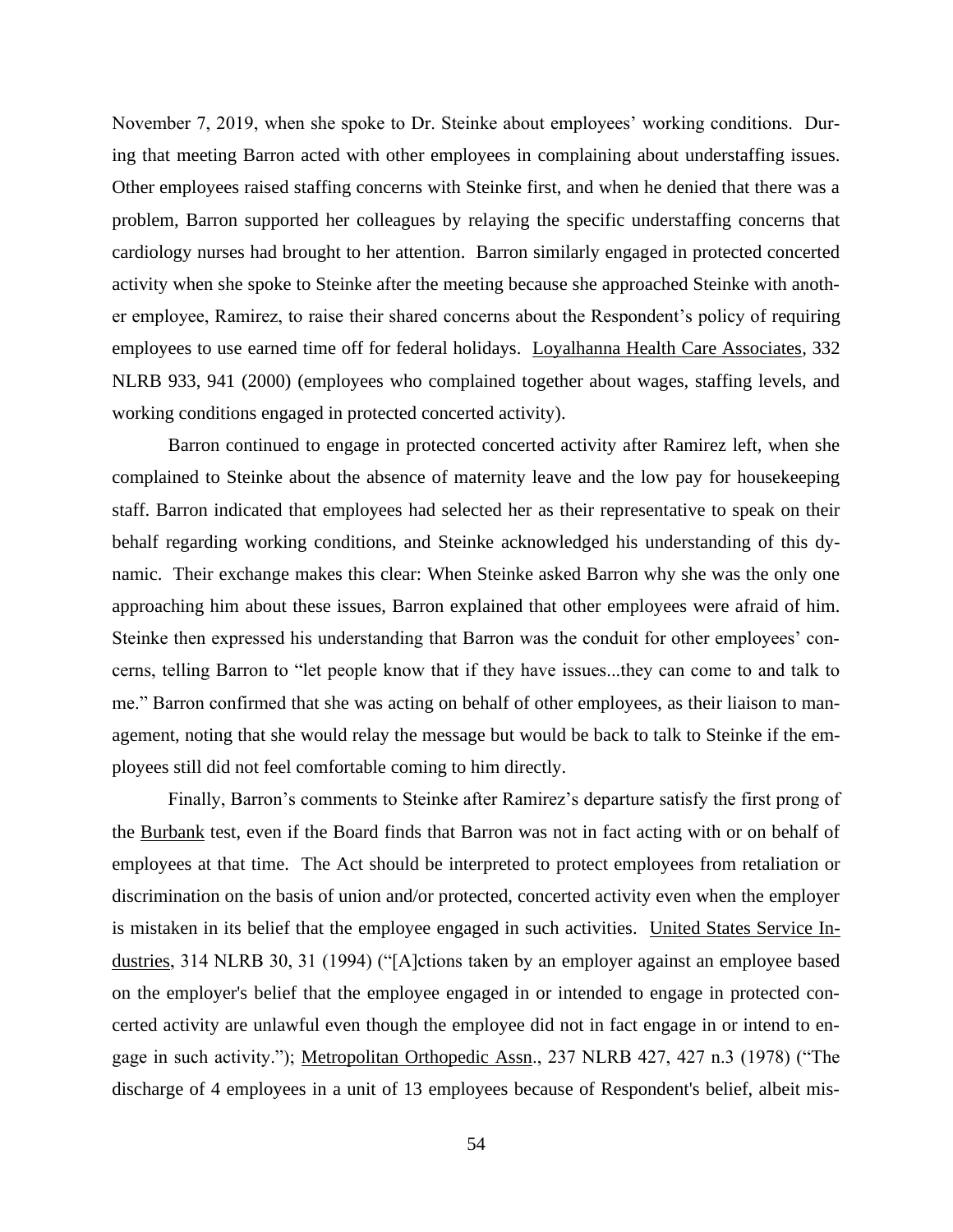November 7, 2019, when she spoke to Dr. Steinke about employees' working conditions. During that meeting Barron acted with other employees in complaining about understaffing issues. Other employees raised staffing concerns with Steinke first, and when he denied that there was a problem, Barron supported her colleagues by relaying the specific understaffing concerns that cardiology nurses had brought to her attention. Barron similarly engaged in protected concerted activity when she spoke to Steinke after the meeting because she approached Steinke with another employee, Ramirez, to raise their shared concerns about the Respondent's policy of requiring employees to use earned time off for federal holidays. Loyalhanna Health Care Associates, 332 NLRB 933, 941 (2000) (employees who complained together about wages, staffing levels, and working conditions engaged in protected concerted activity).

Barron continued to engage in protected concerted activity after Ramirez left, when she complained to Steinke about the absence of maternity leave and the low pay for housekeeping staff. Barron indicated that employees had selected her as their representative to speak on their behalf regarding working conditions, and Steinke acknowledged his understanding of this dynamic. Their exchange makes this clear: When Steinke asked Barron why she was the only one approaching him about these issues, Barron explained that other employees were afraid of him. Steinke then expressed his understanding that Barron was the conduit for other employees' concerns, telling Barron to "let people know that if they have issues...they can come to and talk to me." Barron confirmed that she was acting on behalf of other employees, as their liaison to management, noting that she would relay the message but would be back to talk to Steinke if the employees still did not feel comfortable coming to him directly.

Finally, Barron's comments to Steinke after Ramirez's departure satisfy the first prong of the Burbank test, even if the Board finds that Barron was not in fact acting with or on behalf of employees at that time. The Act should be interpreted to protect employees from retaliation or discrimination on the basis of union and/or protected, concerted activity even when the employer is mistaken in its belief that the employee engaged in such activities. United States Service Industries, 314 NLRB 30, 31 (1994) ("[A]ctions taken by an employer against an employee based on the employer's belief that the employee engaged in or intended to engage in protected concerted activity are unlawful even though the employee did not in fact engage in or intend to engage in such activity."); Metropolitan Orthopedic Assn., 237 NLRB 427, 427 n.3 (1978) ("The discharge of 4 employees in a unit of 13 employees because of Respondent's belief, albeit mis-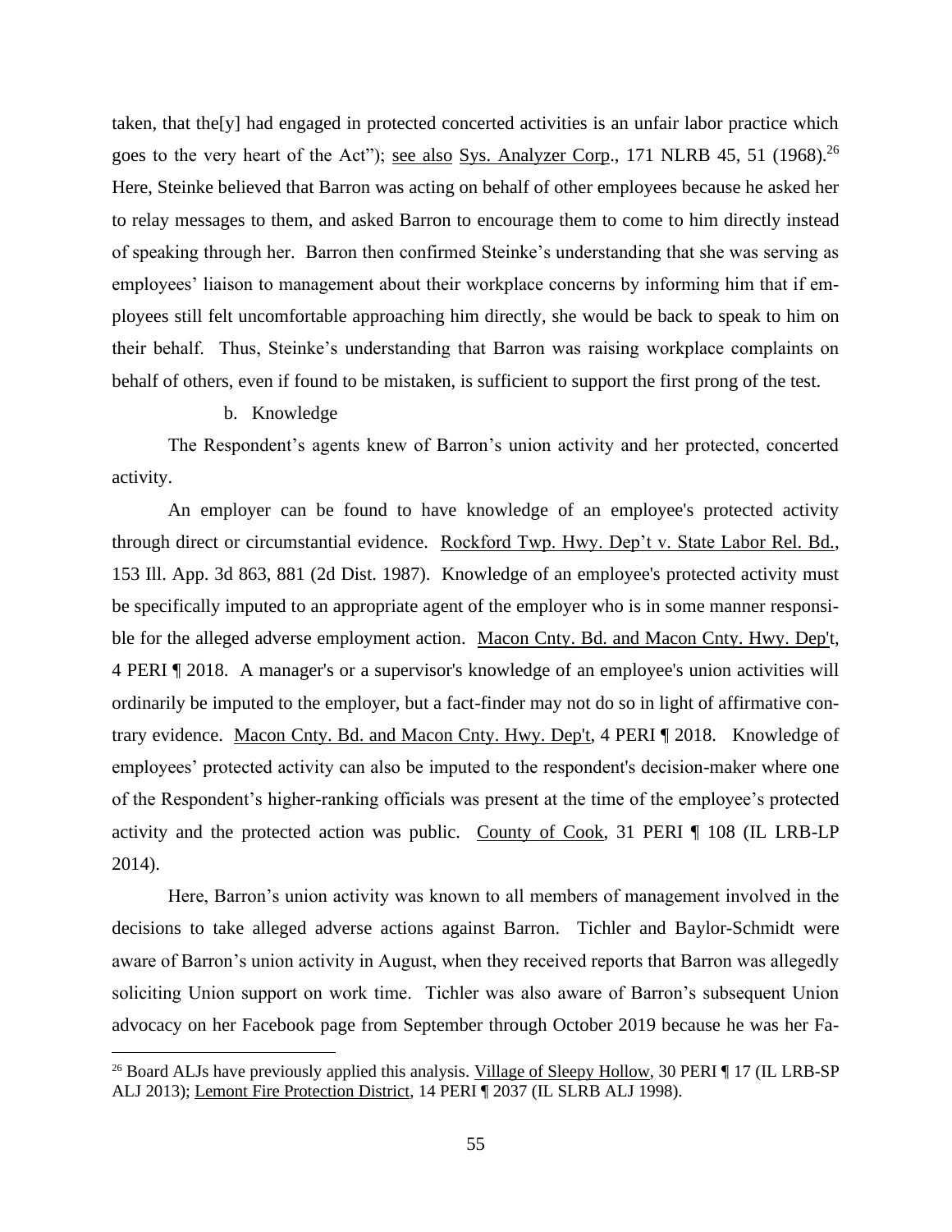taken, that the[y] had engaged in protected concerted activities is an unfair labor practice which goes to the very heart of the Act"); see also Sys. Analyzer Corp., 171 NLRB 45, 51 (1968).[26] Here, Steinke believed that Barron was acting on behalf of other employees because he asked her to relay messages to them, and asked Barron to encourage them to come to him directly instead of speaking through her. Barron then confirmed Steinke's understanding that she was serving as employees' liaison to management about their workplace concerns by informing him that if employees still felt uncomfortable approaching him directly, she would be back to speak to him on their behalf. Thus, Steinke's understanding that Barron was raising workplace complaints on behalf of others, even if found to be mistaken, is sufficient to support the first prong of the test.

b. Knowledge

The Respondent's agents knew of Barron's union activity and her protected, concerted activity.

An employer can be found to have knowledge of an employee's protected activity through direct or circumstantial evidence. Rockford Twp. Hwy. Dep't v. State Labor Rel. Bd., 153 Ill. App. 3d 863, 881 (2d Dist. 1987). Knowledge of an employee's protected activity must be specifically imputed to an appropriate agent of the employer who is in some manner responsible for the alleged adverse employment action. Macon Cnty. Bd. and Macon Cnty. Hwy. Dep't, 4 PERI ¶ 2018. A manager's or a supervisor's knowledge of an employee's union activities will ordinarily be imputed to the employer, but a fact-finder may not do so in light of affirmative contrary evidence. Macon Cnty. Bd. and Macon Cnty. Hwy. Dep't, 4 PERI ¶ 2018. Knowledge of employees' protected activity can also be imputed to the respondent's decision-maker where one of the Respondent's higher-ranking officials was present at the time of the employee's protected activity and the protected action was public. County of Cook, 31 PERI ¶ 108 (IL LRB-LP 2014).

Here, Barron's union activity was known to all members of management involved in the decisions to take alleged adverse actions against Barron. Tichler and Baylor-Schmidt were aware of Barron's union activity in August, when they received reports that Barron was allegedly soliciting Union support on work time. Tichler was also aware of Barron's subsequent Union advocacy on her Facebook page from September through October 2019 because he was her Fa-

[26] Board ALJs have previously applied this analysis. Village of Sleepy Hollow, 30 PERI ¶ 17 (IL LRB-SP ALJ 2013); Lemont Fire Protection District, 14 PERI ¶ 2037 (IL SLRB ALJ 1998).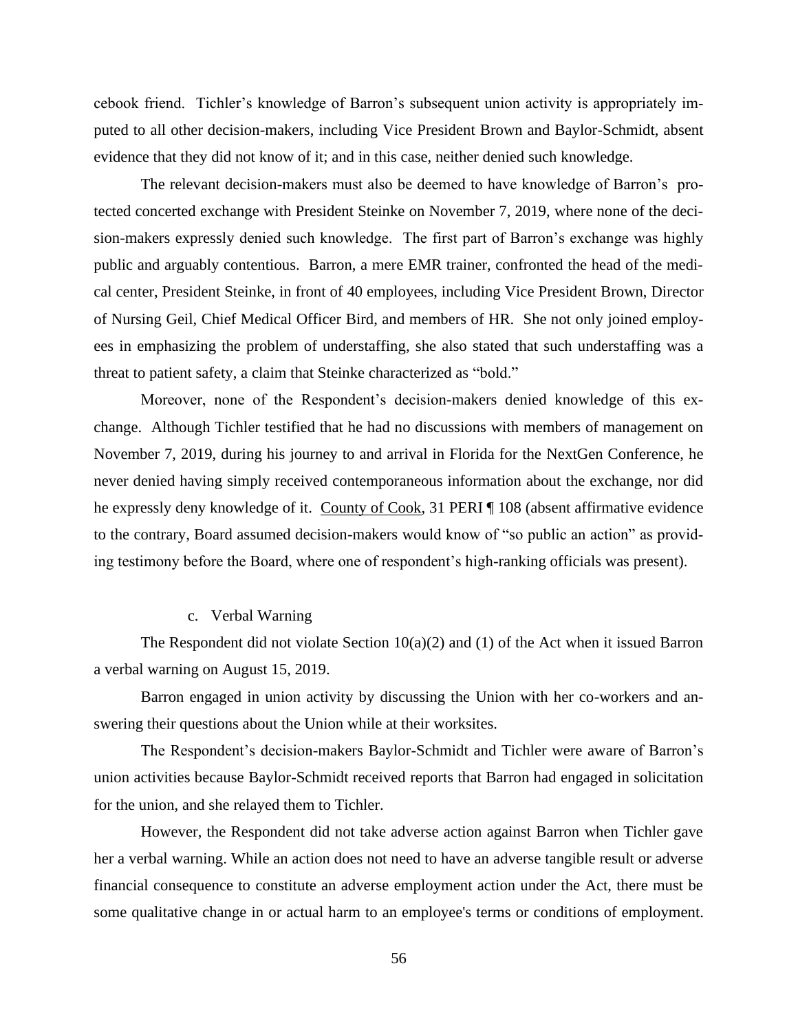cebook friend. Tichler's knowledge of Barron's subsequent union activity is appropriately imputed to all other decision-makers, including Vice President Brown and Baylor-Schmidt, absent evidence that they did not know of it; and in this case, neither denied such knowledge.

The relevant decision-makers must also be deemed to have knowledge of Barron's protected concerted exchange with President Steinke on November 7, 2019, where none of the decision-makers expressly denied such knowledge. The first part of Barron's exchange was highly public and arguably contentious. Barron, a mere EMR trainer, confronted the head of the medical center, President Steinke, in front of 40 employees, including Vice President Brown, Director of Nursing Geil, Chief Medical Officer Bird, and members of HR. She not only joined employees in emphasizing the problem of understaffing, she also stated that such understaffing was a threat to patient safety, a claim that Steinke characterized as "bold."

Moreover, none of the Respondent's decision-makers denied knowledge of this exchange. Although Tichler testified that he had no discussions with members of management on November 7, 2019, during his journey to and arrival in Florida for the NextGen Conference, he never denied having simply received contemporaneous information about the exchange, nor did he expressly deny knowledge of it. County of Cook, 31 PERI ¶ 108 (absent affirmative evidence to the contrary, Board assumed decision-makers would know of "so public an action" as providing testimony before the Board, where one of respondent's high-ranking officials was present).

c. Verbal Warning

The Respondent did not violate Section 10(a)(2) and (1) of the Act when it issued Barron a verbal warning on August 15, 2019.

Barron engaged in union activity by discussing the Union with her co-workers and answering their questions about the Union while at their worksites.

The Respondent's decision-makers Baylor-Schmidt and Tichler were aware of Barron's union activities because Baylor-Schmidt received reports that Barron had engaged in solicitation for the union, and she relayed them to Tichler.

However, the Respondent did not take adverse action against Barron when Tichler gave her a verbal warning. While an action does not need to have an adverse tangible result or adverse financial consequence to constitute an adverse employment action under the Act, there must be some qualitative change in or actual harm to an employee's terms or conditions of employment.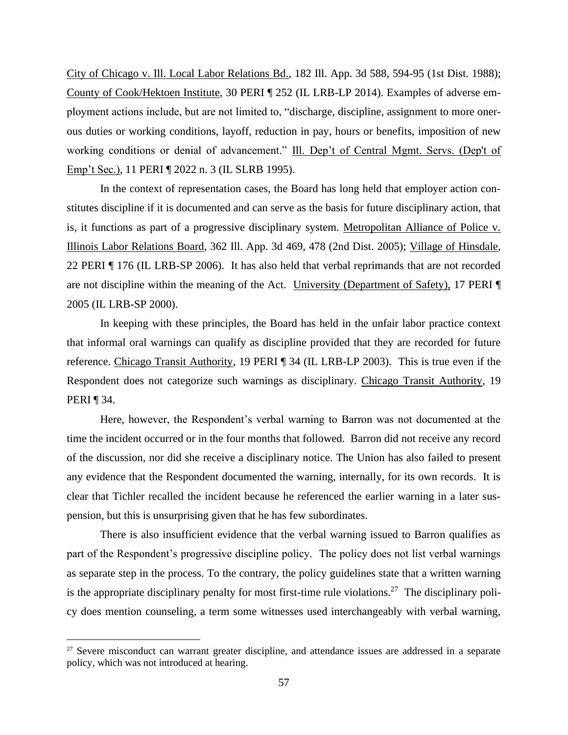City of Chicago v. Ill. Local Labor Relations Bd., 182 Ill. App. 3d 588, 594-95 (1st Dist. 1988); County of Cook/Hektoen Institute, 30 PERI ¶ 252 (IL LRB-LP 2014). Examples of adverse employment actions include, but are not limited to, "discharge, discipline, assignment to more onerous duties or working conditions, layoff, reduction in pay, hours or benefits, imposition of new working conditions or denial of advancement." Ill. Dep't of Central Mgmt. Servs. (Dep't of Emp't Sec.), 11 PERI ¶ 2022 n. 3 (IL SLRB 1995).

In the context of representation cases, the Board has long held that employer action constitutes discipline if it is documented and can serve as the basis for future disciplinary action, that is, it functions as part of a progressive disciplinary system. Metropolitan Alliance of Police v. Illinois Labor Relations Board, 362 Ill. App. 3d 469, 478 (2nd Dist. 2005); Village of Hinsdale, 22 PERI ¶ 176 (IL LRB-SP 2006). It has also held that verbal reprimands that are not recorded are not discipline within the meaning of the Act. University (Department of Safety), 17 PERI ¶ 2005 (IL LRB-SP 2000).

In keeping with these principles, the Board has held in the unfair labor practice context that informal oral warnings can qualify as discipline provided that they are recorded for future reference. Chicago Transit Authority, 19 PERI ¶ 34 (IL LRB-LP 2003). This is true even if the Respondent does not categorize such warnings as disciplinary. Chicago Transit Authority, 19 PERI ¶ 34.

Here, however, the Respondent's verbal warning to Barron was not documented at the time the incident occurred or in the four months that followed. Barron did not receive any record of the discussion, nor did she receive a disciplinary notice. The Union has also failed to present any evidence that the Respondent documented the warning, internally, for its own records. It is clear that Tichler recalled the incident because he referenced the earlier warning in a later suspension, but this is unsurprising given that he has few subordinates.

There is also insufficient evidence that the verbal warning issued to Barron qualifies as part of the Respondent's progressive discipline policy. The policy does not list verbal warnings as separate step in the process. To the contrary, the policy guidelines state that a written warning is the appropriate disciplinary penalty for most first-time rule violations.[27] The disciplinary policy does mention counseling, a term some witnesses used interchangeably with verbal warning,

[27] Severe misconduct can warrant greater discipline, and attendance issues are addressed in a separate policy, which was not introduced at hearing.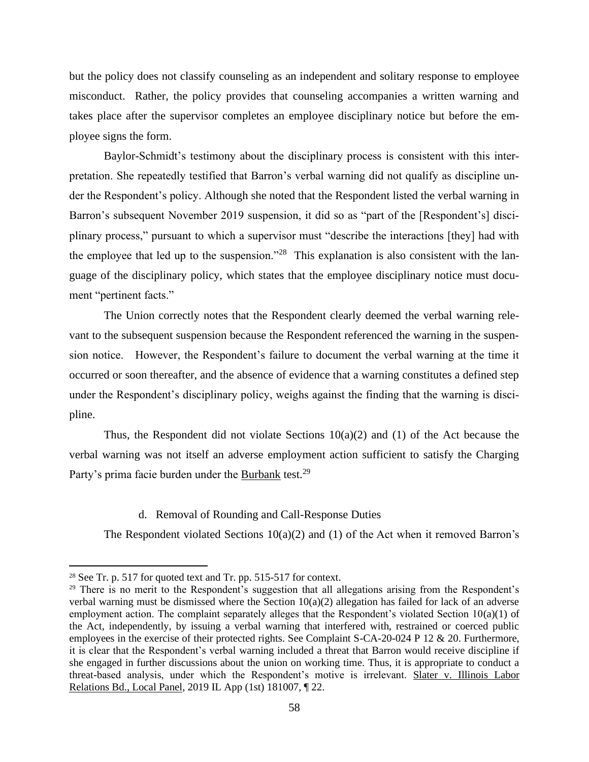but the policy does not classify counseling as an independent and solitary response to employee misconduct. Rather, the policy provides that counseling accompanies a written warning and takes place after the supervisor completes an employee disciplinary notice but before the employee signs the form.

Baylor-Schmidt's testimony about the disciplinary process is consistent with this interpretation. She repeatedly testified that Barron's verbal warning did not qualify as discipline under the Respondent's policy. Although she noted that the Respondent listed the verbal warning in Barron's subsequent November 2019 suspension, it did so as "part of the [Respondent's] disciplinary process," pursuant to which a supervisor must "describe the interactions [they] had with the employee that led up to the suspension."[28] This explanation is also consistent with the language of the disciplinary policy, which states that the employee disciplinary notice must document "pertinent facts."

The Union correctly notes that the Respondent clearly deemed the verbal warning relevant to the subsequent suspension because the Respondent referenced the warning in the suspension notice. However, the Respondent's failure to document the verbal warning at the time it occurred or soon thereafter, and the absence of evidence that a warning constitutes a defined step under the Respondent's disciplinary policy, weighs against the finding that the warning is discipline.

Thus, the Respondent did not violate Sections 10(a)(2) and (1) of the Act because the verbal warning was not itself an adverse employment action sufficient to satisfy the Charging Party's prima facie burden under the Burbank test.[29]

d. Removal of Rounding and Call-Response Duties

The Respondent violated Sections 10(a)(2) and (1) of the Act when it removed Barron's

---

[28] See Tr. p. 517 for quoted text and Tr. pp. 515-517 for context.

[29] There is no merit to the Respondent's suggestion that all allegations arising from the Respondent's verbal warning must be dismissed where the Section 10(a)(2) allegation has failed for lack of an adverse employment action. The complaint separately alleges that the Respondent's violated Section 10(a)(1) of the Act, independently, by issuing a verbal warning that interfered with, restrained or coerced public employees in the exercise of their protected rights. See Complaint S-CA-20-024 P 12 & 20. Furthermore, it is clear that the Respondent's verbal warning included a threat that Barron would receive discipline if she engaged in further discussions about the union on working time. Thus, it is appropriate to conduct a threat-based analysis, under which the Respondent's motive is irrelevant. Slater v. Illinois Labor Relations Bd., Local Panel, 2019 IL App (1st) 181007, ¶ 22.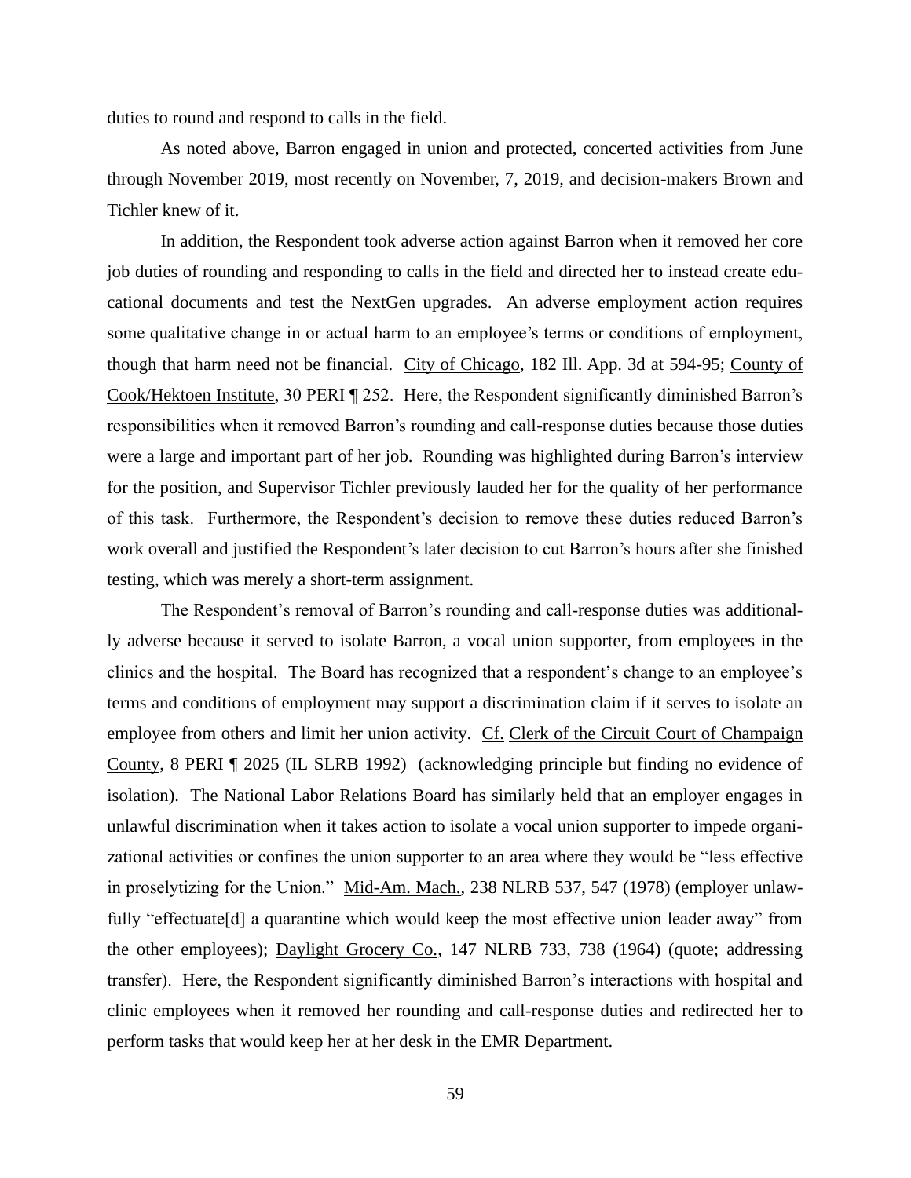duties to round and respond to calls in the field.

As noted above, Barron engaged in union and protected, concerted activities from June through November 2019, most recently on November, 7, 2019, and decision-makers Brown and Tichler knew of it.

In addition, the Respondent took adverse action against Barron when it removed her core job duties of rounding and responding to calls in the field and directed her to instead create educational documents and test the NextGen upgrades. An adverse employment action requires some qualitative change in or actual harm to an employee's terms or conditions of employment, though that harm need not be financial. City of Chicago, 182 Ill. App. 3d at 594-95; County of Cook/Hektoen Institute, 30 PERI ¶ 252. Here, the Respondent significantly diminished Barron's responsibilities when it removed Barron's rounding and call-response duties because those duties were a large and important part of her job. Rounding was highlighted during Barron's interview for the position, and Supervisor Tichler previously lauded her for the quality of her performance of this task. Furthermore, the Respondent's decision to remove these duties reduced Barron's work overall and justified the Respondent's later decision to cut Barron's hours after she finished testing, which was merely a short-term assignment.

The Respondent's removal of Barron's rounding and call-response duties was additionally adverse because it served to isolate Barron, a vocal union supporter, from employees in the clinics and the hospital. The Board has recognized that a respondent's change to an employee's terms and conditions of employment may support a discrimination claim if it serves to isolate an employee from others and limit her union activity. Cf. Clerk of the Circuit Court of Champaign County, 8 PERI ¶ 2025 (IL SLRB 1992) (acknowledging principle but finding no evidence of isolation). The National Labor Relations Board has similarly held that an employer engages in unlawful discrimination when it takes action to isolate a vocal union supporter to impede organizational activities or confines the union supporter to an area where they would be "less effective in proselytizing for the Union." Mid-Am. Mach., 238 NLRB 537, 547 (1978) (employer unlawfully "effectuate[d] a quarantine which would keep the most effective union leader away" from the other employees); Daylight Grocery Co., 147 NLRB 733, 738 (1964) (quote; addressing transfer). Here, the Respondent significantly diminished Barron's interactions with hospital and clinic employees when it removed her rounding and call-response duties and redirected her to perform tasks that would keep her at her desk in the EMR Department.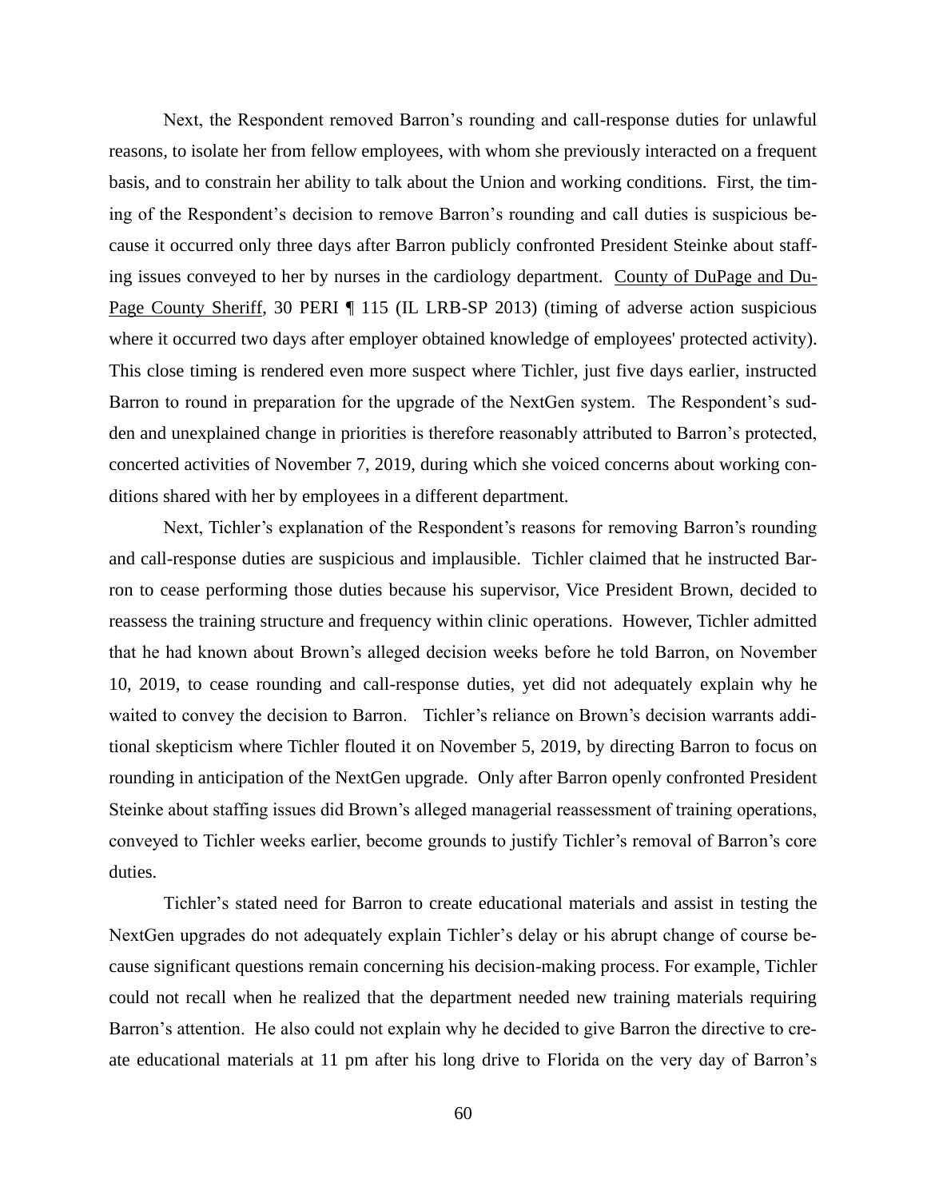Next, the Respondent removed Barron's rounding and call-response duties for unlawful reasons, to isolate her from fellow employees, with whom she previously interacted on a frequent basis, and to constrain her ability to talk about the Union and working conditions. First, the timing of the Respondent's decision to remove Barron's rounding and call duties is suspicious because it occurred only three days after Barron publicly confronted President Steinke about staffing issues conveyed to her by nurses in the cardiology department. County of DuPage and DuPage County Sheriff, 30 PERI ¶ 115 (IL LRB-SP 2013) (timing of adverse action suspicious where it occurred two days after employer obtained knowledge of employees' protected activity). This close timing is rendered even more suspect where Tichler, just five days earlier, instructed Barron to round in preparation for the upgrade of the NextGen system. The Respondent's sudden and unexplained change in priorities is therefore reasonably attributed to Barron's protected, concerted activities of November 7, 2019, during which she voiced concerns about working conditions shared with her by employees in a different department.

Next, Tichler's explanation of the Respondent's reasons for removing Barron's rounding and call-response duties are suspicious and implausible. Tichler claimed that he instructed Barron to cease performing those duties because his supervisor, Vice President Brown, decided to reassess the training structure and frequency within clinic operations. However, Tichler admitted that he had known about Brown's alleged decision weeks before he told Barron, on November 10, 2019, to cease rounding and call-response duties, yet did not adequately explain why he waited to convey the decision to Barron. Tichler's reliance on Brown's decision warrants additional skepticism where Tichler flouted it on November 5, 2019, by directing Barron to focus on rounding in anticipation of the NextGen upgrade. Only after Barron openly confronted President Steinke about staffing issues did Brown's alleged managerial reassessment of training operations, conveyed to Tichler weeks earlier, become grounds to justify Tichler's removal of Barron's core duties.

Tichler's stated need for Barron to create educational materials and assist in testing the NextGen upgrades do not adequately explain Tichler's delay or his abrupt change of course because significant questions remain concerning his decision-making process. For example, Tichler could not recall when he realized that the department needed new training materials requiring Barron's attention. He also could not explain why he decided to give Barron the directive to create educational materials at 11 pm after his long drive to Florida on the very day of Barron's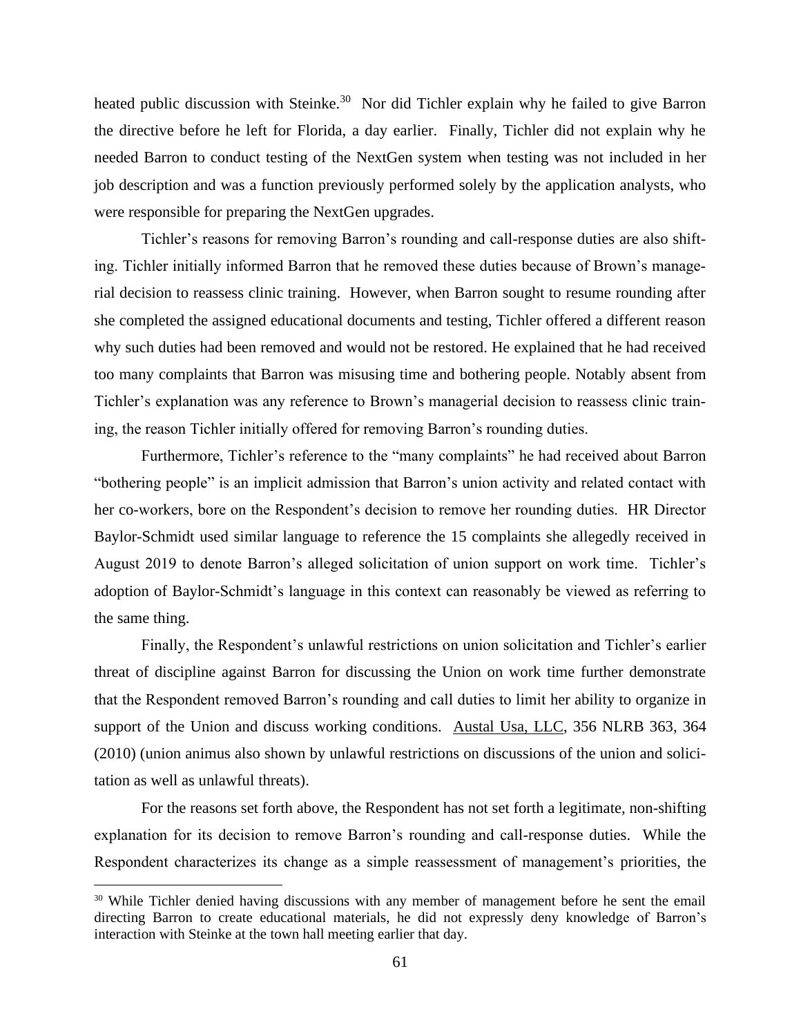heated public discussion with Steinke.[30] Nor did Tichler explain why he failed to give Barron the directive before he left for Florida, a day earlier. Finally, Tichler did not explain why he needed Barron to conduct testing of the NextGen system when testing was not included in her job description and was a function previously performed solely by the application analysts, who were responsible for preparing the NextGen upgrades.

Tichler's reasons for removing Barron's rounding and call-response duties are also shifting. Tichler initially informed Barron that he removed these duties because of Brown's managerial decision to reassess clinic training. However, when Barron sought to resume rounding after she completed the assigned educational documents and testing, Tichler offered a different reason why such duties had been removed and would not be restored. He explained that he had received too many complaints that Barron was misusing time and bothering people. Notably absent from Tichler's explanation was any reference to Brown's managerial decision to reassess clinic training, the reason Tichler initially offered for removing Barron's rounding duties.

Furthermore, Tichler's reference to the "many complaints" he had received about Barron "bothering people" is an implicit admission that Barron's union activity and related contact with her co-workers, bore on the Respondent's decision to remove her rounding duties. HR Director Baylor-Schmidt used similar language to reference the 15 complaints she allegedly received in August 2019 to denote Barron's alleged solicitation of union support on work time. Tichler's adoption of Baylor-Schmidt's language in this context can reasonably be viewed as referring to the same thing.

Finally, the Respondent's unlawful restrictions on union solicitation and Tichler's earlier threat of discipline against Barron for discussing the Union on work time further demonstrate that the Respondent removed Barron's rounding and call duties to limit her ability to organize in support of the Union and discuss working conditions. Austal Usa, LLC, 356 NLRB 363, 364 (2010) (union animus also shown by unlawful restrictions on discussions of the union and solicitation as well as unlawful threats).

For the reasons set forth above, the Respondent has not set forth a legitimate, non-shifting explanation for its decision to remove Barron's rounding and call-response duties. While the Respondent characterizes its change as a simple reassessment of management's priorities, the

---

[30] While Tichler denied having discussions with any member of management before he sent the email directing Barron to create educational materials, he did not expressly deny knowledge of Barron's interaction with Steinke at the town hall meeting earlier that day.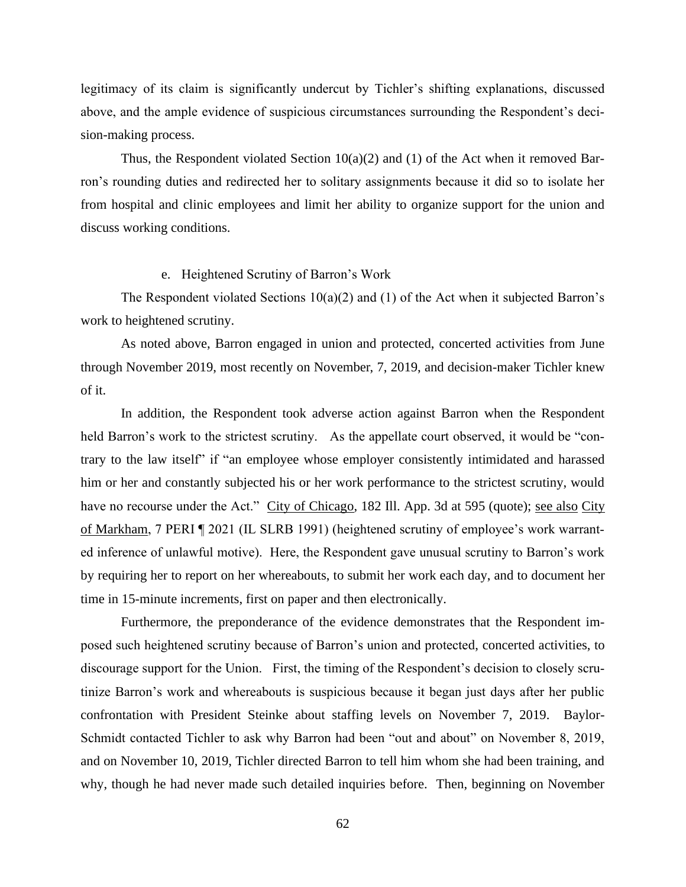legitimacy of its claim is significantly undercut by Tichler's shifting explanations, discussed above, and the ample evidence of suspicious circumstances surrounding the Respondent's decision-making process.

Thus, the Respondent violated Section 10(a)(2) and (1) of the Act when it removed Barron's rounding duties and redirected her to solitary assignments because it did so to isolate her from hospital and clinic employees and limit her ability to organize support for the union and discuss working conditions.

e. Heightened Scrutiny of Barron's Work

The Respondent violated Sections 10(a)(2) and (1) of the Act when it subjected Barron's work to heightened scrutiny.

As noted above, Barron engaged in union and protected, concerted activities from June through November 2019, most recently on November, 7, 2019, and decision-maker Tichler knew of it.

In addition, the Respondent took adverse action against Barron when the Respondent held Barron's work to the strictest scrutiny. As the appellate court observed, it would be "contrary to the law itself" if "an employee whose employer consistently intimidated and harassed him or her and constantly subjected his or her work performance to the strictest scrutiny, would have no recourse under the Act." City of Chicago, 182 Ill. App. 3d at 595 (quote); see also City of Markham, 7 PERI ¶ 2021 (IL SLRB 1991) (heightened scrutiny of employee's work warranted inference of unlawful motive). Here, the Respondent gave unusual scrutiny to Barron's work by requiring her to report on her whereabouts, to submit her work each day, and to document her time in 15-minute increments, first on paper and then electronically.

Furthermore, the preponderance of the evidence demonstrates that the Respondent imposed such heightened scrutiny because of Barron's union and protected, concerted activities, to discourage support for the Union. First, the timing of the Respondent's decision to closely scrutinize Barron's work and whereabouts is suspicious because it began just days after her public confrontation with President Steinke about staffing levels on November 7, 2019. Baylor-Schmidt contacted Tichler to ask why Barron had been "out and about" on November 8, 2019, and on November 10, 2019, Tichler directed Barron to tell him whom she had been training, and why, though he had never made such detailed inquiries before. Then, beginning on November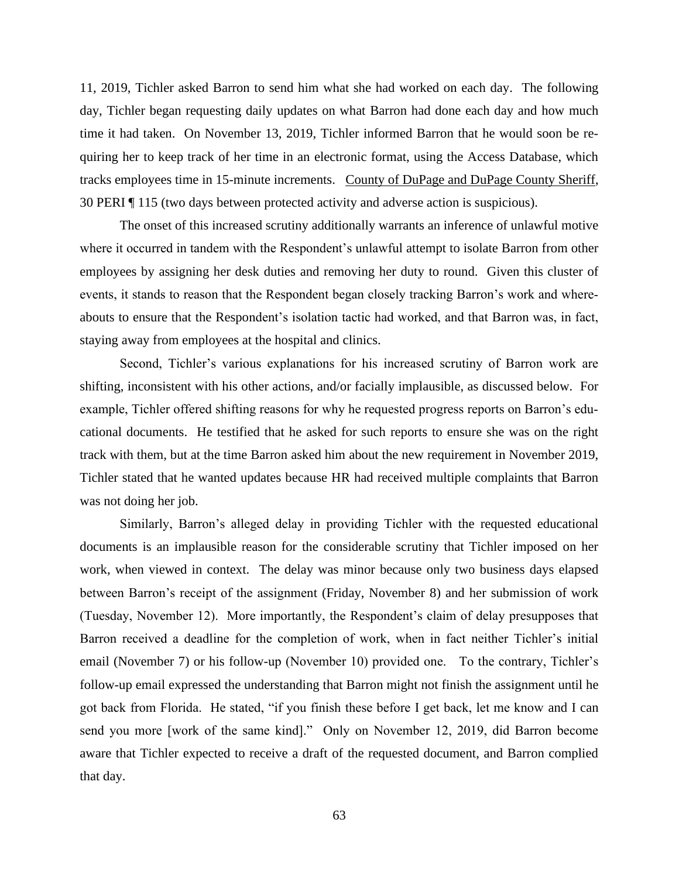11, 2019, Tichler asked Barron to send him what she had worked on each day. The following day, Tichler began requesting daily updates on what Barron had done each day and how much time it had taken. On November 13, 2019, Tichler informed Barron that he would soon be requiring her to keep track of her time in an electronic format, using the Access Database, which tracks employees time in 15-minute increments. County of DuPage and DuPage County Sheriff, 30 PERI ¶ 115 (two days between protected activity and adverse action is suspicious).

The onset of this increased scrutiny additionally warrants an inference of unlawful motive where it occurred in tandem with the Respondent's unlawful attempt to isolate Barron from other employees by assigning her desk duties and removing her duty to round. Given this cluster of events, it stands to reason that the Respondent began closely tracking Barron's work and whereabouts to ensure that the Respondent's isolation tactic had worked, and that Barron was, in fact, staying away from employees at the hospital and clinics.

Second, Tichler's various explanations for his increased scrutiny of Barron work are shifting, inconsistent with his other actions, and/or facially implausible, as discussed below. For example, Tichler offered shifting reasons for why he requested progress reports on Barron's educational documents. He testified that he asked for such reports to ensure she was on the right track with them, but at the time Barron asked him about the new requirement in November 2019, Tichler stated that he wanted updates because HR had received multiple complaints that Barron was not doing her job.

Similarly, Barron's alleged delay in providing Tichler with the requested educational documents is an implausible reason for the considerable scrutiny that Tichler imposed on her work, when viewed in context. The delay was minor because only two business days elapsed between Barron's receipt of the assignment (Friday, November 8) and her submission of work (Tuesday, November 12). More importantly, the Respondent's claim of delay presupposes that Barron received a deadline for the completion of work, when in fact neither Tichler's initial email (November 7) or his follow-up (November 10) provided one. To the contrary, Tichler's follow-up email expressed the understanding that Barron might not finish the assignment until he got back from Florida. He stated, "if you finish these before I get back, let me know and I can send you more [work of the same kind]." Only on November 12, 2019, did Barron become aware that Tichler expected to receive a draft of the requested document, and Barron complied that day.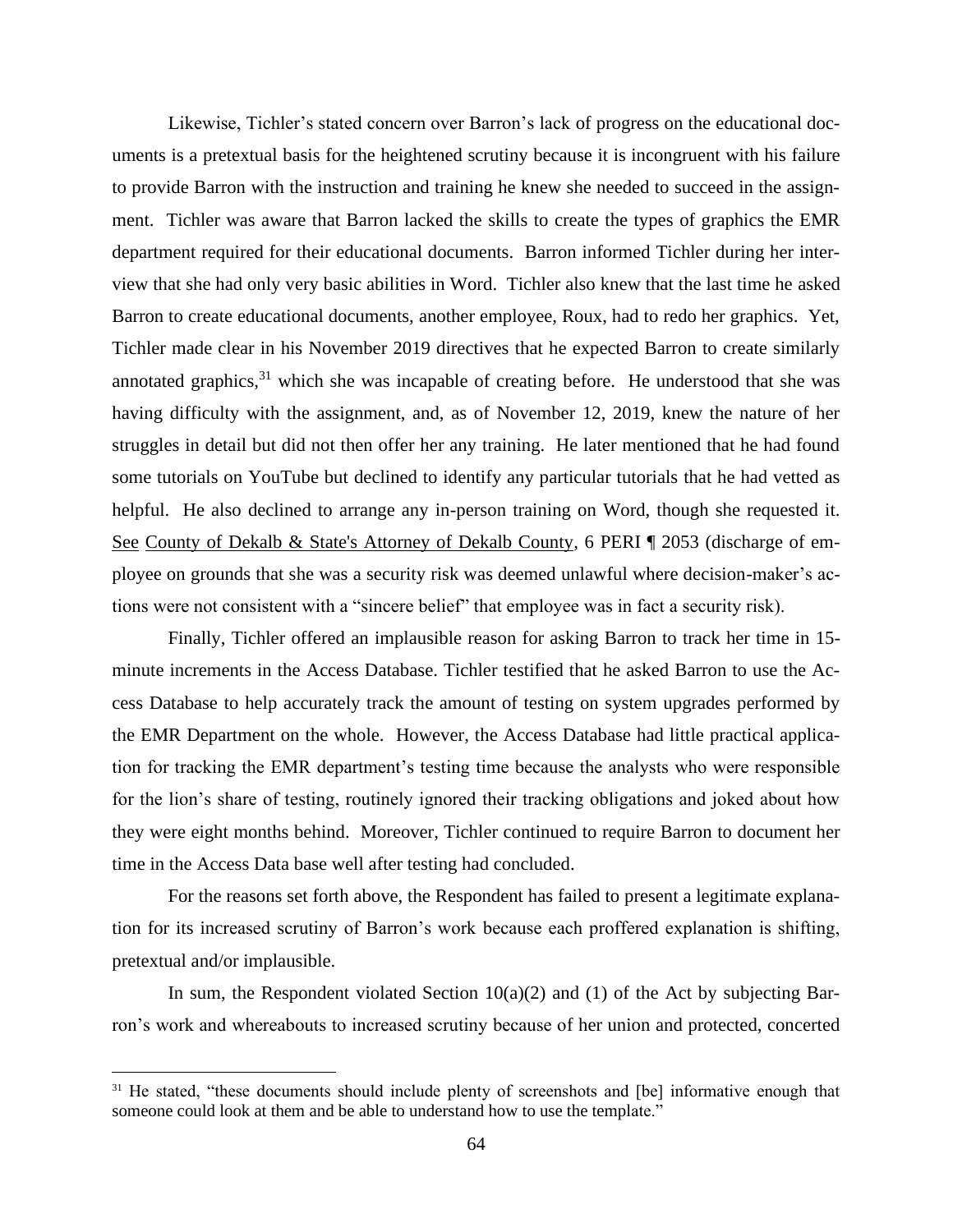Likewise, Tichler's stated concern over Barron's lack of progress on the educational documents is a pretextual basis for the heightened scrutiny because it is incongruent with his failure to provide Barron with the instruction and training he knew she needed to succeed in the assignment. Tichler was aware that Barron lacked the skills to create the types of graphics the EMR department required for their educational documents. Barron informed Tichler during her interview that she had only very basic abilities in Word. Tichler also knew that the last time he asked Barron to create educational documents, another employee, Roux, had to redo her graphics. Yet, Tichler made clear in his November 2019 directives that he expected Barron to create similarly annotated graphics,[31] which she was incapable of creating before. He understood that she was having difficulty with the assignment, and, as of November 12, 2019, knew the nature of her struggles in detail but did not then offer her any training. He later mentioned that he had found some tutorials on YouTube but declined to identify any particular tutorials that he had vetted as helpful. He also declined to arrange any in-person training on Word, though she requested it. See County of Dekalb & State's Attorney of Dekalb County, 6 PERI ¶ 2053 (discharge of employee on grounds that she was a security risk was deemed unlawful where decision-maker's actions were not consistent with a "sincere belief" that employee was in fact a security risk).

Finally, Tichler offered an implausible reason for asking Barron to track her time in 15-minute increments in the Access Database. Tichler testified that he asked Barron to use the Access Database to help accurately track the amount of testing on system upgrades performed by the EMR Department on the whole. However, the Access Database had little practical application for tracking the EMR department's testing time because the analysts who were responsible for the lion's share of testing, routinely ignored their tracking obligations and joked about how they were eight months behind. Moreover, Tichler continued to require Barron to document her time in the Access Data base well after testing had concluded.

For the reasons set forth above, the Respondent has failed to present a legitimate explanation for its increased scrutiny of Barron's work because each proffered explanation is shifting, pretextual and/or implausible.

In sum, the Respondent violated Section 10(a)(2) and (1) of the Act by subjecting Barron's work and whereabouts to increased scrutiny because of her union and protected, concerted

---

[31] He stated, "these documents should include plenty of screenshots and [be] informative enough that someone could look at them and be able to understand how to use the template."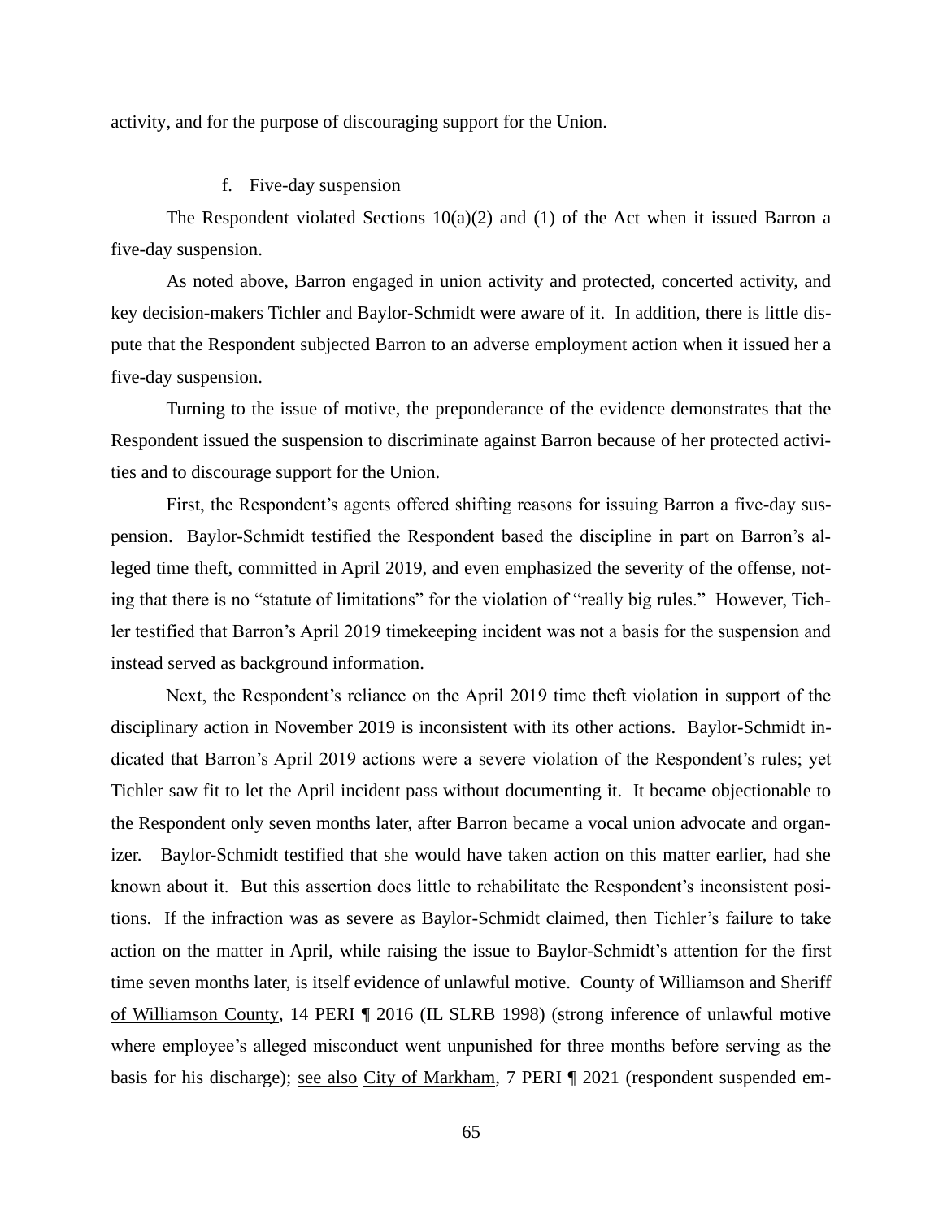activity, and for the purpose of discouraging support for the Union.

f. Five-day suspension

The Respondent violated Sections 10(a)(2) and (1) of the Act when it issued Barron a five-day suspension.

As noted above, Barron engaged in union activity and protected, concerted activity, and key decision-makers Tichler and Baylor-Schmidt were aware of it. In addition, there is little dispute that the Respondent subjected Barron to an adverse employment action when it issued her a five-day suspension.

Turning to the issue of motive, the preponderance of the evidence demonstrates that the Respondent issued the suspension to discriminate against Barron because of her protected activities and to discourage support for the Union.

First, the Respondent's agents offered shifting reasons for issuing Barron a five-day suspension. Baylor-Schmidt testified the Respondent based the discipline in part on Barron's alleged time theft, committed in April 2019, and even emphasized the severity of the offense, noting that there is no "statute of limitations" for the violation of "really big rules." However, Tichler testified that Barron's April 2019 timekeeping incident was not a basis for the suspension and instead served as background information.

Next, the Respondent's reliance on the April 2019 time theft violation in support of the disciplinary action in November 2019 is inconsistent with its other actions. Baylor-Schmidt indicated that Barron's April 2019 actions were a severe violation of the Respondent's rules; yet Tichler saw fit to let the April incident pass without documenting it. It became objectionable to the Respondent only seven months later, after Barron became a vocal union advocate and organizer. Baylor-Schmidt testified that she would have taken action on this matter earlier, had she known about it. But this assertion does little to rehabilitate the Respondent's inconsistent positions. If the infraction was as severe as Baylor-Schmidt claimed, then Tichler's failure to take action on the matter in April, while raising the issue to Baylor-Schmidt's attention for the first time seven months later, is itself evidence of unlawful motive. County of Williamson and Sheriff of Williamson County, 14 PERI ¶ 2016 (IL SLRB 1998) (strong inference of unlawful motive where employee's alleged misconduct went unpunished for three months before serving as the basis for his discharge); see also City of Markham, 7 PERI ¶ 2021 (respondent suspended em-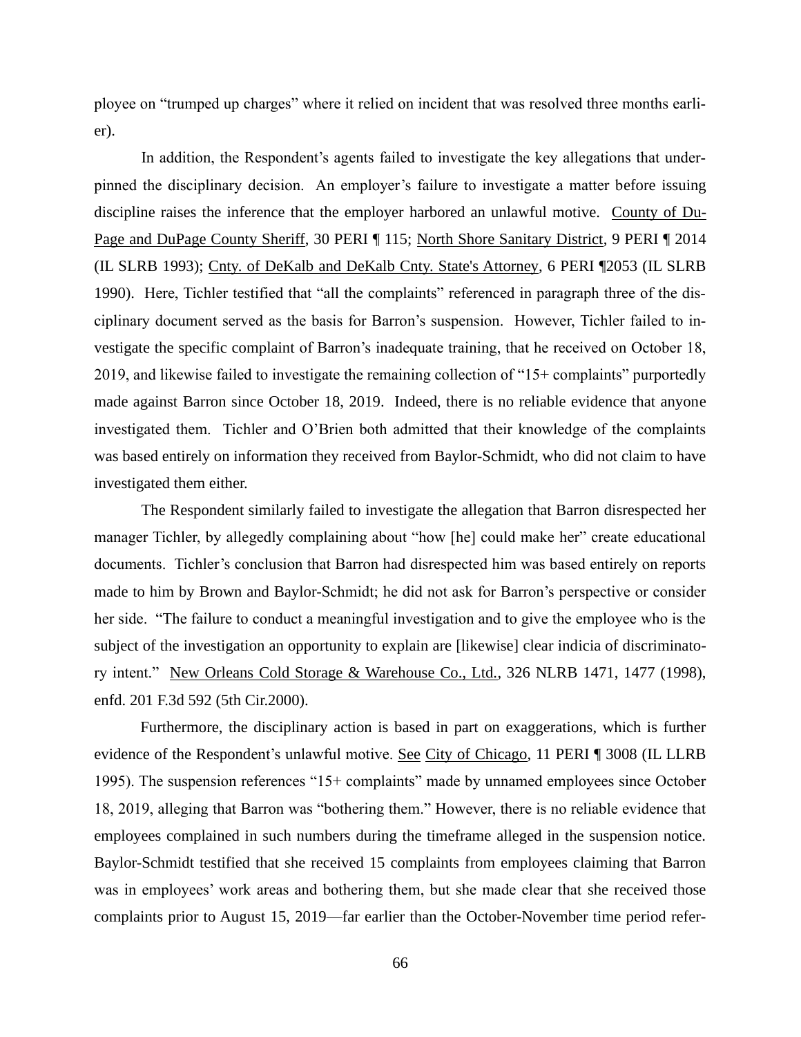ployee on "trumped up charges" where it relied on incident that was resolved three months earlier).

In addition, the Respondent's agents failed to investigate the key allegations that underpinned the disciplinary decision. An employer's failure to investigate a matter before issuing discipline raises the inference that the employer harbored an unlawful motive. County of DuPage and DuPage County Sheriff, 30 PERI ¶ 115; North Shore Sanitary District, 9 PERI ¶ 2014 (IL SLRB 1993); Cnty. of DeKalb and DeKalb Cnty. State's Attorney, 6 PERI ¶2053 (IL SLRB 1990). Here, Tichler testified that "all the complaints" referenced in paragraph three of the disciplinary document served as the basis for Barron's suspension. However, Tichler failed to investigate the specific complaint of Barron's inadequate training, that he received on October 18, 2019, and likewise failed to investigate the remaining collection of "15+ complaints" purportedly made against Barron since October 18, 2019. Indeed, there is no reliable evidence that anyone investigated them. Tichler and O'Brien both admitted that their knowledge of the complaints was based entirely on information they received from Baylor-Schmidt, who did not claim to have investigated them either.

The Respondent similarly failed to investigate the allegation that Barron disrespected her manager Tichler, by allegedly complaining about "how [he] could make her" create educational documents. Tichler's conclusion that Barron had disrespected him was based entirely on reports made to him by Brown and Baylor-Schmidt; he did not ask for Barron's perspective or consider her side. "The failure to conduct a meaningful investigation and to give the employee who is the subject of the investigation an opportunity to explain are [likewise] clear indicia of discriminatory intent." New Orleans Cold Storage & Warehouse Co., Ltd., 326 NLRB 1471, 1477 (1998), enfd. 201 F.3d 592 (5th Cir.2000).

Furthermore, the disciplinary action is based in part on exaggerations, which is further evidence of the Respondent's unlawful motive. See City of Chicago, 11 PERI ¶ 3008 (IL LLRB 1995). The suspension references "15+ complaints" made by unnamed employees since October 18, 2019, alleging that Barron was "bothering them." However, there is no reliable evidence that employees complained in such numbers during the timeframe alleged in the suspension notice. Baylor-Schmidt testified that she received 15 complaints from employees claiming that Barron was in employees' work areas and bothering them, but she made clear that she received those complaints prior to August 15, 2019—far earlier than the October-November time period refer-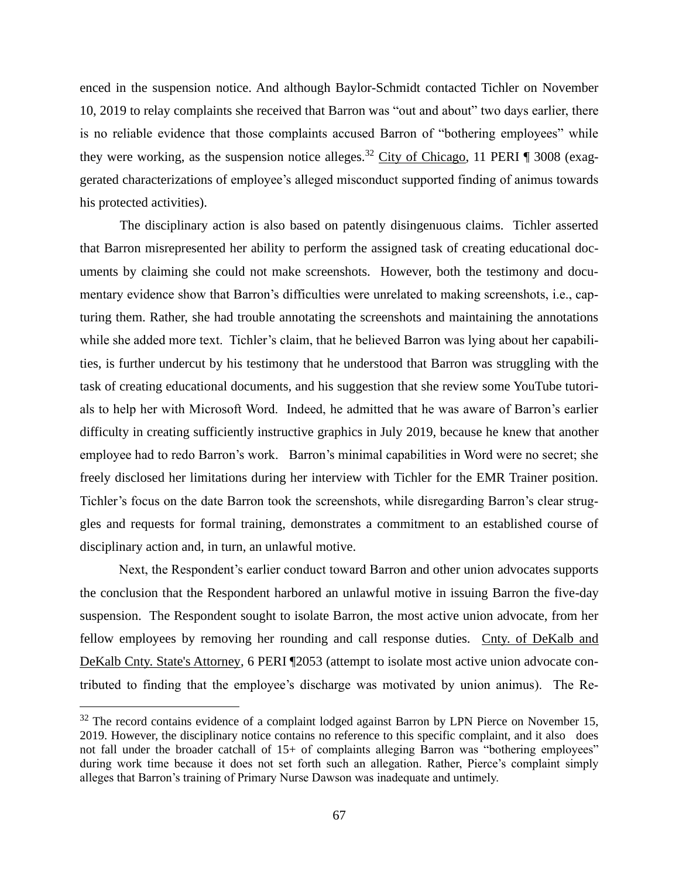enced in the suspension notice. And although Baylor-Schmidt contacted Tichler on November 10, 2019 to relay complaints she received that Barron was "out and about" two days earlier, there is no reliable evidence that those complaints accused Barron of "bothering employees" while they were working, as the suspension notice alleges.[32] City of Chicago, 11 PERI ¶ 3008 (exaggerated characterizations of employee's alleged misconduct supported finding of animus towards his protected activities).

The disciplinary action is also based on patently disingenuous claims. Tichler asserted that Barron misrepresented her ability to perform the assigned task of creating educational documents by claiming she could not make screenshots. However, both the testimony and documentary evidence show that Barron's difficulties were unrelated to making screenshots, i.e., capturing them. Rather, she had trouble annotating the screenshots and maintaining the annotations while she added more text. Tichler's claim, that he believed Barron was lying about her capabilities, is further undercut by his testimony that he understood that Barron was struggling with the task of creating educational documents, and his suggestion that she review some YouTube tutorials to help her with Microsoft Word. Indeed, he admitted that he was aware of Barron's earlier difficulty in creating sufficiently instructive graphics in July 2019, because he knew that another employee had to redo Barron's work. Barron's minimal capabilities in Word were no secret; she freely disclosed her limitations during her interview with Tichler for the EMR Trainer position. Tichler's focus on the date Barron took the screenshots, while disregarding Barron's clear struggles and requests for formal training, demonstrates a commitment to an established course of disciplinary action and, in turn, an unlawful motive.

Next, the Respondent's earlier conduct toward Barron and other union advocates supports the conclusion that the Respondent harbored an unlawful motive in issuing Barron the five-day suspension. The Respondent sought to isolate Barron, the most active union advocate, from her fellow employees by removing her rounding and call response duties. Cnty. of DeKalb and DeKalb Cnty. State's Attorney, 6 PERI ¶2053 (attempt to isolate most active union advocate contributed to finding that the employee's discharge was motivated by union animus). The Re-

---

[32] The record contains evidence of a complaint lodged against Barron by LPN Pierce on November 15, 2019. However, the disciplinary notice contains no reference to this specific complaint, and it also does not fall under the broader catchall of 15+ of complaints alleging Barron was "bothering employees" during work time because it does not set forth such an allegation. Rather, Pierce's complaint simply alleges that Barron's training of Primary Nurse Dawson was inadequate and untimely.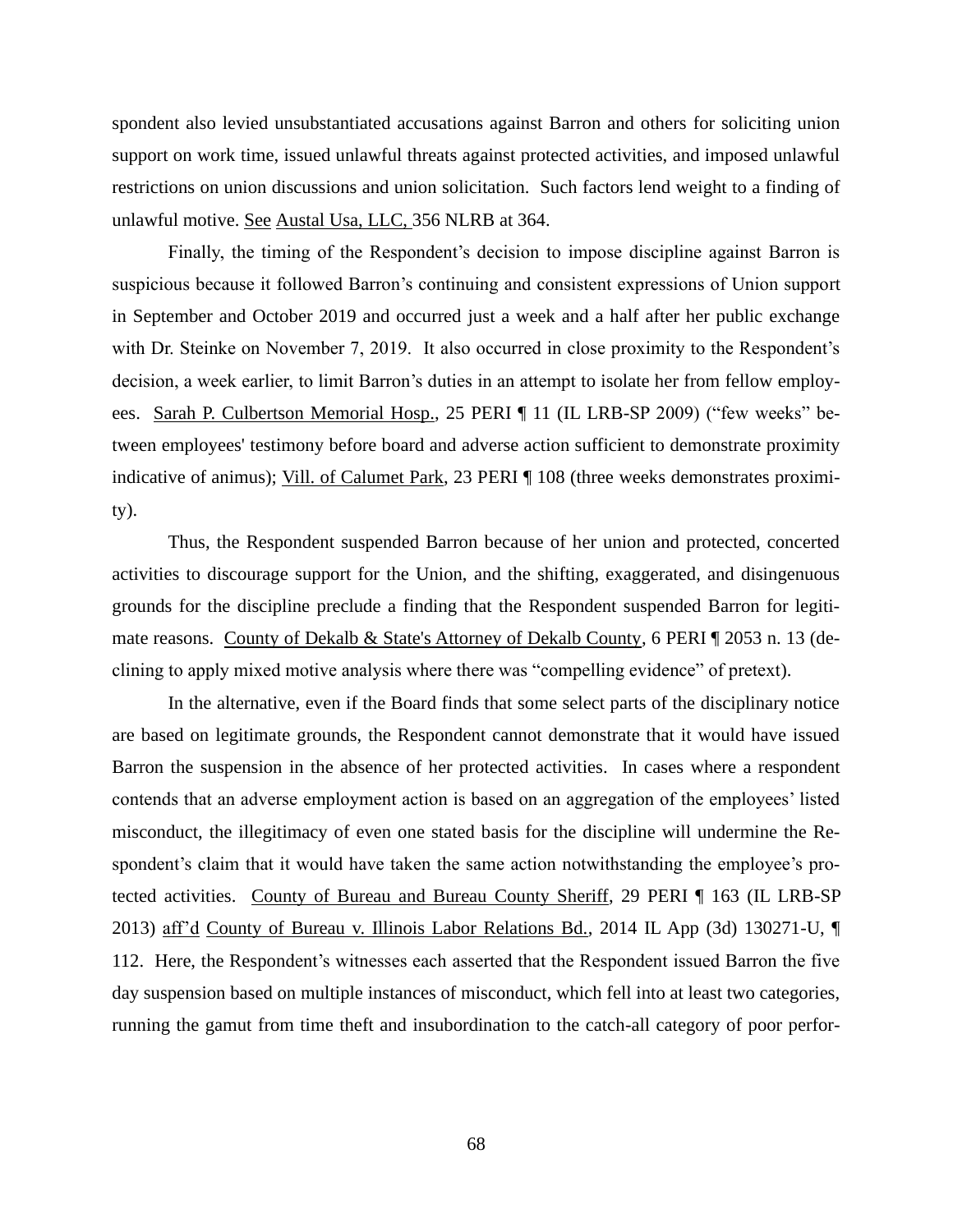spondent also levied unsubstantiated accusations against Barron and others for soliciting union support on work time, issued unlawful threats against protected activities, and imposed unlawful restrictions on union discussions and union solicitation. Such factors lend weight to a finding of unlawful motive. See Austal Usa, LLC, 356 NLRB at 364.

Finally, the timing of the Respondent's decision to impose discipline against Barron is suspicious because it followed Barron's continuing and consistent expressions of Union support in September and October 2019 and occurred just a week and a half after her public exchange with Dr. Steinke on November 7, 2019. It also occurred in close proximity to the Respondent's decision, a week earlier, to limit Barron's duties in an attempt to isolate her from fellow employees. Sarah P. Culbertson Memorial Hosp., 25 PERI ¶ 11 (IL LRB-SP 2009) ("few weeks" between employees' testimony before board and adverse action sufficient to demonstrate proximity indicative of animus); Vill. of Calumet Park, 23 PERI ¶ 108 (three weeks demonstrates proximity).

Thus, the Respondent suspended Barron because of her union and protected, concerted activities to discourage support for the Union, and the shifting, exaggerated, and disingenuous grounds for the discipline preclude a finding that the Respondent suspended Barron for legitimate reasons. County of Dekalb & State's Attorney of Dekalb County, 6 PERI ¶ 2053 n. 13 (declining to apply mixed motive analysis where there was "compelling evidence" of pretext).

In the alternative, even if the Board finds that some select parts of the disciplinary notice are based on legitimate grounds, the Respondent cannot demonstrate that it would have issued Barron the suspension in the absence of her protected activities. In cases where a respondent contends that an adverse employment action is based on an aggregation of the employees' listed misconduct, the illegitimacy of even one stated basis for the discipline will undermine the Respondent's claim that it would have taken the same action notwithstanding the employee's protected activities. County of Bureau and Bureau County Sheriff, 29 PERI ¶ 163 (IL LRB-SP 2013) aff'd County of Bureau v. Illinois Labor Relations Bd., 2014 IL App (3d) 130271-U, ¶ 112. Here, the Respondent's witnesses each asserted that the Respondent issued Barron the five day suspension based on multiple instances of misconduct, which fell into at least two categories, running the gamut from time theft and insubordination to the catch-all category of poor perfor-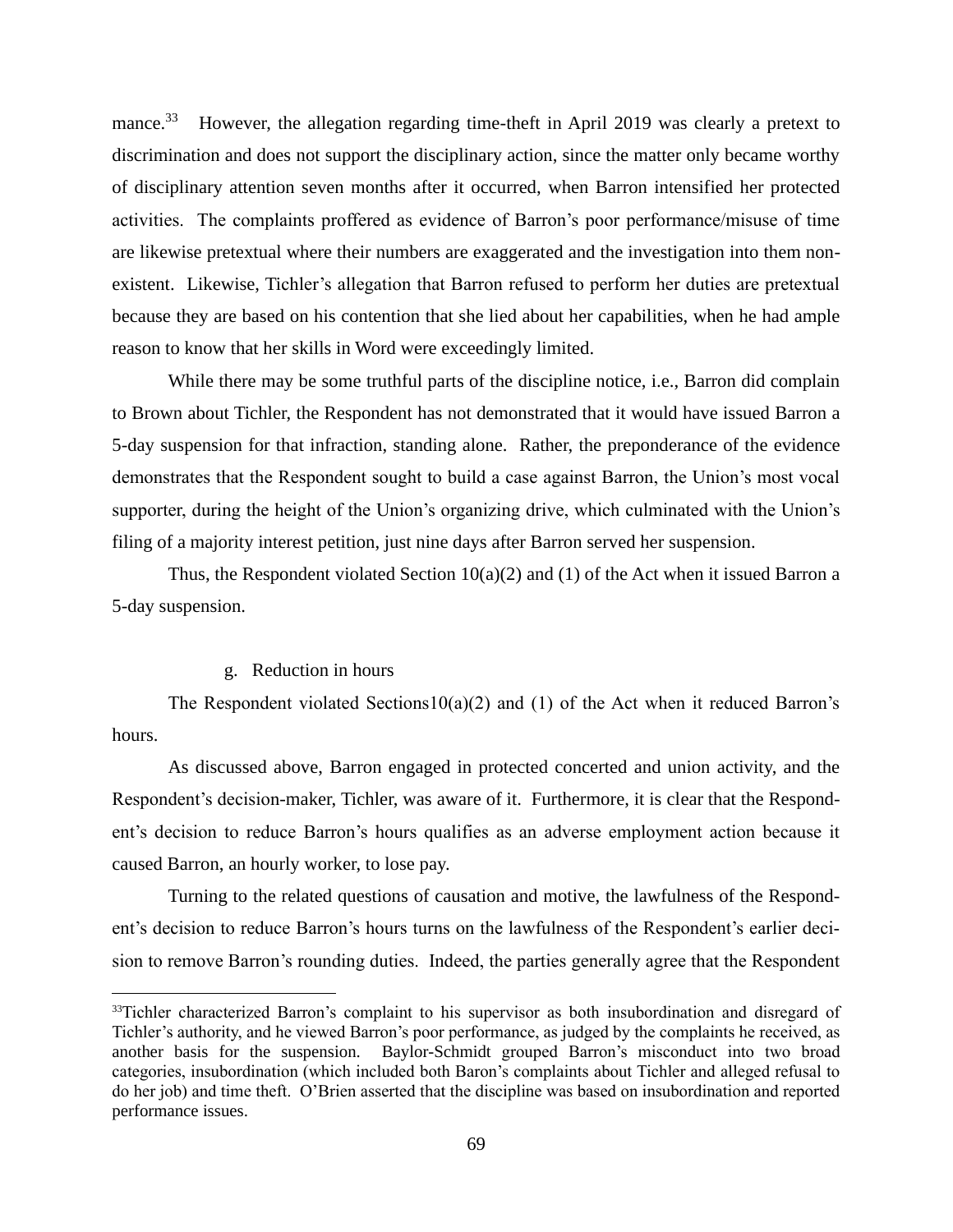mance.[33] However, the allegation regarding time-theft in April 2019 was clearly a pretext to discrimination and does not support the disciplinary action, since the matter only became worthy of disciplinary attention seven months after it occurred, when Barron intensified her protected activities. The complaints proffered as evidence of Barron's poor performance/misuse of time are likewise pretextual where their numbers are exaggerated and the investigation into them non-existent. Likewise, Tichler's allegation that Barron refused to perform her duties are pretextual because they are based on his contention that she lied about her capabilities, when he had ample reason to know that her skills in Word were exceedingly limited.

While there may be some truthful parts of the discipline notice, i.e., Barron did complain to Brown about Tichler, the Respondent has not demonstrated that it would have issued Barron a 5-day suspension for that infraction, standing alone. Rather, the preponderance of the evidence demonstrates that the Respondent sought to build a case against Barron, the Union's most vocal supporter, during the height of the Union's organizing drive, which culminated with the Union's filing of a majority interest petition, just nine days after Barron served her suspension.

Thus, the Respondent violated Section 10(a)(2) and (1) of the Act when it issued Barron a 5-day suspension.

g. Reduction in hours

The Respondent violated Sections10(a)(2) and (1) of the Act when it reduced Barron's hours.

As discussed above, Barron engaged in protected concerted and union activity, and the Respondent's decision-maker, Tichler, was aware of it. Furthermore, it is clear that the Respondent's decision to reduce Barron's hours qualifies as an adverse employment action because it caused Barron, an hourly worker, to lose pay.

Turning to the related questions of causation and motive, the lawfulness of the Respondent's decision to reduce Barron's hours turns on the lawfulness of the Respondent's earlier decision to remove Barron's rounding duties. Indeed, the parties generally agree that the Respondent

---

[33] Tichler characterized Barron's complaint to his supervisor as both insubordination and disregard of Tichler's authority, and he viewed Barron's poor performance, as judged by the complaints he received, as another basis for the suspension. Baylor-Schmidt grouped Barron's misconduct into two broad categories, insubordination (which included both Baron's complaints about Tichler and alleged refusal to do her job) and time theft. O'Brien asserted that the discipline was based on insubordination and reported performance issues.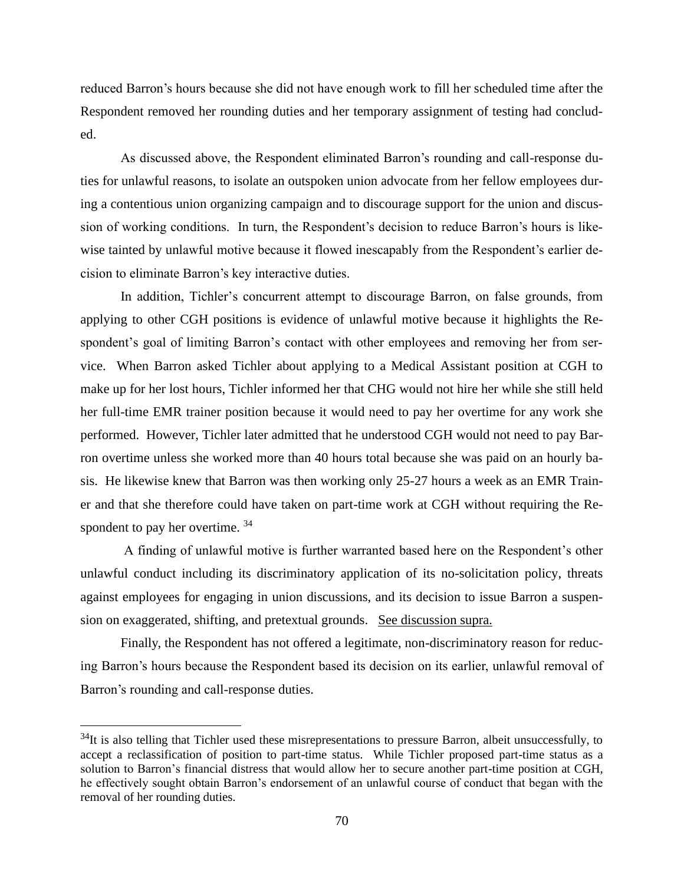reduced Barron's hours because she did not have enough work to fill her scheduled time after the Respondent removed her rounding duties and her temporary assignment of testing had concluded.

As discussed above, the Respondent eliminated Barron's rounding and call-response duties for unlawful reasons, to isolate an outspoken union advocate from her fellow employees during a contentious union organizing campaign and to discourage support for the union and discussion of working conditions. In turn, the Respondent's decision to reduce Barron's hours is likewise tainted by unlawful motive because it flowed inescapably from the Respondent's earlier decision to eliminate Barron's key interactive duties.

In addition, Tichler's concurrent attempt to discourage Barron, on false grounds, from applying to other CGH positions is evidence of unlawful motive because it highlights the Respondent's goal of limiting Barron's contact with other employees and removing her from service. When Barron asked Tichler about applying to a Medical Assistant position at CGH to make up for her lost hours, Tichler informed her that CHG would not hire her while she still held her full-time EMR trainer position because it would need to pay her overtime for any work she performed. However, Tichler later admitted that he understood CGH would not need to pay Barron overtime unless she worked more than 40 hours total because she was paid on an hourly basis. He likewise knew that Barron was then working only 25-27 hours a week as an EMR Trainer and that she therefore could have taken on part-time work at CGH without requiring the Respondent to pay her overtime. [34]

A finding of unlawful motive is further warranted based here on the Respondent's other unlawful conduct including its discriminatory application of its no-solicitation policy, threats against employees for engaging in union discussions, and its decision to issue Barron a suspension on exaggerated, shifting, and pretextual grounds. See discussion supra.

Finally, the Respondent has not offered a legitimate, non-discriminatory reason for reducing Barron's hours because the Respondent based its decision on its earlier, unlawful removal of Barron's rounding and call-response duties.

---

[34] It is also telling that Tichler used these misrepresentations to pressure Barron, albeit unsuccessfully, to accept a reclassification of position to part-time status. While Tichler proposed part-time status as a solution to Barron's financial distress that would allow her to secure another part-time position at CGH, he effectively sought obtain Barron's endorsement of an unlawful course of conduct that began with the removal of her rounding duties.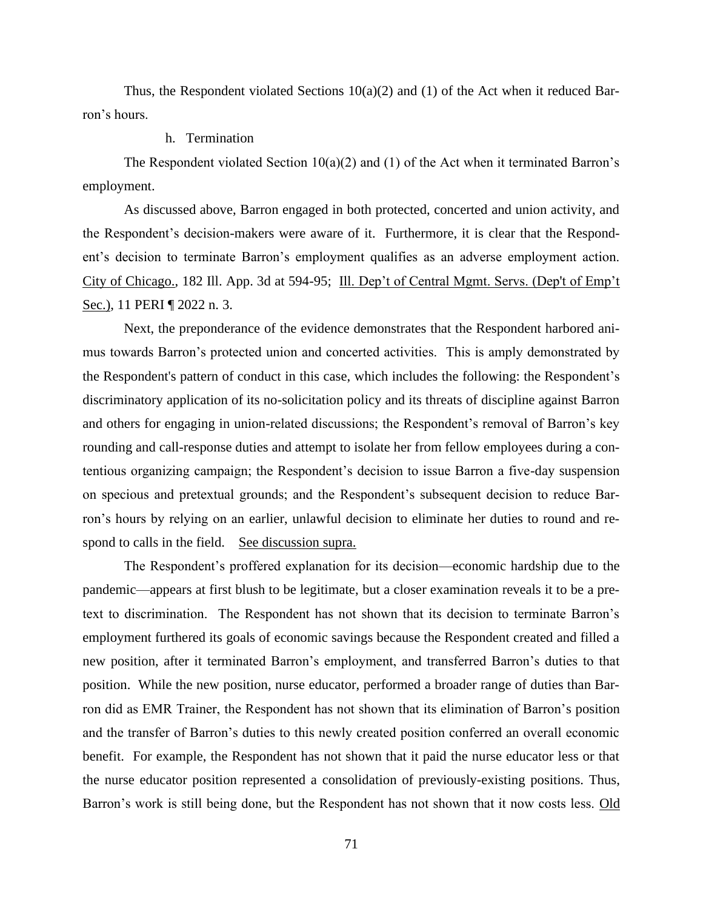Thus, the Respondent violated Sections 10(a)(2) and (1) of the Act when it reduced Barron's hours.

h. Termination

The Respondent violated Section 10(a)(2) and (1) of the Act when it terminated Barron's employment.

As discussed above, Barron engaged in both protected, concerted and union activity, and the Respondent's decision-makers were aware of it. Furthermore, it is clear that the Respondent's decision to terminate Barron's employment qualifies as an adverse employment action. City of Chicago., 182 Ill. App. 3d at 594-95; Ill. Dep't of Central Mgmt. Servs. (Dep't of Emp't Sec.), 11 PERI ¶ 2022 n. 3.

Next, the preponderance of the evidence demonstrates that the Respondent harbored animus towards Barron's protected union and concerted activities. This is amply demonstrated by the Respondent's pattern of conduct in this case, which includes the following: the Respondent's discriminatory application of its no-solicitation policy and its threats of discipline against Barron and others for engaging in union-related discussions; the Respondent's removal of Barron's key rounding and call-response duties and attempt to isolate her from fellow employees during a contentious organizing campaign; the Respondent's decision to issue Barron a five-day suspension on specious and pretextual grounds; and the Respondent's subsequent decision to reduce Barron's hours by relying on an earlier, unlawful decision to eliminate her duties to round and respond to calls in the field. See discussion supra.

The Respondent's proffered explanation for its decision—economic hardship due to the pandemic—appears at first blush to be legitimate, but a closer examination reveals it to be a pretext to discrimination. The Respondent has not shown that its decision to terminate Barron's employment furthered its goals of economic savings because the Respondent created and filled a new position, after it terminated Barron's employment, and transferred Barron's duties to that position. While the new position, nurse educator, performed a broader range of duties than Barron did as EMR Trainer, the Respondent has not shown that its elimination of Barron's position and the transfer of Barron's duties to this newly created position conferred an overall economic benefit. For example, the Respondent has not shown that it paid the nurse educator less or that the nurse educator position represented a consolidation of previously-existing positions. Thus, Barron's work is still being done, but the Respondent has not shown that it now costs less. Old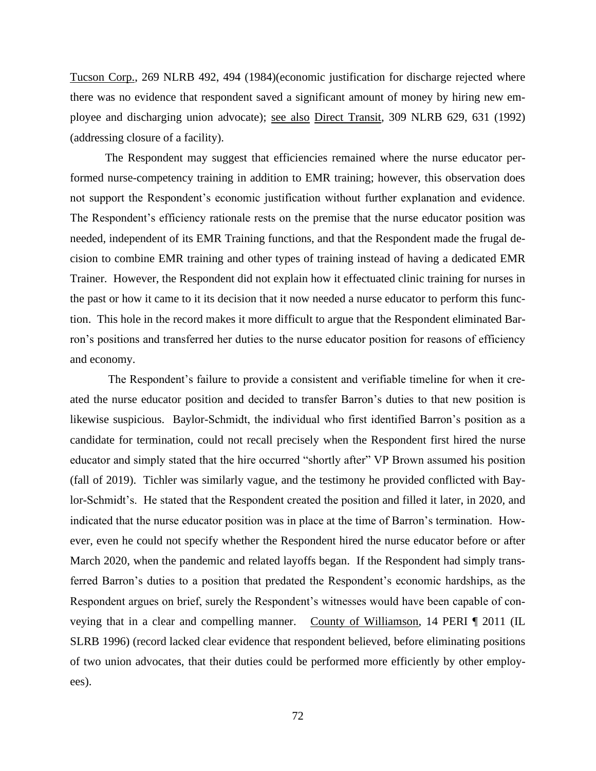Tucson Corp., 269 NLRB 492, 494 (1984)(economic justification for discharge rejected where there was no evidence that respondent saved a significant amount of money by hiring new employee and discharging union advocate); see also Direct Transit, 309 NLRB 629, 631 (1992) (addressing closure of a facility).

The Respondent may suggest that efficiencies remained where the nurse educator performed nurse-competency training in addition to EMR training; however, this observation does not support the Respondent's economic justification without further explanation and evidence. The Respondent's efficiency rationale rests on the premise that the nurse educator position was needed, independent of its EMR Training functions, and that the Respondent made the frugal decision to combine EMR training and other types of training instead of having a dedicated EMR Trainer. However, the Respondent did not explain how it effectuated clinic training for nurses in the past or how it came to it its decision that it now needed a nurse educator to perform this function. This hole in the record makes it more difficult to argue that the Respondent eliminated Barron's positions and transferred her duties to the nurse educator position for reasons of efficiency and economy.

The Respondent's failure to provide a consistent and verifiable timeline for when it created the nurse educator position and decided to transfer Barron's duties to that new position is likewise suspicious. Baylor-Schmidt, the individual who first identified Barron's position as a candidate for termination, could not recall precisely when the Respondent first hired the nurse educator and simply stated that the hire occurred "shortly after" VP Brown assumed his position (fall of 2019). Tichler was similarly vague, and the testimony he provided conflicted with Baylor-Schmidt's. He stated that the Respondent created the position and filled it later, in 2020, and indicated that the nurse educator position was in place at the time of Barron's termination. However, even he could not specify whether the Respondent hired the nurse educator before or after March 2020, when the pandemic and related layoffs began. If the Respondent had simply transferred Barron's duties to a position that predated the Respondent's economic hardships, as the Respondent argues on brief, surely the Respondent's witnesses would have been capable of conveying that in a clear and compelling manner. County of Williamson, 14 PERI ¶ 2011 (IL SLRB 1996) (record lacked clear evidence that respondent believed, before eliminating positions of two union advocates, that their duties could be performed more efficiently by other employees).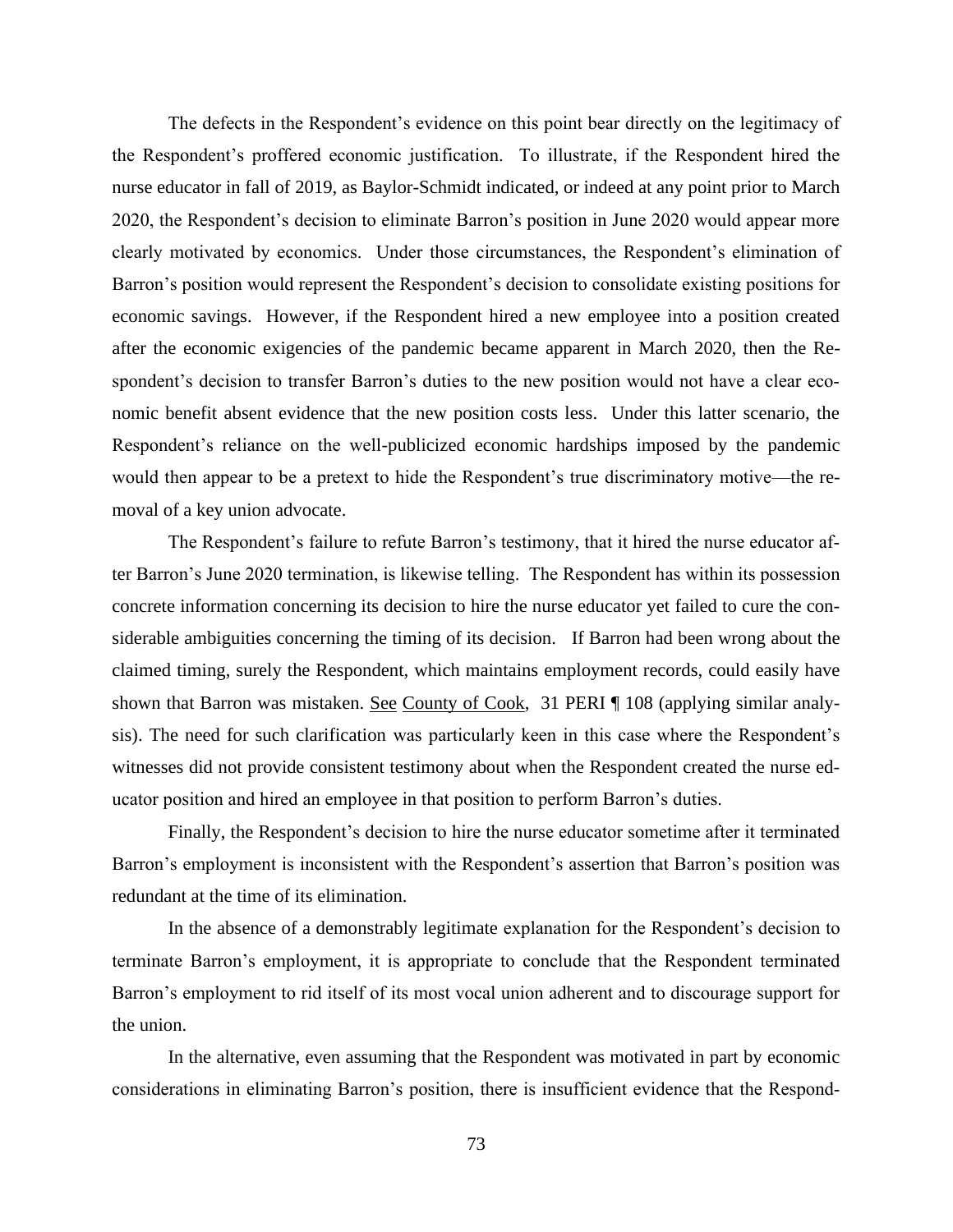The defects in the Respondent's evidence on this point bear directly on the legitimacy of the Respondent's proffered economic justification. To illustrate, if the Respondent hired the nurse educator in fall of 2019, as Baylor-Schmidt indicated, or indeed at any point prior to March 2020, the Respondent's decision to eliminate Barron's position in June 2020 would appear more clearly motivated by economics. Under those circumstances, the Respondent's elimination of Barron's position would represent the Respondent's decision to consolidate existing positions for economic savings. However, if the Respondent hired a new employee into a position created after the economic exigencies of the pandemic became apparent in March 2020, then the Respondent's decision to transfer Barron's duties to the new position would not have a clear economic benefit absent evidence that the new position costs less. Under this latter scenario, the Respondent's reliance on the well-publicized economic hardships imposed by the pandemic would then appear to be a pretext to hide the Respondent's true discriminatory motive—the removal of a key union advocate.

The Respondent's failure to refute Barron's testimony, that it hired the nurse educator after Barron's June 2020 termination, is likewise telling. The Respondent has within its possession concrete information concerning its decision to hire the nurse educator yet failed to cure the considerable ambiguities concerning the timing of its decision. If Barron had been wrong about the claimed timing, surely the Respondent, which maintains employment records, could easily have shown that Barron was mistaken. See County of Cook, 31 PERI ¶ 108 (applying similar analysis). The need for such clarification was particularly keen in this case where the Respondent's witnesses did not provide consistent testimony about when the Respondent created the nurse educator position and hired an employee in that position to perform Barron's duties.

Finally, the Respondent's decision to hire the nurse educator sometime after it terminated Barron's employment is inconsistent with the Respondent's assertion that Barron's position was redundant at the time of its elimination.

In the absence of a demonstrably legitimate explanation for the Respondent's decision to terminate Barron's employment, it is appropriate to conclude that the Respondent terminated Barron's employment to rid itself of its most vocal union adherent and to discourage support for the union.

In the alternative, even assuming that the Respondent was motivated in part by economic considerations in eliminating Barron's position, there is insufficient evidence that the Respond-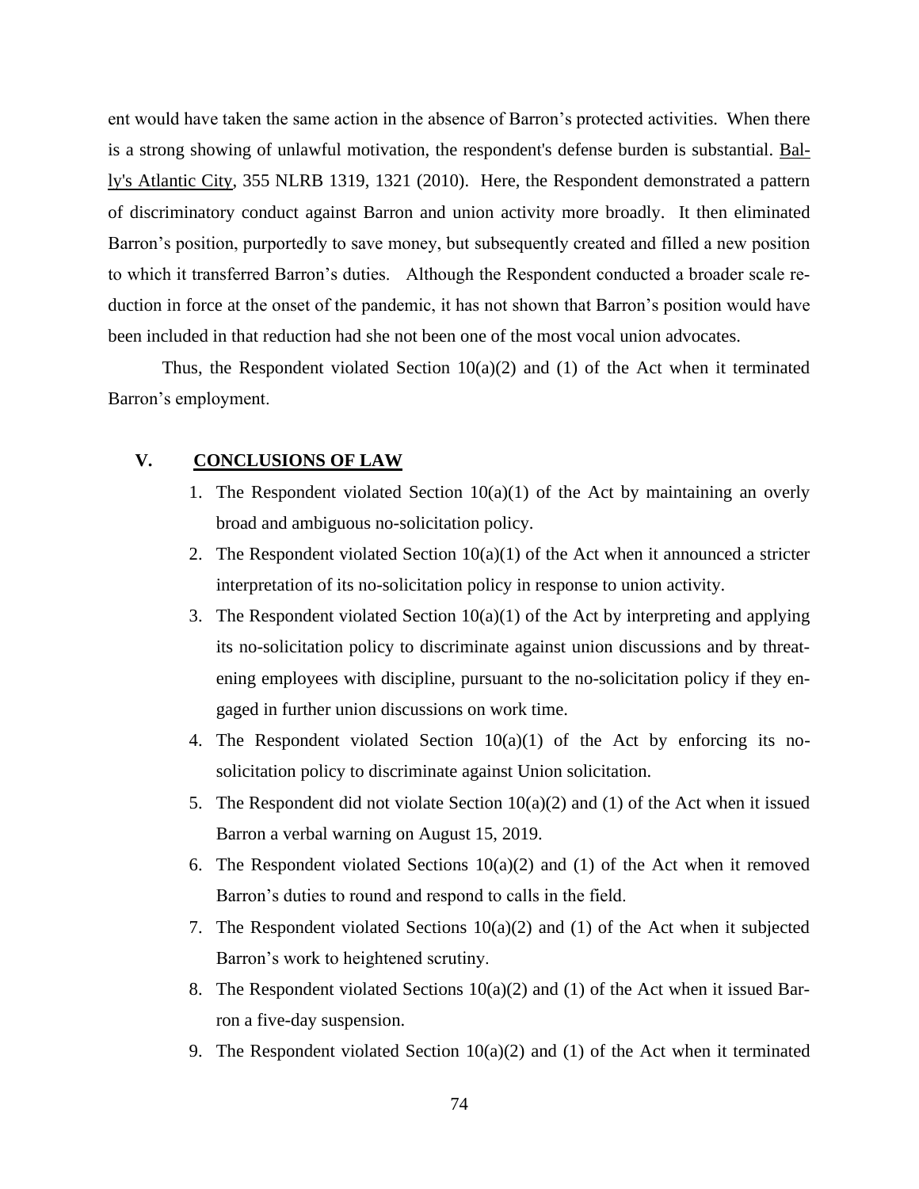ent would have taken the same action in the absence of Barron's protected activities. When there is a strong showing of unlawful motivation, the respondent's defense burden is substantial. Bally's Atlantic City, 355 NLRB 1319, 1321 (2010). Here, the Respondent demonstrated a pattern of discriminatory conduct against Barron and union activity more broadly. It then eliminated Barron's position, purportedly to save money, but subsequently created and filled a new position to which it transferred Barron's duties. Although the Respondent conducted a broader scale reduction in force at the onset of the pandemic, it has not shown that Barron's position would have been included in that reduction had she not been one of the most vocal union advocates.

Thus, the Respondent violated Section 10(a)(2) and (1) of the Act when it terminated Barron's employment.

## V. CONCLUSIONS OF LAW

1. The Respondent violated Section 10(a)(1) of the Act by maintaining an overly broad and ambiguous no-solicitation policy.
2. The Respondent violated Section 10(a)(1) of the Act when it announced a stricter interpretation of its no-solicitation policy in response to union activity.
3. The Respondent violated Section 10(a)(1) of the Act by interpreting and applying its no-solicitation policy to discriminate against union discussions and by threatening employees with discipline, pursuant to the no-solicitation policy if they engaged in further union discussions on work time.
4. The Respondent violated Section 10(a)(1) of the Act by enforcing its no-solicitation policy to discriminate against Union solicitation.
5. The Respondent did not violate Section 10(a)(2) and (1) of the Act when it issued Barron a verbal warning on August 15, 2019.
6. The Respondent violated Sections 10(a)(2) and (1) of the Act when it removed Barron's duties to round and respond to calls in the field.
7. The Respondent violated Sections 10(a)(2) and (1) of the Act when it subjected Barron's work to heightened scrutiny.
8. The Respondent violated Sections 10(a)(2) and (1) of the Act when it issued Barron a five-day suspension.
9. The Respondent violated Section 10(a)(2) and (1) of the Act when it terminated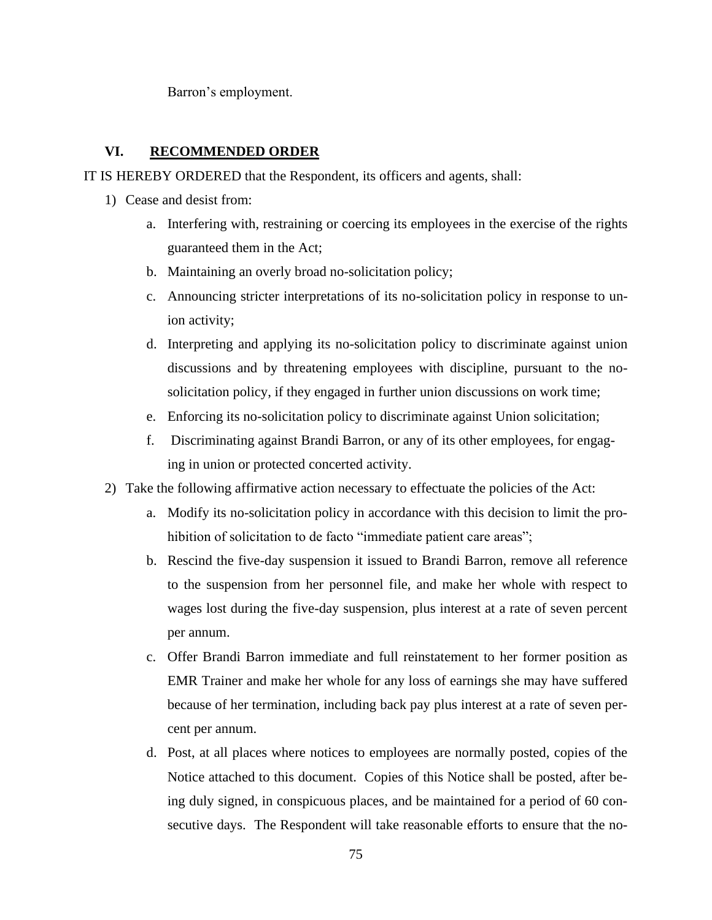Barron's employment.

## VI. RECOMMENDED ORDER

IT IS HEREBY ORDERED that the Respondent, its officers and agents, shall:

1) Cease and desist from:
   a. Interfering with, restraining or coercing its employees in the exercise of the rights guaranteed them in the Act;
   b. Maintaining an overly broad no-solicitation policy;
   c. Announcing stricter interpretations of its no-solicitation policy in response to union activity;
   d. Interpreting and applying its no-solicitation policy to discriminate against union discussions and by threatening employees with discipline, pursuant to the no-solicitation policy, if they engaged in further union discussions on work time;
   e. Enforcing its no-solicitation policy to discriminate against Union solicitation;
   f. Discriminating against Brandi Barron, or any of its other employees, for engaging in union or protected concerted activity.
2) Take the following affirmative action necessary to effectuate the policies of the Act:
   a. Modify its no-solicitation policy in accordance with this decision to limit the prohibition of solicitation to de facto "immediate patient care areas";
   b. Rescind the five-day suspension it issued to Brandi Barron, remove all reference to the suspension from her personnel file, and make her whole with respect to wages lost during the five-day suspension, plus interest at a rate of seven percent per annum.
   c. Offer Brandi Barron immediate and full reinstatement to her former position as EMR Trainer and make her whole for any loss of earnings she may have suffered because of her termination, including back pay plus interest at a rate of seven percent per annum.
   d. Post, at all places where notices to employees are normally posted, copies of the Notice attached to this document. Copies of this Notice shall be posted, after being duly signed, in conspicuous places, and be maintained for a period of 60 consecutive days. The Respondent will take reasonable efforts to ensure that the no-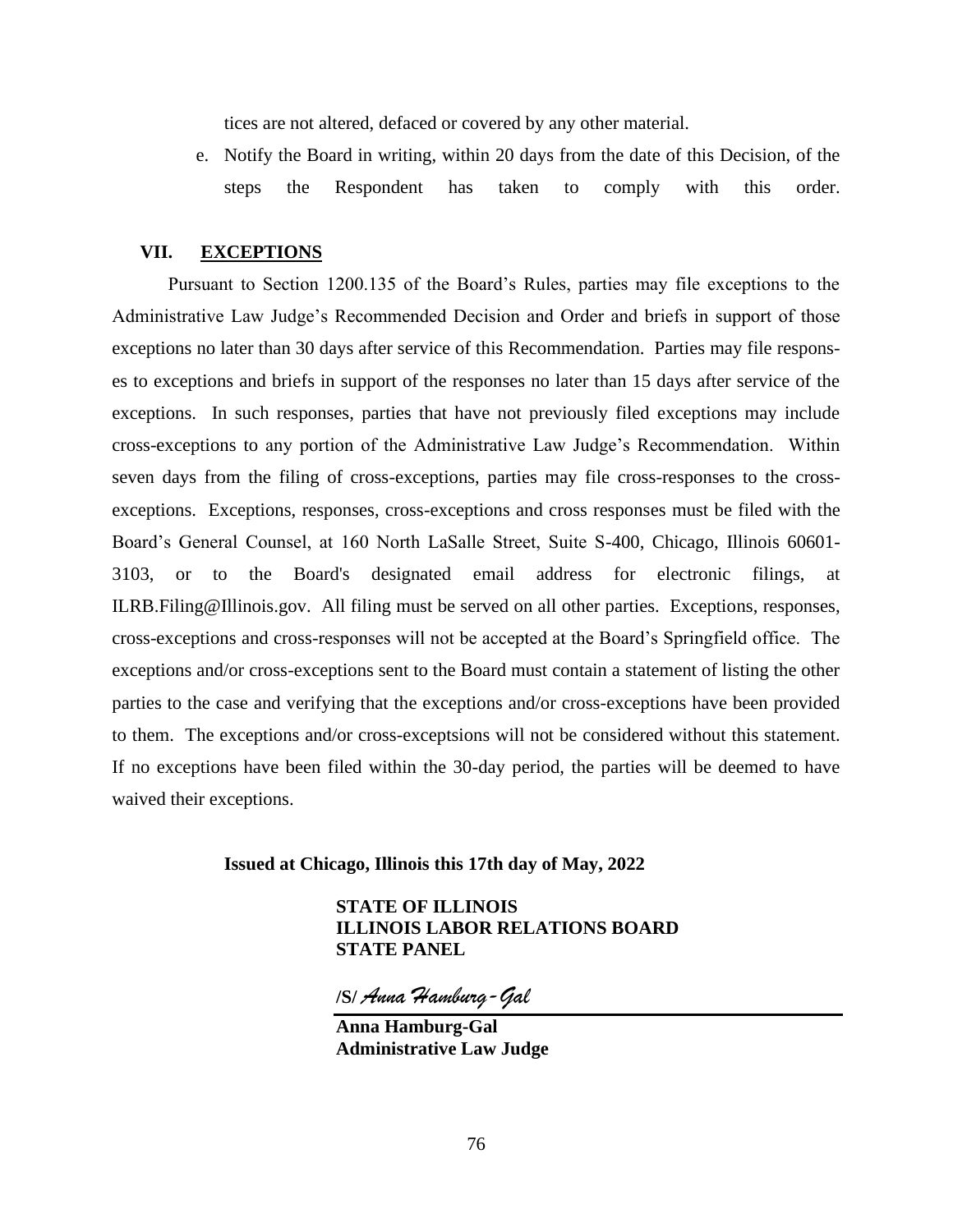tices are not altered, defaced or covered by any other material.

e. Notify the Board in writing, within 20 days from the date of this Decision, of the steps the Respondent has taken to comply with this order.

## VII. EXCEPTIONS

Pursuant to Section 1200.135 of the Board's Rules, parties may file exceptions to the Administrative Law Judge's Recommended Decision and Order and briefs in support of those exceptions no later than 30 days after service of this Recommendation. Parties may file responses to exceptions and briefs in support of the responses no later than 15 days after service of the exceptions. In such responses, parties that have not previously filed exceptions may include cross-exceptions to any portion of the Administrative Law Judge's Recommendation. Within seven days from the filing of cross-exceptions, parties may file cross-responses to the cross-exceptions. Exceptions, responses, cross-exceptions and cross responses must be filed with the Board's General Counsel, at 160 North LaSalle Street, Suite S-400, Chicago, Illinois 60601-3103, or to the Board's designated email address for electronic filings, at ILRB.Filing@Illinois.gov. All filing must be served on all other parties. Exceptions, responses, cross-exceptions and cross-responses will not be accepted at the Board's Springfield office. The exceptions and/or cross-exceptions sent to the Board must contain a statement of listing the other parties to the case and verifying that the exceptions and/or cross-exceptions have been provided to them. The exceptions and/or cross-exceptsions will not be considered without this statement. If no exceptions have been filed within the 30-day period, the parties will be deemed to have waived their exceptions.

**Issued at Chicago, Illinois this 17th day of May, 2022**

**STATE OF ILLINOIS**
**ILLINOIS LABOR RELATIONS BOARD**
**STATE PANEL**

**/S/** *Anna Hamburg-Gal*

**Anna Hamburg-Gal**
**Administrative Law Judge**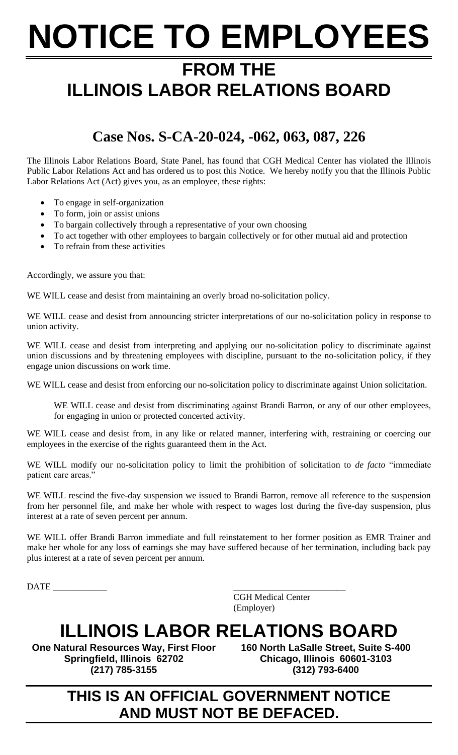# NOTICE TO EMPLOYEES

## FROM THE
## ILLINOIS LABOR RELATIONS BOARD

### Case Nos. S-CA-20-024, -062, 063, 087, 226

The Illinois Labor Relations Board, State Panel, has found that CGH Medical Center has violated the Illinois Public Labor Relations Act and has ordered us to post this Notice. We hereby notify you that the Illinois Public Labor Relations Act (Act) gives you, as an employee, these rights:

- To engage in self-organization
- To form, join or assist unions
- To bargain collectively through a representative of your own choosing
- To act together with other employees to bargain collectively or for other mutual aid and protection
- To refrain from these activities

Accordingly, we assure you that:

WE WILL cease and desist from maintaining an overly broad no-solicitation policy.

WE WILL cease and desist from announcing stricter interpretations of our no-solicitation policy in response to union activity.

WE WILL cease and desist from interpreting and applying our no-solicitation policy to discriminate against union discussions and by threatening employees with discipline, pursuant to the no-solicitation policy, if they engage union discussions on work time.

WE WILL cease and desist from enforcing our no-solicitation policy to discriminate against Union solicitation.

WE WILL cease and desist from discriminating against Brandi Barron, or any of our other employees, for engaging in union or protected concerted activity.

WE WILL cease and desist from, in any like or related manner, interfering with, restraining or coercing our employees in the exercise of the rights guaranteed them in the Act.

WE WILL modify our no-solicitation policy to limit the prohibition of solicitation to *de facto* "immediate patient care areas."

WE WILL rescind the five-day suspension we issued to Brandi Barron, remove all reference to the suspension from her personnel file, and make her whole with respect to wages lost during the five-day suspension, plus interest at a rate of seven percent per annum.

WE WILL offer Brandi Barron immediate and full reinstatement to her former position as EMR Trainer and make her whole for any loss of earnings she may have suffered because of her termination, including back pay plus interest at a rate of seven percent per annum.

DATE ____________

_________________________
CGH Medical Center
(Employer)

# ILLINOIS LABOR RELATIONS BOARD

**One Natural Resources Way, First Floor**
**Springfield, Illinois 62702**
**(217) 785-3155**

**160 North LaSalle Street, Suite S-400**
**Chicago, Illinois 60601-3103**
**(312) 793-6400**

## THIS IS AN OFFICIAL GOVERNMENT NOTICE AND MUST NOT BE DEFACED.